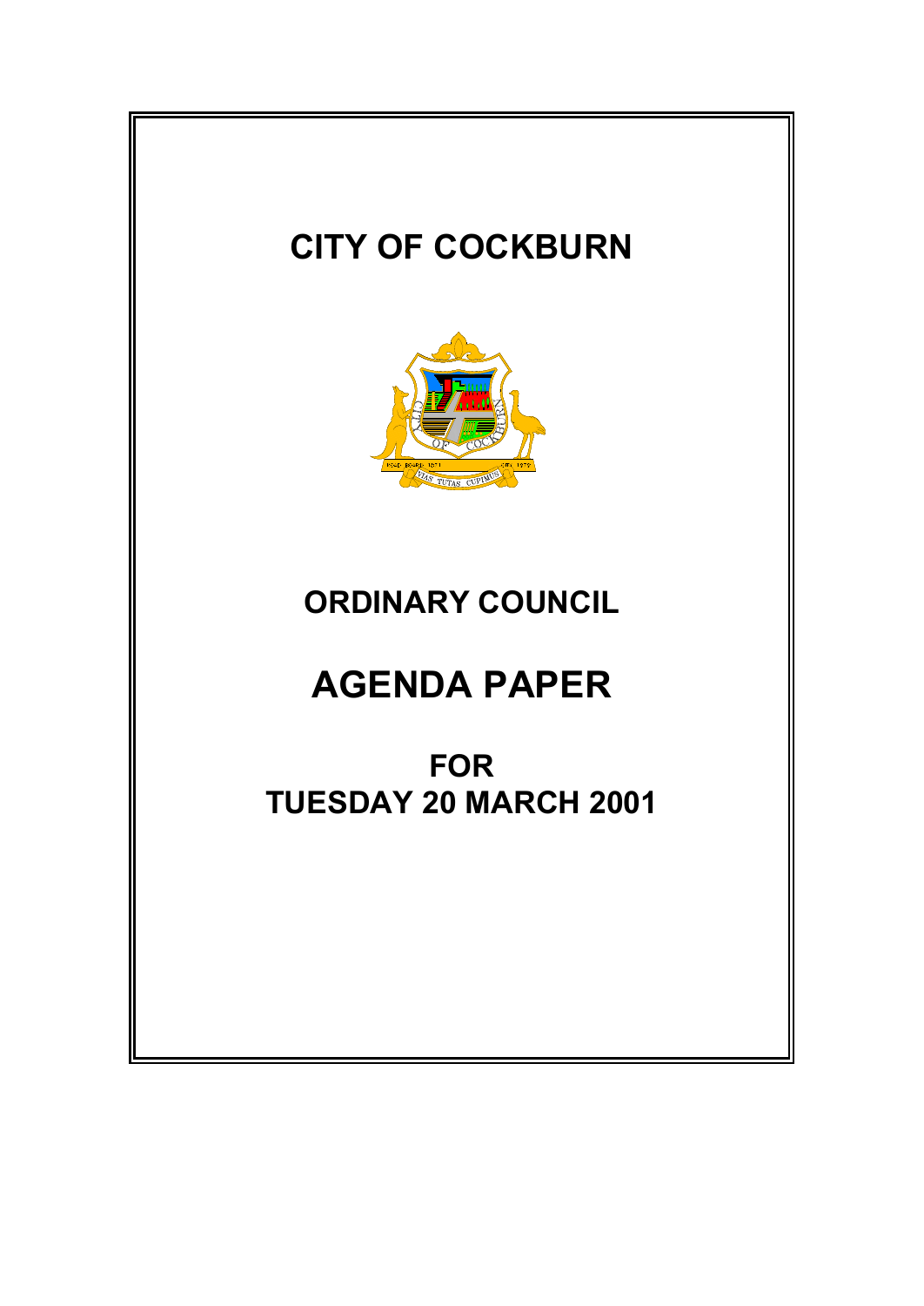# CITY OF COCKBURN

## ORDINARY COUNCIL

# AGENDA PAPER

## FOR
## TUESDAY 20 MARCH 2001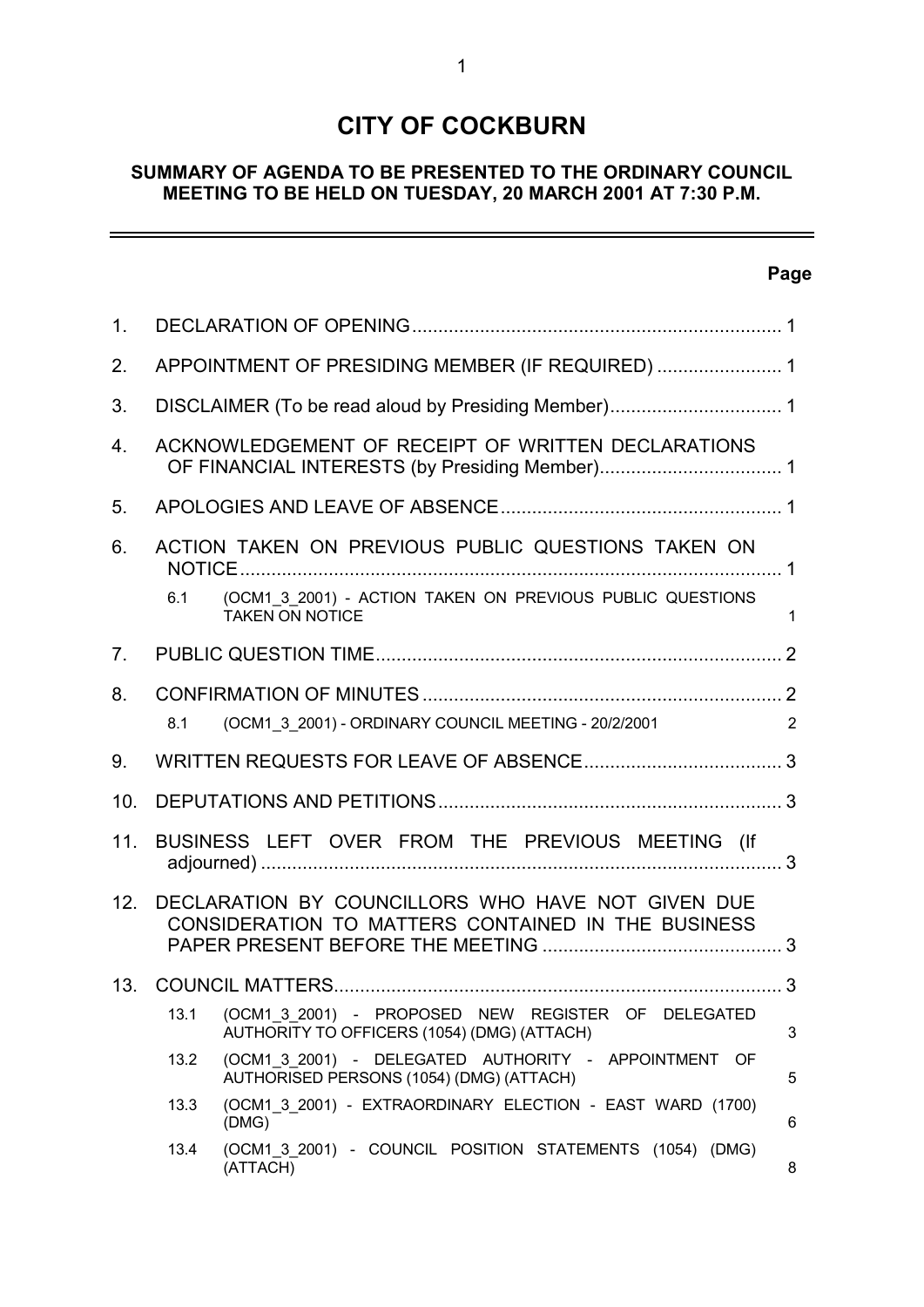# CITY OF COCKBURN

## SUMMARY OF AGENDA TO BE PRESENTED TO THE ORDINARY COUNCIL MEETING TO BE HELD ON TUESDAY, 20 MARCH 2001 AT 7:30 P.M.

| | | | Page |
|---|---|---|---|
| 1. | DECLARATION OF OPENING | | 1 |
| 2. | APPOINTMENT OF PRESIDING MEMBER (IF REQUIRED) | | 1 |
| 3. | DISCLAIMER (To be read aloud by Presiding Member) | | 1 |
| 4. | ACKNOWLEDGEMENT OF RECEIPT OF WRITTEN DECLARATIONS OF FINANCIAL INTERESTS (by Presiding Member) | | 1 |
| 5. | APOLOGIES AND LEAVE OF ABSENCE | | 1 |
| 6. | ACTION TAKEN ON PREVIOUS PUBLIC QUESTIONS TAKEN ON NOTICE | | 1 |
| | 6.1 | (OCM1_3_2001) - ACTION TAKEN ON PREVIOUS PUBLIC QUESTIONS TAKEN ON NOTICE | 1 |
| 7. | PUBLIC QUESTION TIME | | 2 |
| 8. | CONFIRMATION OF MINUTES | | 2 |
| | 8.1 | (OCM1_3_2001) - ORDINARY COUNCIL MEETING - 20/2/2001 | 2 |
| 9. | WRITTEN REQUESTS FOR LEAVE OF ABSENCE | | 3 |
| 10. | DEPUTATIONS AND PETITIONS | | 3 |
| 11. | BUSINESS LEFT OVER FROM THE PREVIOUS MEETING (If adjourned) | | 3 |
| 12. | DECLARATION BY COUNCILLORS WHO HAVE NOT GIVEN DUE CONSIDERATION TO MATTERS CONTAINED IN THE BUSINESS PAPER PRESENT BEFORE THE MEETING | | 3 |
| 13. | COUNCIL MATTERS | | 3 |
| | 13.1 | (OCM1_3_2001) - PROPOSED NEW REGISTER OF DELEGATED AUTHORITY TO OFFICERS (1054) (DMG) (ATTACH) | 3 |
| | 13.2 | (OCM1_3_2001) - DELEGATED AUTHORITY - APPOINTMENT OF AUTHORISED PERSONS (1054) (DMG) (ATTACH) | 5 |
| | 13.3 | (OCM1_3_2001) - EXTRAORDINARY ELECTION - EAST WARD (1700) (DMG) | 6 |
| | 13.4 | (OCM1_3_2001) - COUNCIL POSITION STATEMENTS (1054) (DMG) (ATTACH) | 8 |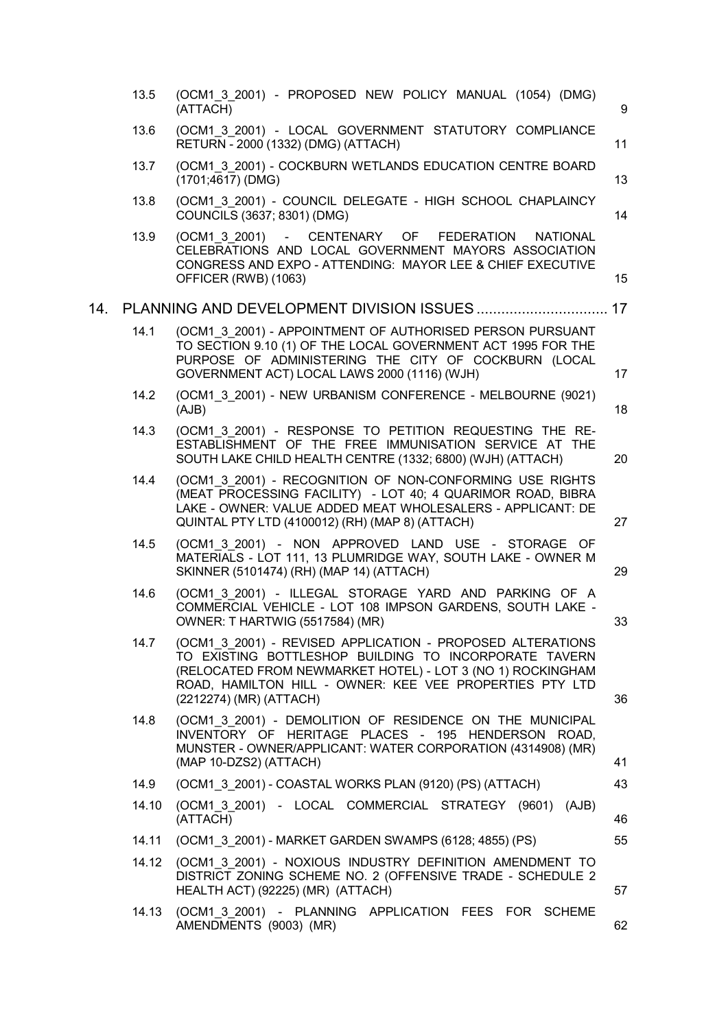| | | |
|---|---|---|
| 13.5 | (OCM1_3_2001) - PROPOSED NEW POLICY MANUAL (1054) (DMG) (ATTACH) | 9 |
| 13.6 | (OCM1_3_2001) - LOCAL GOVERNMENT STATUTORY COMPLIANCE RETURN - 2000 (1332) (DMG) (ATTACH) | 11 |
| 13.7 | (OCM1_3_2001) - COCKBURN WETLANDS EDUCATION CENTRE BOARD (1701;4617) (DMG) | 13 |
| 13.8 | (OCM1_3_2001) - COUNCIL DELEGATE - HIGH SCHOOL CHAPLAINCY COUNCILS (3637; 8301) (DMG) | 14 |
| 13.9 | (OCM1_3_2001) - CENTENARY OF FEDERATION NATIONAL CELEBRATIONS AND LOCAL GOVERNMENT MAYORS ASSOCIATION CONGRESS AND EXPO - ATTENDING: MAYOR LEE & CHIEF EXECUTIVE OFFICER (RWB) (1063) | 15 |

## 14. PLANNING AND DEVELOPMENT DIVISION ISSUES ................................ 17

| | | |
|---|---|---|
| 14.1 | (OCM1_3_2001) - APPOINTMENT OF AUTHORISED PERSON PURSUANT TO SECTION 9.10 (1) OF THE LOCAL GOVERNMENT ACT 1995 FOR THE PURPOSE OF ADMINISTERING THE CITY OF COCKBURN (LOCAL GOVERNMENT ACT) LOCAL LAWS 2000 (1116) (WJH) | 17 |
| 14.2 | (OCM1_3_2001) - NEW URBANISM CONFERENCE - MELBOURNE (9021) (AJB) | 18 |
| 14.3 | (OCM1_3_2001) - RESPONSE TO PETITION REQUESTING THE RE-ESTABLISHMENT OF THE FREE IMMUNISATION SERVICE AT THE SOUTH LAKE CHILD HEALTH CENTRE (1332; 6800) (WJH) (ATTACH) | 20 |
| 14.4 | (OCM1_3_2001) - RECOGNITION OF NON-CONFORMING USE RIGHTS (MEAT PROCESSING FACILITY) - LOT 40; 4 QUARIMOR ROAD, BIBRA LAKE - OWNER: VALUE ADDED MEAT WHOLESALERS - APPLICANT: DE QUINTAL PTY LTD (4100012) (RH) (MAP 8) (ATTACH) | 27 |
| 14.5 | (OCM1_3_2001) - NON APPROVED LAND USE - STORAGE OF MATERIALS - LOT 111, 13 PLUMRIDGE WAY, SOUTH LAKE - OWNER M SKINNER (5101474) (RH) (MAP 14) (ATTACH) | 29 |
| 14.6 | (OCM1_3_2001) - ILLEGAL STORAGE YARD AND PARKING OF A COMMERCIAL VEHICLE - LOT 108 IMPSON GARDENS, SOUTH LAKE - OWNER: T HARTWIG (5517584) (MR) | 33 |
| 14.7 | (OCM1_3_2001) - REVISED APPLICATION - PROPOSED ALTERATIONS TO EXISTING BOTTLESHOP BUILDING TO INCORPORATE TAVERN (RELOCATED FROM NEWMARKET HOTEL) - LOT 3 (NO 1) ROCKINGHAM ROAD, HAMILTON HILL - OWNER: KEE VEE PROPERTIES PTY LTD (2212274) (MR) (ATTACH) | 36 |
| 14.8 | (OCM1_3_2001) - DEMOLITION OF RESIDENCE ON THE MUNICIPAL INVENTORY OF HERITAGE PLACES - 195 HENDERSON ROAD, MUNSTER - OWNER/APPLICANT: WATER CORPORATION (4314908) (MR) (MAP 10-DZS2) (ATTACH) | 41 |
| 14.9 | (OCM1_3_2001) - COASTAL WORKS PLAN (9120) (PS) (ATTACH) | 43 |
| 14.10 | (OCM1_3_2001) - LOCAL COMMERCIAL STRATEGY (9601) (AJB) (ATTACH) | 46 |
| 14.11 | (OCM1_3_2001) - MARKET GARDEN SWAMPS (6128; 4855) (PS) | 55 |
| 14.12 | (OCM1_3_2001) - NOXIOUS INDUSTRY DEFINITION AMENDMENT TO DISTRICT ZONING SCHEME NO. 2 (OFFENSIVE TRADE - SCHEDULE 2 HEALTH ACT) (92225) (MR) (ATTACH) | 57 |
| 14.13 | (OCM1_3_2001) - PLANNING APPLICATION FEES FOR SCHEME AMENDMENTS (9003) (MR) | 62 |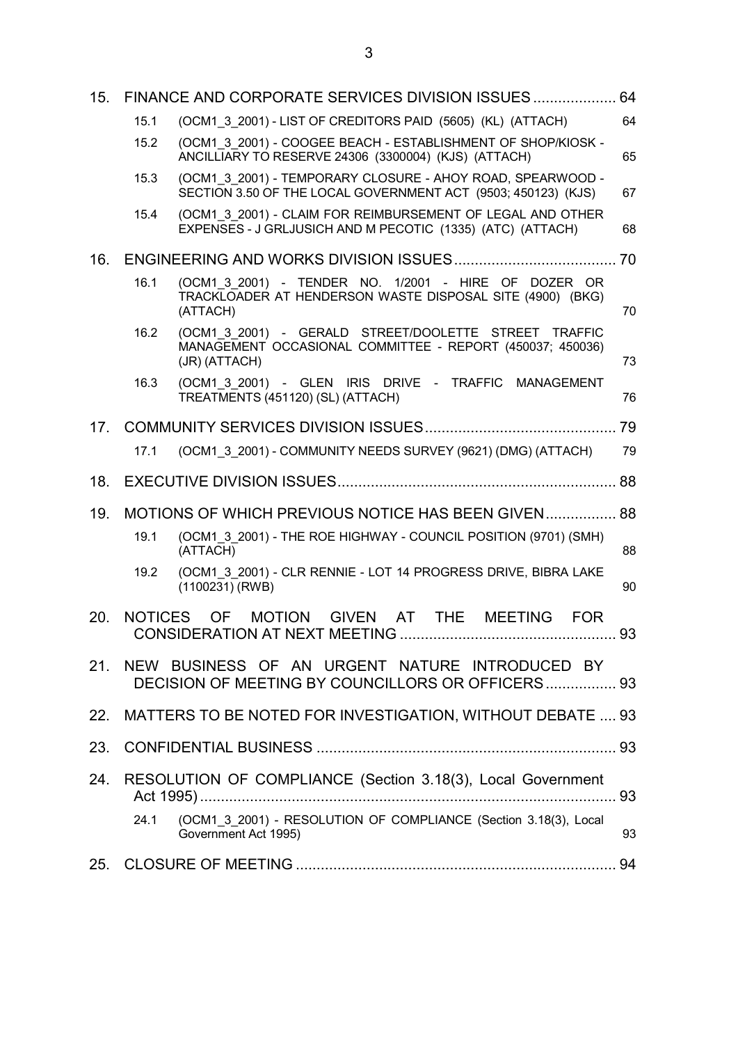| | | | |
|---|---|---|---|
| 15. | FINANCE AND CORPORATE SERVICES DIVISION ISSUES | | 64 |
| | 15.1 | (OCM1_3_2001) - LIST OF CREDITORS PAID (5605) (KL) (ATTACH) | 64 |
| | 15.2 | (OCM1_3_2001) - COOGEE BEACH - ESTABLISHMENT OF SHOP/KIOSK - ANCILLIARY TO RESERVE 24306 (3300004) (KJS) (ATTACH) | 65 |
| | 15.3 | (OCM1_3_2001) - TEMPORARY CLOSURE - AHOY ROAD, SPEARWOOD - SECTION 3.50 OF THE LOCAL GOVERNMENT ACT (9503; 450123) (KJS) | 67 |
| | 15.4 | (OCM1_3_2001) - CLAIM FOR REIMBURSEMENT OF LEGAL AND OTHER EXPENSES - J GRLJUSICH AND M PECOTIC (1335) (ATC) (ATTACH) | 68 |
| 16. | ENGINEERING AND WORKS DIVISION ISSUES | | 70 |
| | 16.1 | (OCM1_3_2001) - TENDER NO. 1/2001 - HIRE OF DOZER OR TRACKLOADER AT HENDERSON WASTE DISPOSAL SITE (4900) (BKG) (ATTACH) | 70 |
| | 16.2 | (OCM1_3_2001) - GERALD STREET/DOOLETTE STREET TRAFFIC MANAGEMENT OCCASIONAL COMMITTEE - REPORT (450037; 450036) (JR) (ATTACH) | 73 |
| | 16.3 | (OCM1_3_2001) - GLEN IRIS DRIVE - TRAFFIC MANAGEMENT TREATMENTS (451120) (SL) (ATTACH) | 76 |
| 17. | COMMUNITY SERVICES DIVISION ISSUES | | 79 |
| | 17.1 | (OCM1_3_2001) - COMMUNITY NEEDS SURVEY (9621) (DMG) (ATTACH) | 79 |
| 18. | EXECUTIVE DIVISION ISSUES | | 88 |
| 19. | MOTIONS OF WHICH PREVIOUS NOTICE HAS BEEN GIVEN | | 88 |
| | 19.1 | (OCM1_3_2001) - THE ROE HIGHWAY - COUNCIL POSITION (9701) (SMH) (ATTACH) | 88 |
| | 19.2 | (OCM1_3_2001) - CLR RENNIE - LOT 14 PROGRESS DRIVE, BIBRA LAKE (1100231) (RWB) | 90 |
| 20. | NOTICES OF MOTION GIVEN AT THE MEETING FOR CONSIDERATION AT NEXT MEETING | | 93 |
| 21. | NEW BUSINESS OF AN URGENT NATURE INTRODUCED BY DECISION OF MEETING BY COUNCILLORS OR OFFICERS | | 93 |
| 22. | MATTERS TO BE NOTED FOR INVESTIGATION, WITHOUT DEBATE | | 93 |
| 23. | CONFIDENTIAL BUSINESS | | 93 |
| 24. | RESOLUTION OF COMPLIANCE (Section 3.18(3), Local Government Act 1995) | | 93 |
| | 24.1 | (OCM1_3_2001) - RESOLUTION OF COMPLIANCE (Section 3.18(3), Local Government Act 1995) | 93 |
| 25. | CLOSURE OF MEETING | | 94 |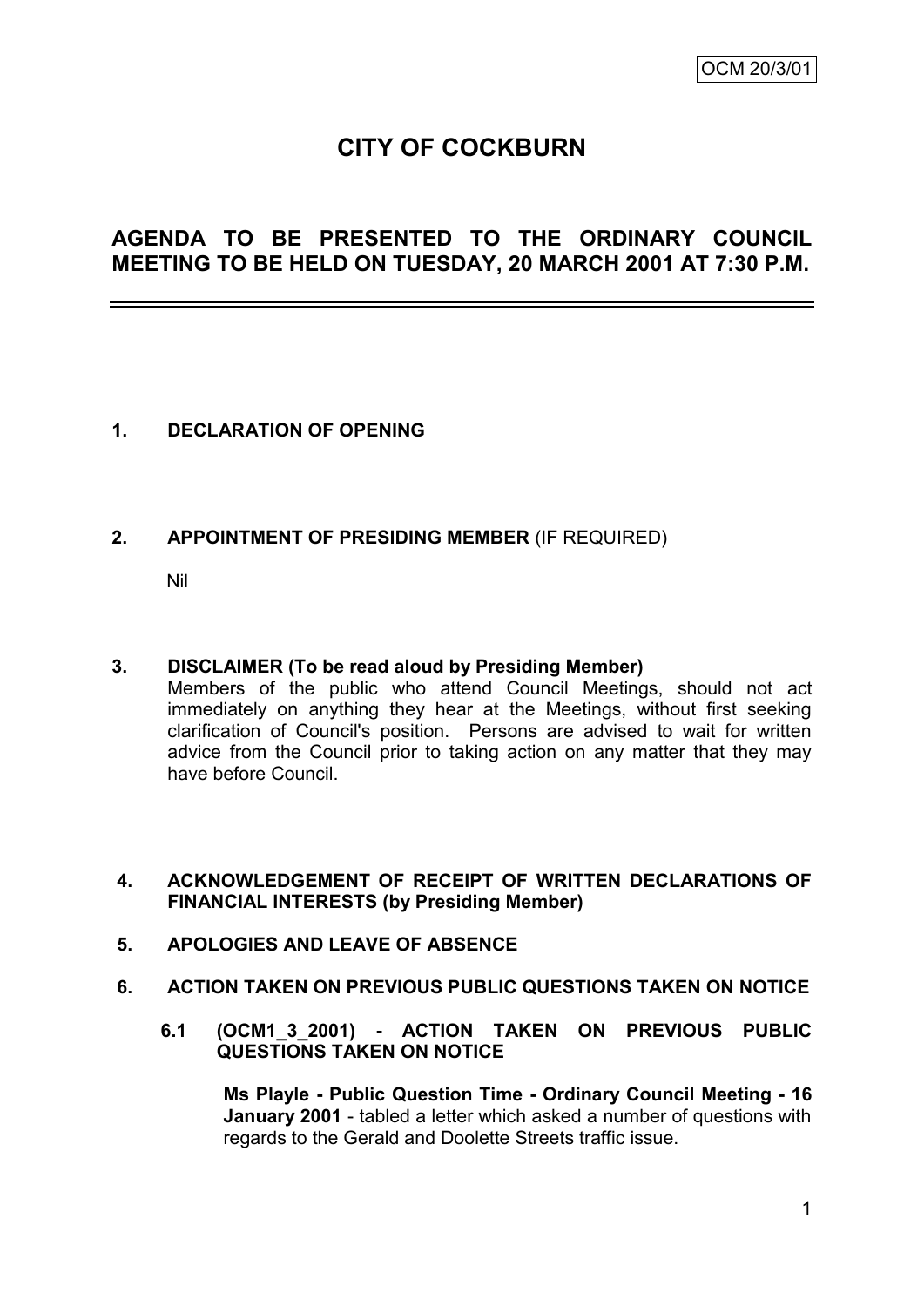OCM 20/3/01

# CITY OF COCKBURN

## AGENDA TO BE PRESENTED TO THE ORDINARY COUNCIL MEETING TO BE HELD ON TUESDAY, 20 MARCH 2001 AT 7:30 P.M.

---

**1. DECLARATION OF OPENING**

**2. APPOINTMENT OF PRESIDING MEMBER** (IF REQUIRED)

Nil

**3. DISCLAIMER (To be read aloud by Presiding Member)**

Members of the public who attend Council Meetings, should not act immediately on anything they hear at the Meetings, without first seeking clarification of Council's position. Persons are advised to wait for written advice from the Council prior to taking action on any matter that they may have before Council.

**4. ACKNOWLEDGEMENT OF RECEIPT OF WRITTEN DECLARATIONS OF FINANCIAL INTERESTS (by Presiding Member)**

**5. APOLOGIES AND LEAVE OF ABSENCE**

**6. ACTION TAKEN ON PREVIOUS PUBLIC QUESTIONS TAKEN ON NOTICE**

**6.1 (OCM1_3_2001) - ACTION TAKEN ON PREVIOUS PUBLIC QUESTIONS TAKEN ON NOTICE**

**Ms Playle - Public Question Time - Ordinary Council Meeting - 16 January 2001** - tabled a letter which asked a number of questions with regards to the Gerald and Doolette Streets traffic issue.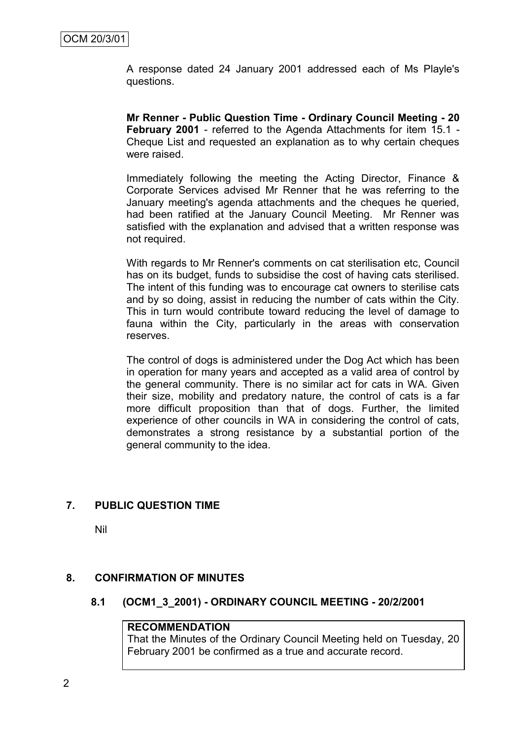A response dated 24 January 2001 addressed each of Ms Playle's questions.

**Mr Renner - Public Question Time - Ordinary Council Meeting - 20 February 2001** - referred to the Agenda Attachments for item 15.1 - Cheque List and requested an explanation as to why certain cheques were raised.

Immediately following the meeting the Acting Director, Finance & Corporate Services advised Mr Renner that he was referring to the January meeting's agenda attachments and the cheques he queried, had been ratified at the January Council Meeting. Mr Renner was satisfied with the explanation and advised that a written response was not required.

With regards to Mr Renner's comments on cat sterilisation etc, Council has on its budget, funds to subsidise the cost of having cats sterilised. The intent of this funding was to encourage cat owners to sterilise cats and by so doing, assist in reducing the number of cats within the City. This in turn would contribute toward reducing the level of damage to fauna within the City, particularly in the areas with conservation reserves.

The control of dogs is administered under the Dog Act which has been in operation for many years and accepted as a valid area of control by the general community. There is no similar act for cats in WA. Given their size, mobility and predatory nature, the control of cats is a far more difficult proposition than that of dogs. Further, the limited experience of other councils in WA in considering the control of cats, demonstrates a strong resistance by a substantial portion of the general community to the idea.

## 7. PUBLIC QUESTION TIME

Nil

## 8. CONFIRMATION OF MINUTES

### 8.1 (OCM1_3_2001) - ORDINARY COUNCIL MEETING - 20/2/2001

**RECOMMENDATION**
That the Minutes of the Ordinary Council Meeting held on Tuesday, 20 February 2001 be confirmed as a true and accurate record.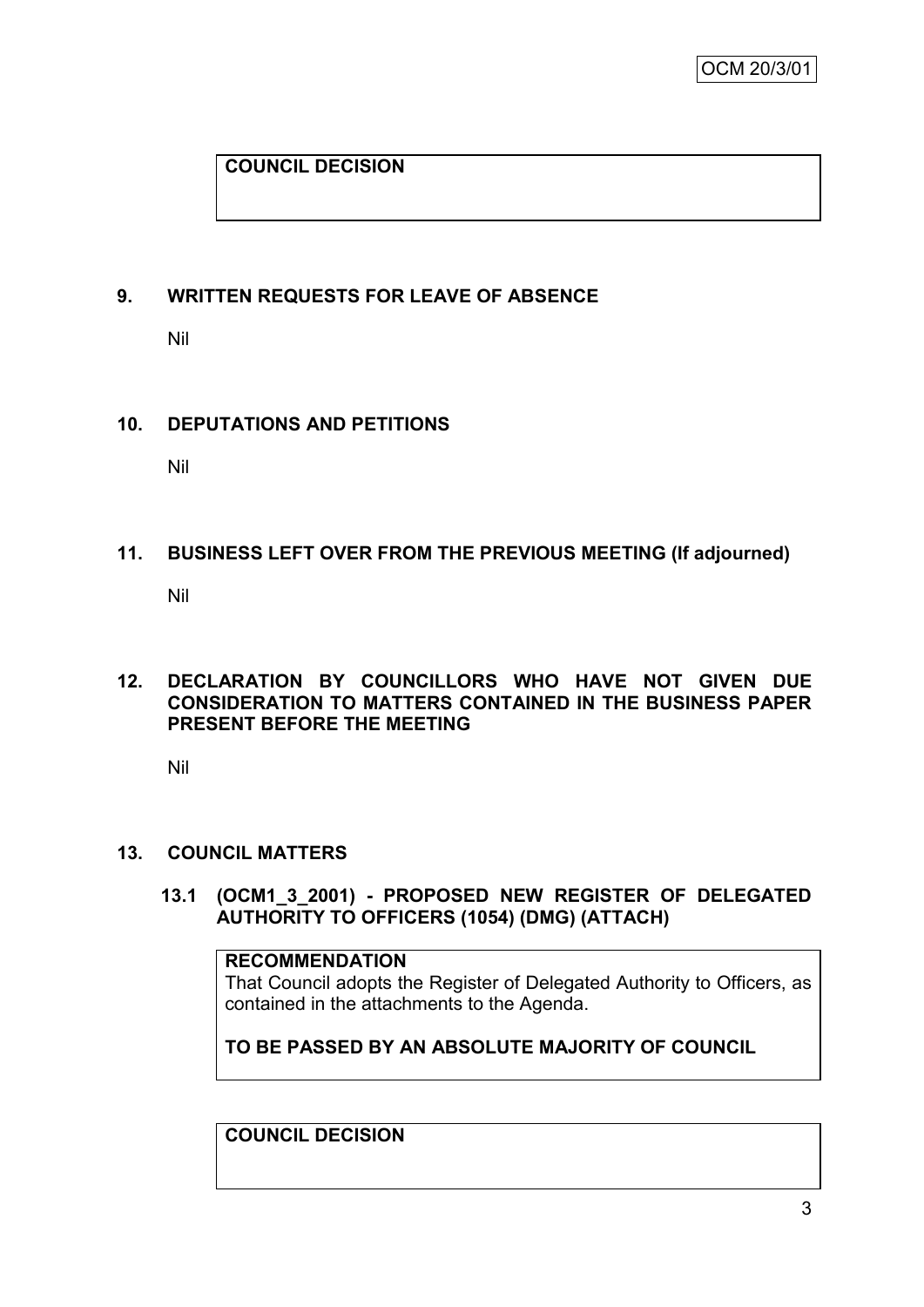**COUNCIL DECISION**

## 9. WRITTEN REQUESTS FOR LEAVE OF ABSENCE

Nil

## 10. DEPUTATIONS AND PETITIONS

Nil

## 11. BUSINESS LEFT OVER FROM THE PREVIOUS MEETING (If adjourned)

Nil

## 12. DECLARATION BY COUNCILLORS WHO HAVE NOT GIVEN DUE CONSIDERATION TO MATTERS CONTAINED IN THE BUSINESS PAPER PRESENT BEFORE THE MEETING

Nil

## 13. COUNCIL MATTERS

### 13.1 (OCM1_3_2001) - PROPOSED NEW REGISTER OF DELEGATED AUTHORITY TO OFFICERS (1054) (DMG) (ATTACH)

**RECOMMENDATION**

That Council adopts the Register of Delegated Authority to Officers, as contained in the attachments to the Agenda.

**TO BE PASSED BY AN ABSOLUTE MAJORITY OF COUNCIL**

**COUNCIL DECISION**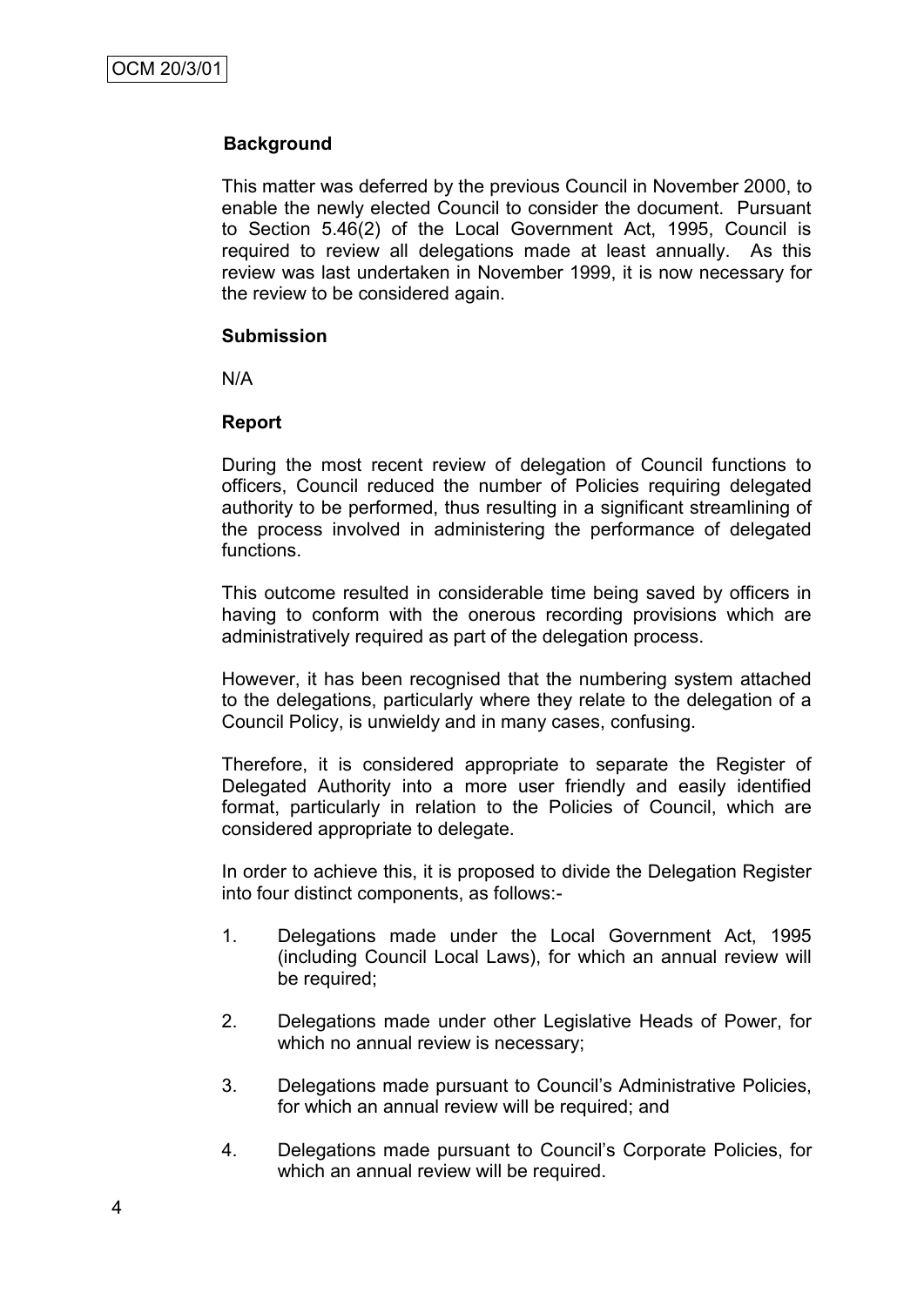## Background

This matter was deferred by the previous Council in November 2000, to enable the newly elected Council to consider the document. Pursuant to Section 5.46(2) of the Local Government Act, 1995, Council is required to review all delegations made at least annually. As this review was last undertaken in November 1999, it is now necessary for the review to be considered again.

## Submission

N/A

## Report

During the most recent review of delegation of Council functions to officers, Council reduced the number of Policies requiring delegated authority to be performed, thus resulting in a significant streamlining of the process involved in administering the performance of delegated functions.

This outcome resulted in considerable time being saved by officers in having to conform with the onerous recording provisions which are administratively required as part of the delegation process.

However, it has been recognised that the numbering system attached to the delegations, particularly where they relate to the delegation of a Council Policy, is unwieldy and in many cases, confusing.

Therefore, it is considered appropriate to separate the Register of Delegated Authority into a more user friendly and easily identified format, particularly in relation to the Policies of Council, which are considered appropriate to delegate.

In order to achieve this, it is proposed to divide the Delegation Register into four distinct components, as follows:-

1. Delegations made under the Local Government Act, 1995 (including Council Local Laws), for which an annual review will be required;
2. Delegations made under other Legislative Heads of Power, for which no annual review is necessary;
3. Delegations made pursuant to Council's Administrative Policies, for which an annual review will be required; and
4. Delegations made pursuant to Council's Corporate Policies, for which an annual review will be required.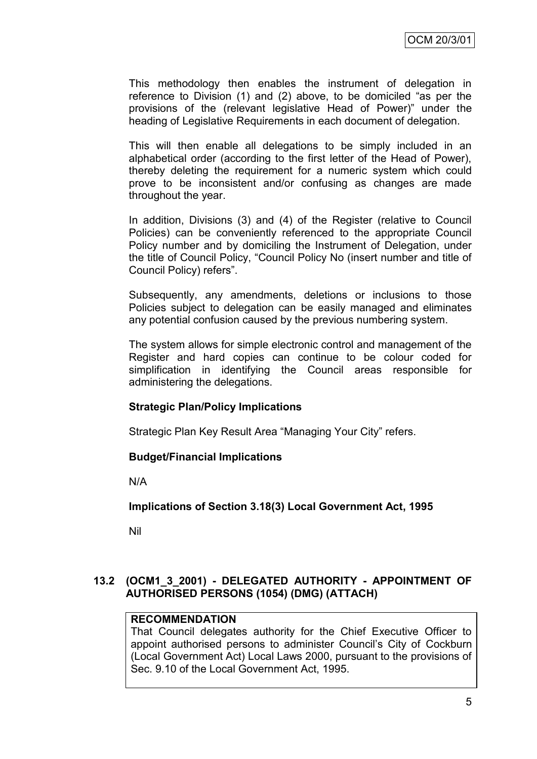This methodology then enables the instrument of delegation in reference to Division (1) and (2) above, to be domiciled "as per the provisions of the (relevant legislative Head of Power)" under the heading of Legislative Requirements in each document of delegation.

This will then enable all delegations to be simply included in an alphabetical order (according to the first letter of the Head of Power), thereby deleting the requirement for a numeric system which could prove to be inconsistent and/or confusing as changes are made throughout the year.

In addition, Divisions (3) and (4) of the Register (relative to Council Policies) can be conveniently referenced to the appropriate Council Policy number and by domiciling the Instrument of Delegation, under the title of Council Policy, "Council Policy No (insert number and title of Council Policy) refers".

Subsequently, any amendments, deletions or inclusions to those Policies subject to delegation can be easily managed and eliminates any potential confusion caused by the previous numbering system.

The system allows for simple electronic control and management of the Register and hard copies can continue to be colour coded for simplification in identifying the Council areas responsible for administering the delegations.

**Strategic Plan/Policy Implications**

Strategic Plan Key Result Area "Managing Your City" refers.

**Budget/Financial Implications**

N/A

**Implications of Section 3.18(3) Local Government Act, 1995**

Nil

### 13.2 (OCM1_3_2001) - DELEGATED AUTHORITY - APPOINTMENT OF AUTHORISED PERSONS (1054) (DMG) (ATTACH)

**RECOMMENDATION**
That Council delegates authority for the Chief Executive Officer to appoint authorised persons to administer Council's City of Cockburn (Local Government Act) Local Laws 2000, pursuant to the provisions of Sec. 9.10 of the Local Government Act, 1995.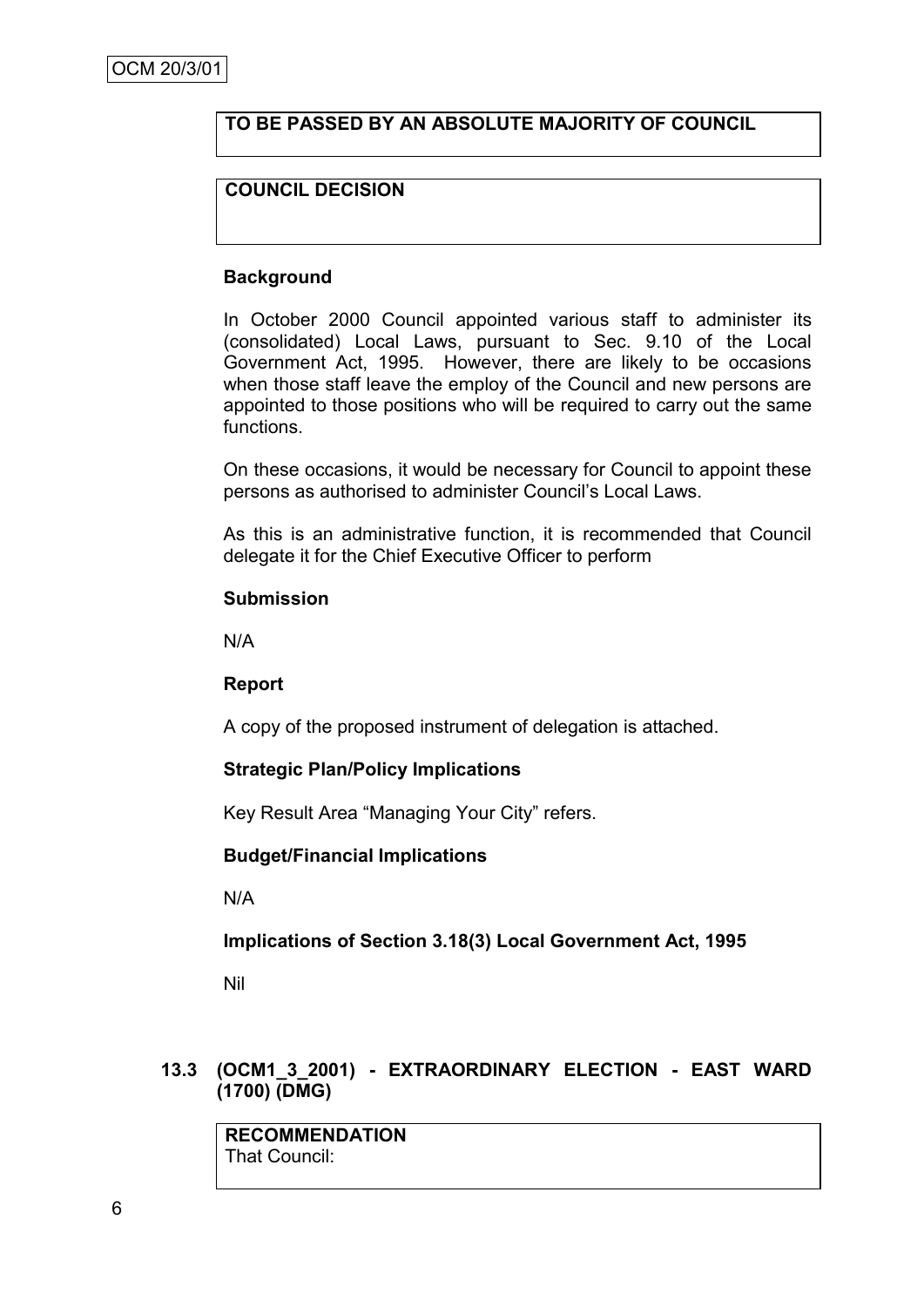**TO BE PASSED BY AN ABSOLUTE MAJORITY OF COUNCIL**

**COUNCIL DECISION**

**Background**

In October 2000 Council appointed various staff to administer its (consolidated) Local Laws, pursuant to Sec. 9.10 of the Local Government Act, 1995. However, there are likely to be occasions when those staff leave the employ of the Council and new persons are appointed to those positions who will be required to carry out the same functions.

On these occasions, it would be necessary for Council to appoint these persons as authorised to administer Council's Local Laws.

As this is an administrative function, it is recommended that Council delegate it for the Chief Executive Officer to perform

**Submission**

N/A

**Report**

A copy of the proposed instrument of delegation is attached.

**Strategic Plan/Policy Implications**

Key Result Area "Managing Your City" refers.

**Budget/Financial Implications**

N/A

**Implications of Section 3.18(3) Local Government Act, 1995**

Nil

### 13.3 (OCM1_3_2001) - EXTRAORDINARY ELECTION - EAST WARD (1700) (DMG)

**RECOMMENDATION**
That Council: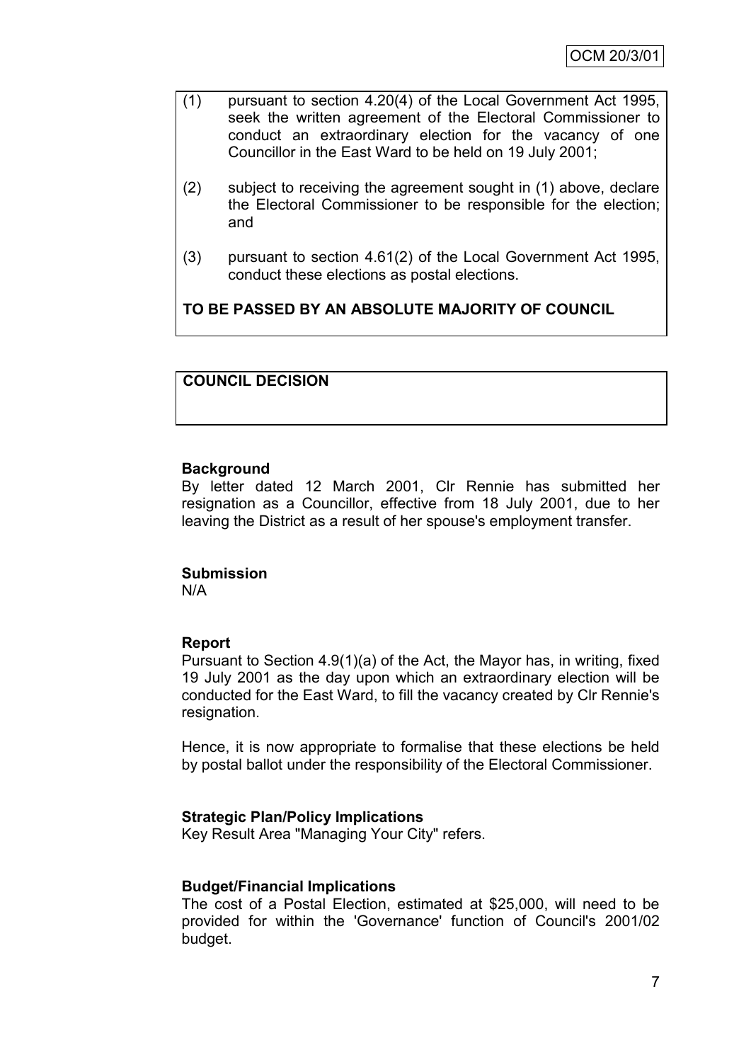OCM 20/3/01

(1) pursuant to section 4.20(4) of the Local Government Act 1995, seek the written agreement of the Electoral Commissioner to conduct an extraordinary election for the vacancy of one Councillor in the East Ward to be held on 19 July 2001;

(2) subject to receiving the agreement sought in (1) above, declare the Electoral Commissioner to be responsible for the election; and

(3) pursuant to section 4.61(2) of the Local Government Act 1995, conduct these elections as postal elections.

**TO BE PASSED BY AN ABSOLUTE MAJORITY OF COUNCIL**

**COUNCIL DECISION**

**Background**

By letter dated 12 March 2001, Clr Rennie has submitted her resignation as a Councillor, effective from 18 July 2001, due to her leaving the District as a result of her spouse's employment transfer.

**Submission**

N/A

**Report**

Pursuant to Section 4.9(1)(a) of the Act, the Mayor has, in writing, fixed 19 July 2001 as the day upon which an extraordinary election will be conducted for the East Ward, to fill the vacancy created by Clr Rennie's resignation.

Hence, it is now appropriate to formalise that these elections be held by postal ballot under the responsibility of the Electoral Commissioner.

**Strategic Plan/Policy Implications**

Key Result Area "Managing Your City" refers.

**Budget/Financial Implications**

The cost of a Postal Election, estimated at $25,000, will need to be provided for within the 'Governance' function of Council's 2001/02 budget.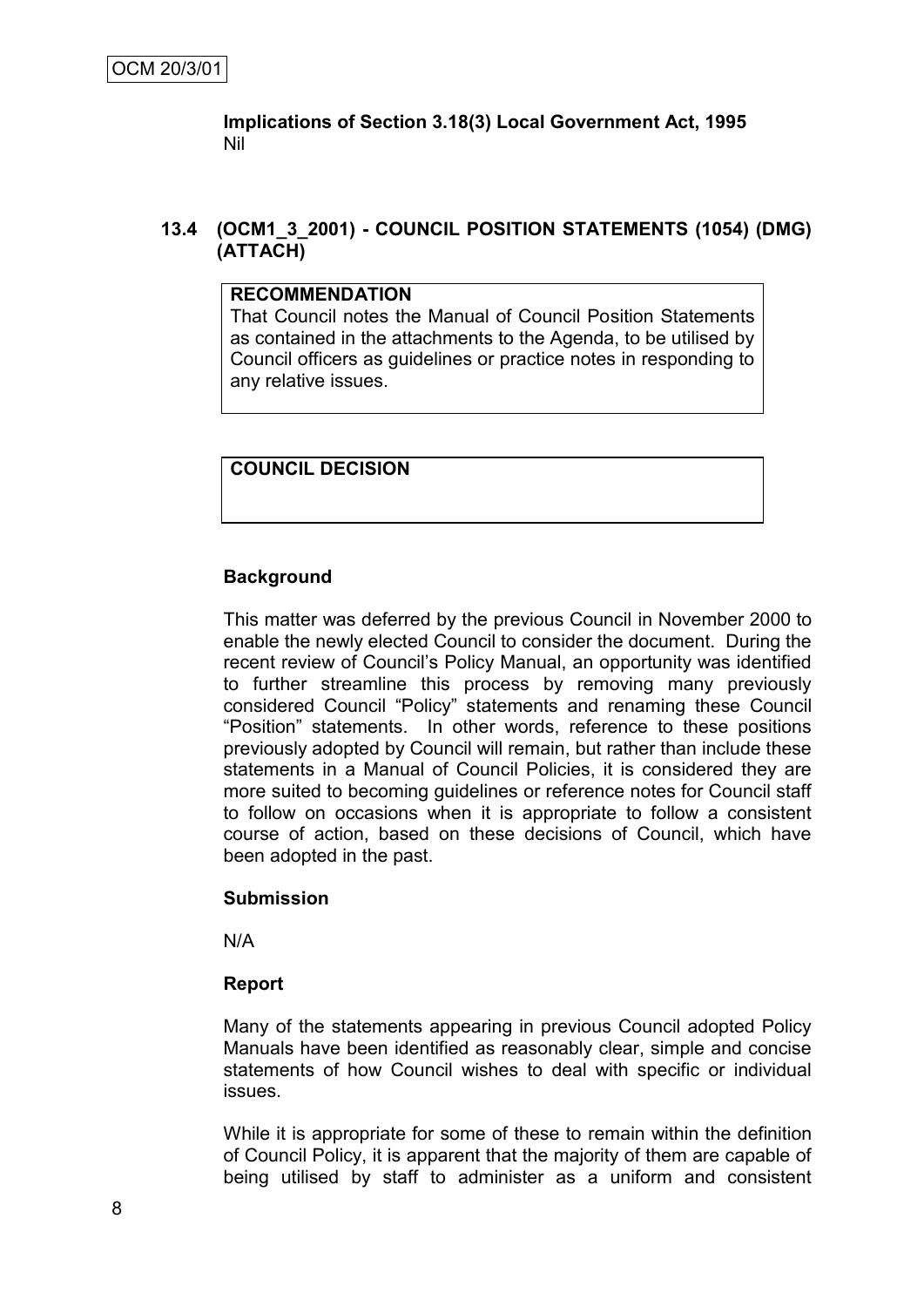**Implications of Section 3.18(3) Local Government Act, 1995**
Nil

### 13.4 (OCM1_3_2001) - COUNCIL POSITION STATEMENTS (1054) (DMG) (ATTACH)

| **RECOMMENDATION** |
|---|
| That Council notes the Manual of Council Position Statements as contained in the attachments to the Agenda, to be utilised by Council officers as guidelines or practice notes in responding to any relative issues. |

| **COUNCIL DECISION** |
|---|
| |

**Background**

This matter was deferred by the previous Council in November 2000 to enable the newly elected Council to consider the document. During the recent review of Council's Policy Manual, an opportunity was identified to further streamline this process by removing many previously considered Council "Policy" statements and renaming these Council "Position" statements. In other words, reference to these positions previously adopted by Council will remain, but rather than include these statements in a Manual of Council Policies, it is considered they are more suited to becoming guidelines or reference notes for Council staff to follow on occasions when it is appropriate to follow a consistent course of action, based on these decisions of Council, which have been adopted in the past.

**Submission**

N/A

**Report**

Many of the statements appearing in previous Council adopted Policy Manuals have been identified as reasonably clear, simple and concise statements of how Council wishes to deal with specific or individual issues.

While it is appropriate for some of these to remain within the definition of Council Policy, it is apparent that the majority of them are capable of being utilised by staff to administer as a uniform and consistent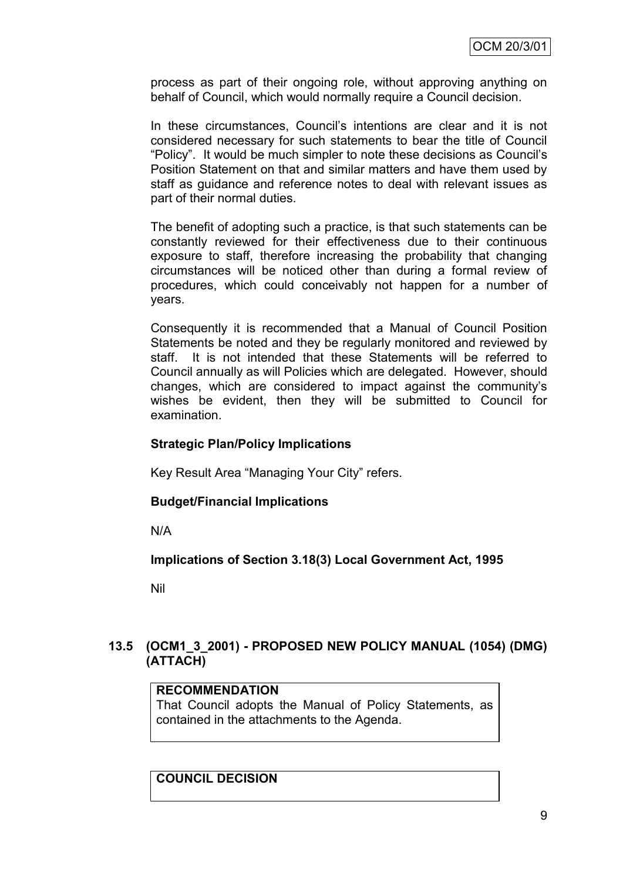process as part of their ongoing role, without approving anything on behalf of Council, which would normally require a Council decision.

In these circumstances, Council's intentions are clear and it is not considered necessary for such statements to bear the title of Council "Policy". It would be much simpler to note these decisions as Council's Position Statement on that and similar matters and have them used by staff as guidance and reference notes to deal with relevant issues as part of their normal duties.

The benefit of adopting such a practice, is that such statements can be constantly reviewed for their effectiveness due to their continuous exposure to staff, therefore increasing the probability that changing circumstances will be noticed other than during a formal review of procedures, which could conceivably not happen for a number of years.

Consequently it is recommended that a Manual of Council Position Statements be noted and they be regularly monitored and reviewed by staff. It is not intended that these Statements will be referred to Council annually as will Policies which are delegated. However, should changes, which are considered to impact against the community's wishes be evident, then they will be submitted to Council for examination.

**Strategic Plan/Policy Implications**

Key Result Area "Managing Your City" refers.

**Budget/Financial Implications**

N/A

**Implications of Section 3.18(3) Local Government Act, 1995**

Nil

## 13.5 (OCM1_3_2001) - PROPOSED NEW POLICY MANUAL (1054) (DMG) (ATTACH)

**RECOMMENDATION**

That Council adopts the Manual of Policy Statements, as contained in the attachments to the Agenda.

**COUNCIL DECISION**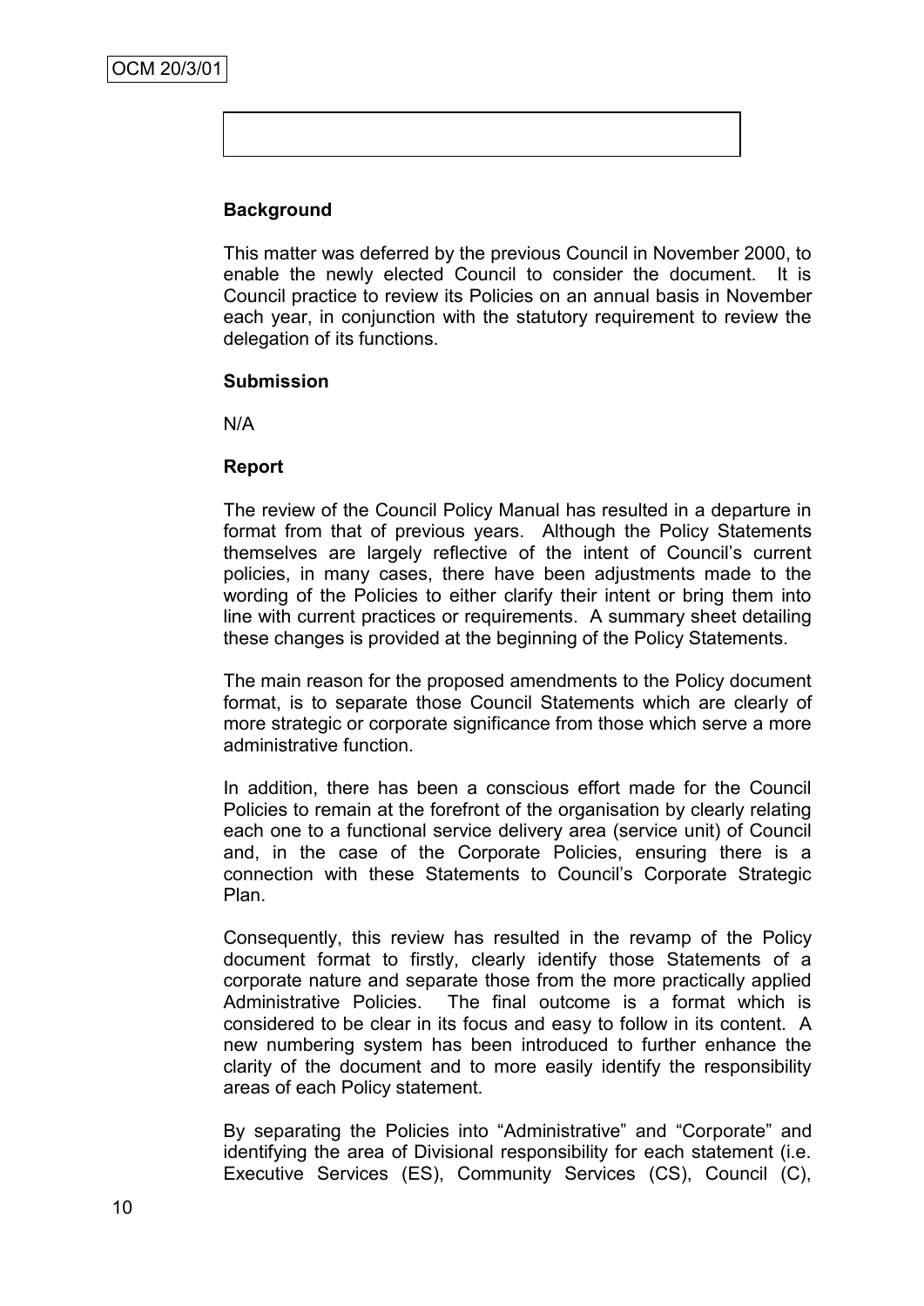### Background

This matter was deferred by the previous Council in November 2000, to enable the newly elected Council to consider the document. It is Council practice to review its Policies on an annual basis in November each year, in conjunction with the statutory requirement to review the delegation of its functions.

### Submission

N/A

### Report

The review of the Council Policy Manual has resulted in a departure in format from that of previous years. Although the Policy Statements themselves are largely reflective of the intent of Council's current policies, in many cases, there have been adjustments made to the wording of the Policies to either clarify their intent or bring them into line with current practices or requirements. A summary sheet detailing these changes is provided at the beginning of the Policy Statements.

The main reason for the proposed amendments to the Policy document format, is to separate those Council Statements which are clearly of more strategic or corporate significance from those which serve a more administrative function.

In addition, there has been a conscious effort made for the Council Policies to remain at the forefront of the organisation by clearly relating each one to a functional service delivery area (service unit) of Council and, in the case of the Corporate Policies, ensuring there is a connection with these Statements to Council's Corporate Strategic Plan.

Consequently, this review has resulted in the revamp of the Policy document format to firstly, clearly identify those Statements of a corporate nature and separate those from the more practically applied Administrative Policies. The final outcome is a format which is considered to be clear in its focus and easy to follow in its content. A new numbering system has been introduced to further enhance the clarity of the document and to more easily identify the responsibility areas of each Policy statement.

By separating the Policies into "Administrative" and "Corporate" and identifying the area of Divisional responsibility for each statement (i.e. Executive Services (ES), Community Services (CS), Council (C),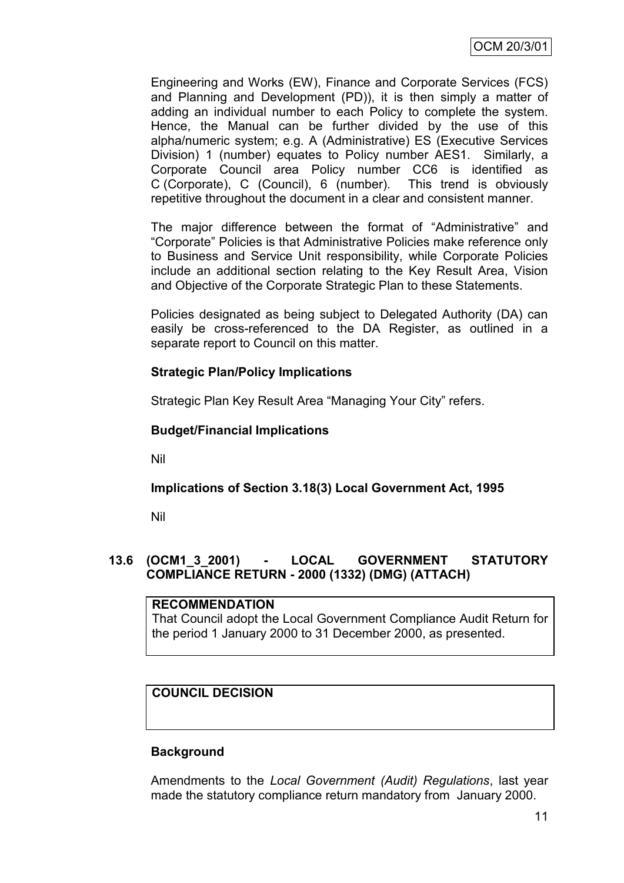Engineering and Works (EW), Finance and Corporate Services (FCS) and Planning and Development (PD)), it is then simply a matter of adding an individual number to each Policy to complete the system. Hence, the Manual can be further divided by the use of this alpha/numeric system; e.g. A (Administrative) ES (Executive Services Division) 1 (number) equates to Policy number AES1. Similarly, a Corporate Council area Policy number CC6 is identified as C (Corporate), C (Council), 6 (number). This trend is obviously repetitive throughout the document in a clear and consistent manner.

The major difference between the format of "Administrative" and "Corporate" Policies is that Administrative Policies make reference only to Business and Service Unit responsibility, while Corporate Policies include an additional section relating to the Key Result Area, Vision and Objective of the Corporate Strategic Plan to these Statements.

Policies designated as being subject to Delegated Authority (DA) can easily be cross-referenced to the DA Register, as outlined in a separate report to Council on this matter.

**Strategic Plan/Policy Implications**

Strategic Plan Key Result Area "Managing Your City" refers.

**Budget/Financial Implications**

Nil

**Implications of Section 3.18(3) Local Government Act, 1995**

Nil

## 13.6 (OCM1_3_2001) - LOCAL GOVERNMENT STATUTORY COMPLIANCE RETURN - 2000 (1332) (DMG) (ATTACH)

**RECOMMENDATION**

That Council adopt the Local Government Compliance Audit Return for the period 1 January 2000 to 31 December 2000, as presented.

**COUNCIL DECISION**

**Background**

Amendments to the *Local Government (Audit) Regulations*, last year made the statutory compliance return mandatory from January 2000.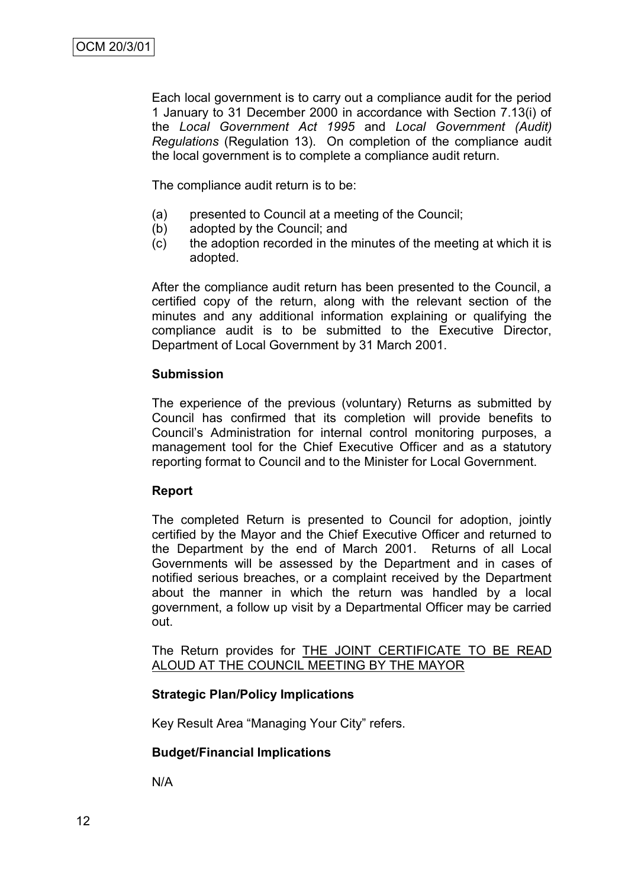Each local government is to carry out a compliance audit for the period 1 January to 31 December 2000 in accordance with Section 7.13(i) of the *Local Government Act 1995* and *Local Government (Audit) Regulations* (Regulation 13). On completion of the compliance audit the local government is to complete a compliance audit return.

The compliance audit return is to be:

(a) presented to Council at a meeting of the Council;
(b) adopted by the Council; and
(c) the adoption recorded in the minutes of the meeting at which it is adopted.

After the compliance audit return has been presented to the Council, a certified copy of the return, along with the relevant section of the minutes and any additional information explaining or qualifying the compliance audit is to be submitted to the Executive Director, Department of Local Government by 31 March 2001.

**Submission**

The experience of the previous (voluntary) Returns as submitted by Council has confirmed that its completion will provide benefits to Council's Administration for internal control monitoring purposes, a management tool for the Chief Executive Officer and as a statutory reporting format to Council and to the Minister for Local Government.

**Report**

The completed Return is presented to Council for adoption, jointly certified by the Mayor and the Chief Executive Officer and returned to the Department by the end of March 2001. Returns of all Local Governments will be assessed by the Department and in cases of notified serious breaches, or a complaint received by the Department about the manner in which the return was handled by a local government, a follow up visit by a Departmental Officer may be carried out.

The Return provides for <u>THE JOINT CERTIFICATE TO BE READ ALOUD AT THE COUNCIL MEETING BY THE MAYOR</u>

**Strategic Plan/Policy Implications**

Key Result Area "Managing Your City" refers.

**Budget/Financial Implications**

N/A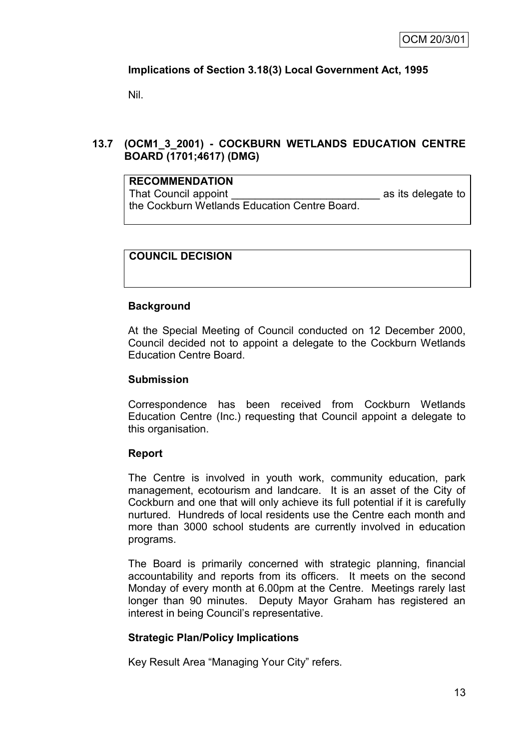**Implications of Section 3.18(3) Local Government Act, 1995**

Nil.

## 13.7 (OCM1_3_2001) - COCKBURN WETLANDS EDUCATION CENTRE BOARD (1701;4617) (DMG)

| **RECOMMENDATION** |
| --- |
| That Council appoint _________________________ as its delegate to the Cockburn Wetlands Education Centre Board. |

| **COUNCIL DECISION** |
| --- |
| |

**Background**

At the Special Meeting of Council conducted on 12 December 2000, Council decided not to appoint a delegate to the Cockburn Wetlands Education Centre Board.

**Submission**

Correspondence has been received from Cockburn Wetlands Education Centre (Inc.) requesting that Council appoint a delegate to this organisation.

**Report**

The Centre is involved in youth work, community education, park management, ecotourism and landcare. It is an asset of the City of Cockburn and one that will only achieve its full potential if it is carefully nurtured. Hundreds of local residents use the Centre each month and more than 3000 school students are currently involved in education programs.

The Board is primarily concerned with strategic planning, financial accountability and reports from its officers. It meets on the second Monday of every month at 6.00pm at the Centre. Meetings rarely last longer than 90 minutes. Deputy Mayor Graham has registered an interest in being Council's representative.

**Strategic Plan/Policy Implications**

Key Result Area "Managing Your City" refers.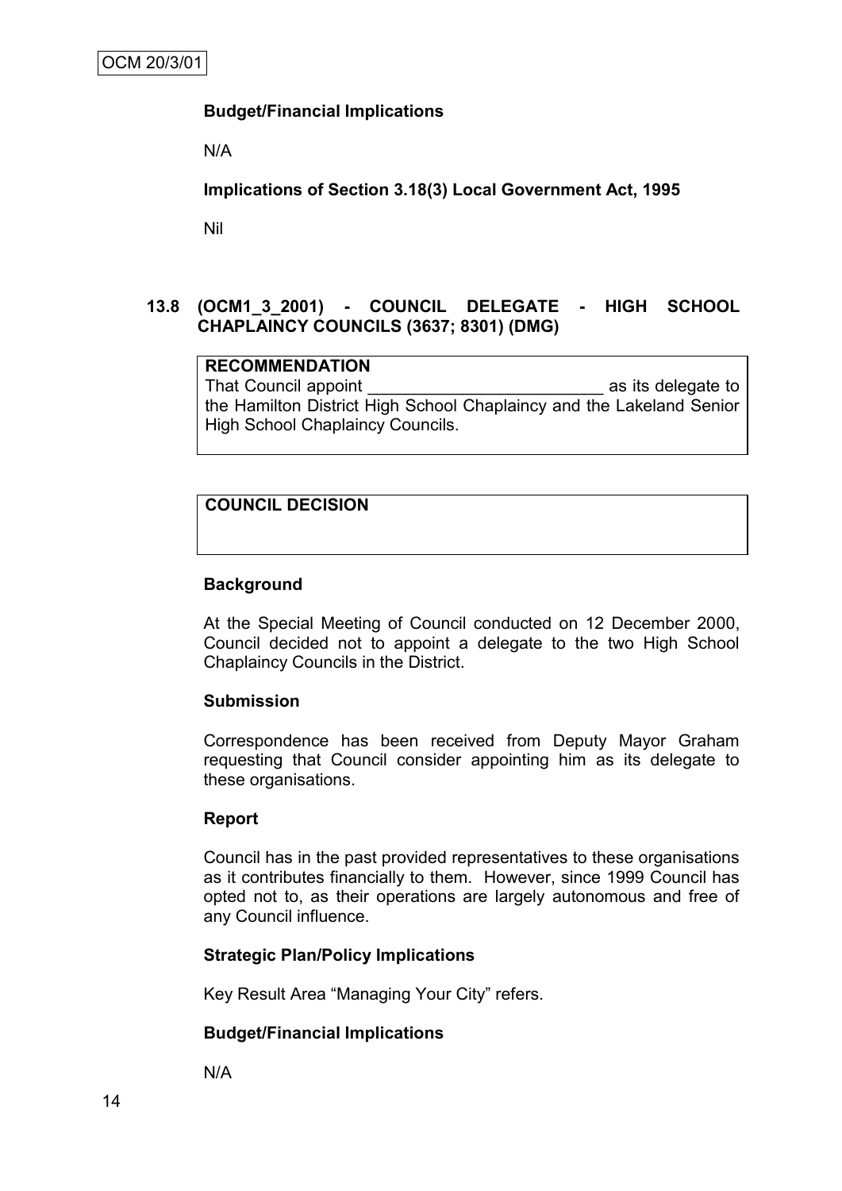**Budget/Financial Implications**

N/A

**Implications of Section 3.18(3) Local Government Act, 1995**

Nil

## 13.8 (OCM1_3_2001) - COUNCIL DELEGATE - HIGH SCHOOL CHAPLAINCY COUNCILS (3637; 8301) (DMG)

| **RECOMMENDATION** |
|---|
| That Council appoint _________________________ as its delegate to the Hamilton District High School Chaplaincy and the Lakeland Senior High School Chaplaincy Councils. |

| **COUNCIL DECISION** |
|---|
| |

**Background**

At the Special Meeting of Council conducted on 12 December 2000, Council decided not to appoint a delegate to the two High School Chaplaincy Councils in the District.

**Submission**

Correspondence has been received from Deputy Mayor Graham requesting that Council consider appointing him as its delegate to these organisations.

**Report**

Council has in the past provided representatives to these organisations as it contributes financially to them. However, since 1999 Council has opted not to, as their operations are largely autonomous and free of any Council influence.

**Strategic Plan/Policy Implications**

Key Result Area "Managing Your City" refers.

**Budget/Financial Implications**

N/A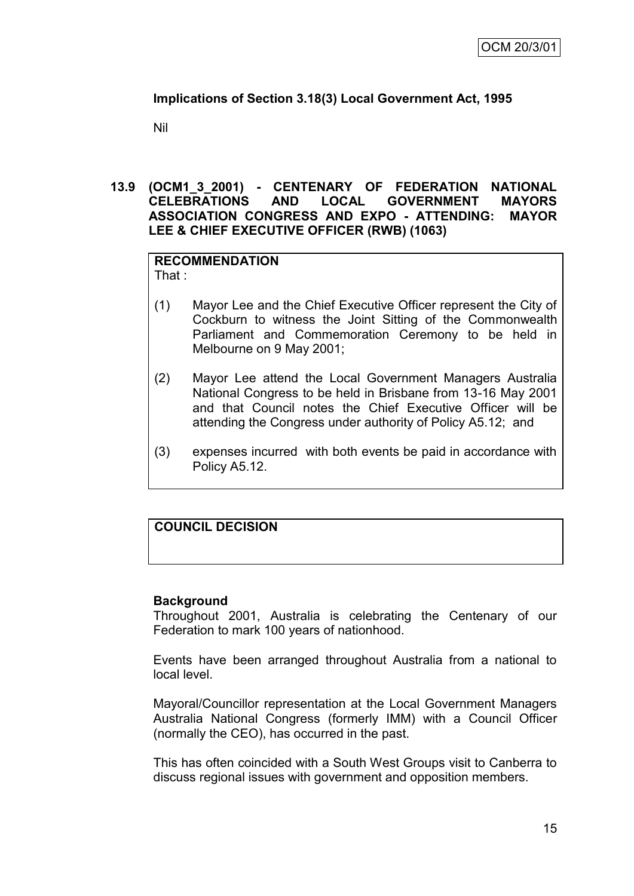**Implications of Section 3.18(3) Local Government Act, 1995**

Nil

**13.9 (OCM1_3_2001) - CENTENARY OF FEDERATION NATIONAL CELEBRATIONS AND LOCAL GOVERNMENT MAYORS ASSOCIATION CONGRESS AND EXPO - ATTENDING: MAYOR LEE & CHIEF EXECUTIVE OFFICER (RWB) (1063)**

**RECOMMENDATION**
That :

(1) Mayor Lee and the Chief Executive Officer represent the City of Cockburn to witness the Joint Sitting of the Commonwealth Parliament and Commemoration Ceremony to be held in Melbourne on 9 May 2001;

(2) Mayor Lee attend the Local Government Managers Australia National Congress to be held in Brisbane from 13-16 May 2001 and that Council notes the Chief Executive Officer will be attending the Congress under authority of Policy A5.12; and

(3) expenses incurred with both events be paid in accordance with Policy A5.12.

**COUNCIL DECISION**

**Background**

Throughout 2001, Australia is celebrating the Centenary of our Federation to mark 100 years of nationhood.

Events have been arranged throughout Australia from a national to local level.

Mayoral/Councillor representation at the Local Government Managers Australia National Congress (formerly IMM) with a Council Officer (normally the CEO), has occurred in the past.

This has often coincided with a South West Groups visit to Canberra to discuss regional issues with government and opposition members.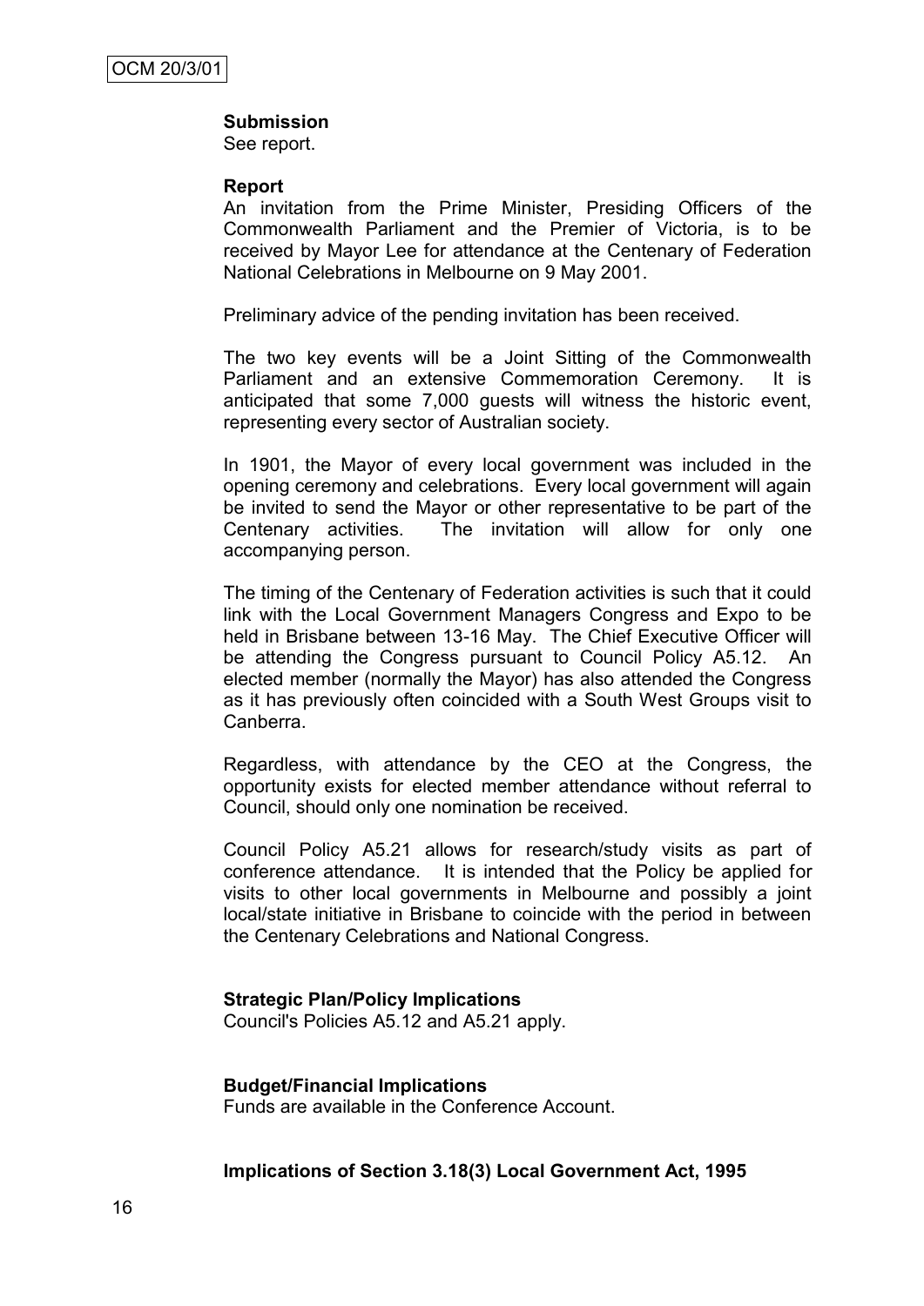**Submission**

See report.

**Report**

An invitation from the Prime Minister, Presiding Officers of the Commonwealth Parliament and the Premier of Victoria, is to be received by Mayor Lee for attendance at the Centenary of Federation National Celebrations in Melbourne on 9 May 2001.

Preliminary advice of the pending invitation has been received.

The two key events will be a Joint Sitting of the Commonwealth Parliament and an extensive Commemoration Ceremony. It is anticipated that some 7,000 guests will witness the historic event, representing every sector of Australian society.

In 1901, the Mayor of every local government was included in the opening ceremony and celebrations. Every local government will again be invited to send the Mayor or other representative to be part of the Centenary activities. The invitation will allow for only one accompanying person.

The timing of the Centenary of Federation activities is such that it could link with the Local Government Managers Congress and Expo to be held in Brisbane between 13-16 May. The Chief Executive Officer will be attending the Congress pursuant to Council Policy A5.12. An elected member (normally the Mayor) has also attended the Congress as it has previously often coincided with a South West Groups visit to Canberra.

Regardless, with attendance by the CEO at the Congress, the opportunity exists for elected member attendance without referral to Council, should only one nomination be received.

Council Policy A5.21 allows for research/study visits as part of conference attendance. It is intended that the Policy be applied for visits to other local governments in Melbourne and possibly a joint local/state initiative in Brisbane to coincide with the period in between the Centenary Celebrations and National Congress.

**Strategic Plan/Policy Implications**

Council's Policies A5.12 and A5.21 apply.

**Budget/Financial Implications**

Funds are available in the Conference Account.

**Implications of Section 3.18(3) Local Government Act, 1995**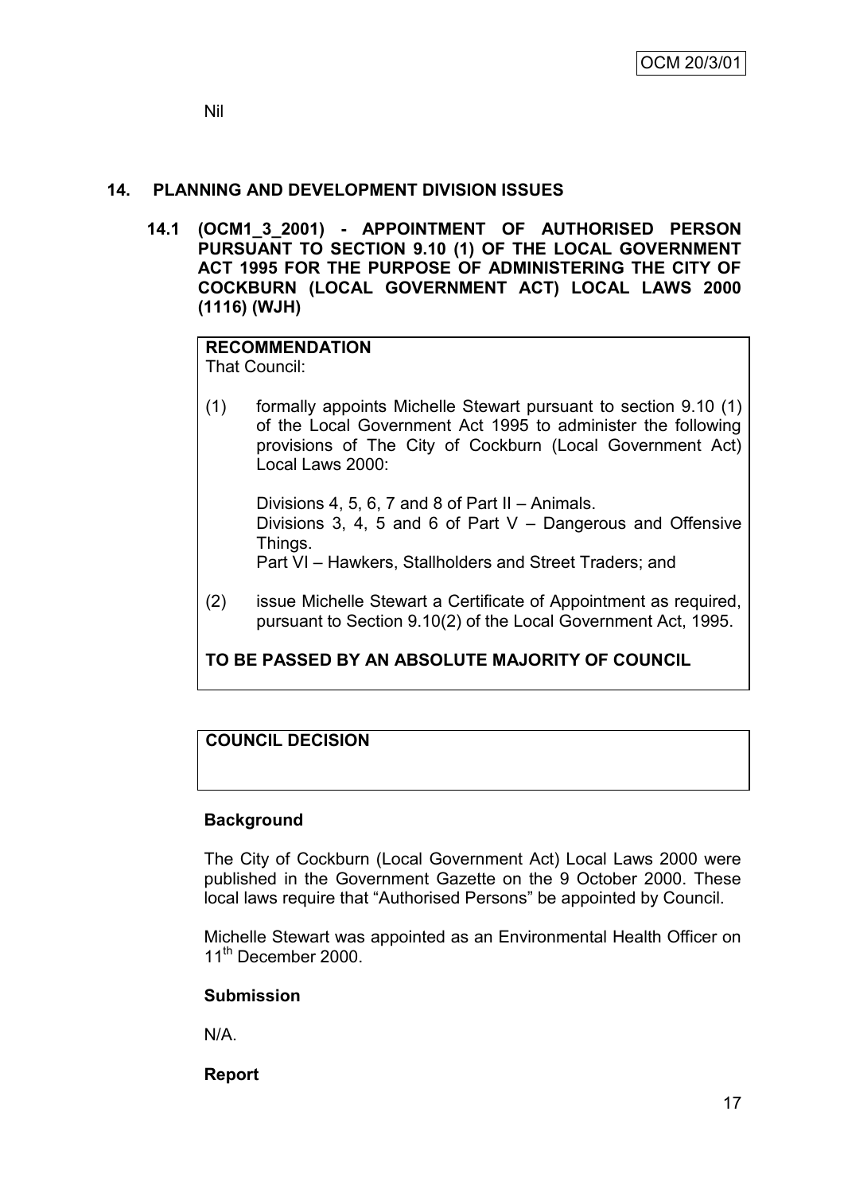Nil

## 14. PLANNING AND DEVELOPMENT DIVISION ISSUES

### 14.1 (OCM1_3_2001) - APPOINTMENT OF AUTHORISED PERSON PURSUANT TO SECTION 9.10 (1) OF THE LOCAL GOVERNMENT ACT 1995 FOR THE PURPOSE OF ADMINISTERING THE CITY OF COCKBURN (LOCAL GOVERNMENT ACT) LOCAL LAWS 2000 (1116) (WJH)

**RECOMMENDATION**
That Council:

(1) formally appoints Michelle Stewart pursuant to section 9.10 (1) of the Local Government Act 1995 to administer the following provisions of The City of Cockburn (Local Government Act) Local Laws 2000:

Divisions 4, 5, 6, 7 and 8 of Part II – Animals.
Divisions 3, 4, 5 and 6 of Part V – Dangerous and Offensive Things.
Part VI – Hawkers, Stallholders and Street Traders; and

(2) issue Michelle Stewart a Certificate of Appointment as required, pursuant to Section 9.10(2) of the Local Government Act, 1995.

**TO BE PASSED BY AN ABSOLUTE MAJORITY OF COUNCIL**

**COUNCIL DECISION**

**Background**

The City of Cockburn (Local Government Act) Local Laws 2000 were published in the Government Gazette on the 9 October 2000. These local laws require that "Authorised Persons" be appointed by Council.

Michelle Stewart was appointed as an Environmental Health Officer on 11th December 2000.

**Submission**

N/A.

**Report**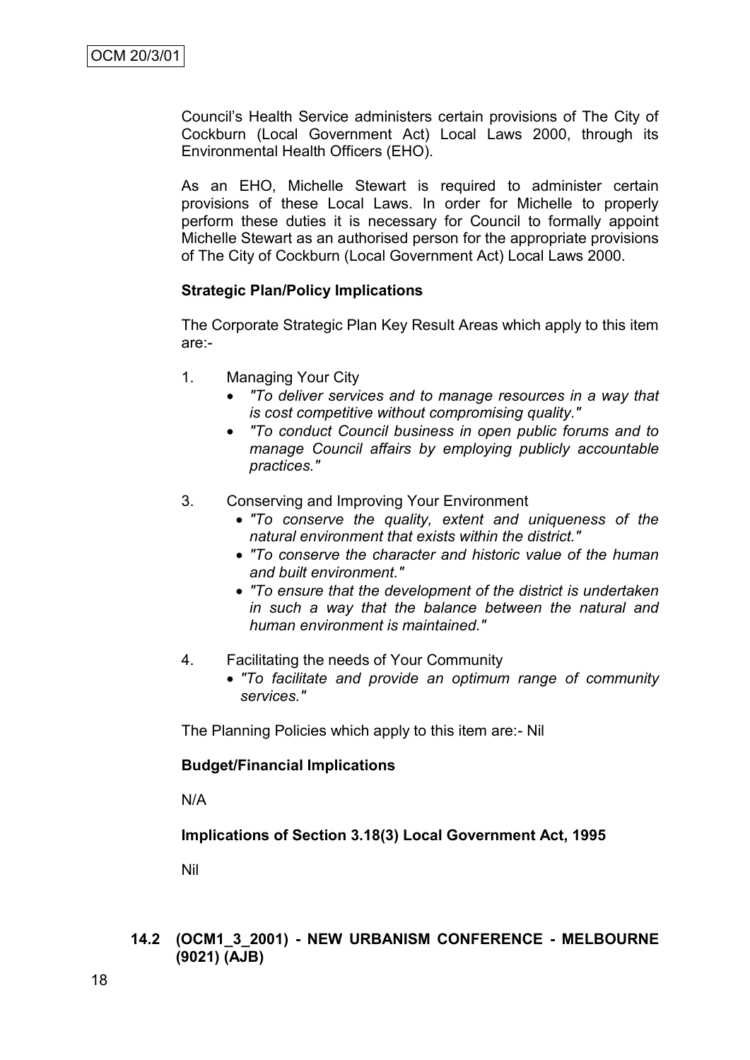Council's Health Service administers certain provisions of The City of Cockburn (Local Government Act) Local Laws 2000, through its Environmental Health Officers (EHO).

As an EHO, Michelle Stewart is required to administer certain provisions of these Local Laws. In order for Michelle to properly perform these duties it is necessary for Council to formally appoint Michelle Stewart as an authorised person for the appropriate provisions of The City of Cockburn (Local Government Act) Local Laws 2000.

**Strategic Plan/Policy Implications**

The Corporate Strategic Plan Key Result Areas which apply to this item are:-

1. Managing Your City
   - *"To deliver services and to manage resources in a way that is cost competitive without compromising quality."*
   - *"To conduct Council business in open public forums and to manage Council affairs by employing publicly accountable practices."*

3. Conserving and Improving Your Environment
   - *"To conserve the quality, extent and uniqueness of the natural environment that exists within the district."*
   - *"To conserve the character and historic value of the human and built environment."*
   - *"To ensure that the development of the district is undertaken in such a way that the balance between the natural and human environment is maintained."*

4. Facilitating the needs of Your Community
   - *"To facilitate and provide an optimum range of community services."*

The Planning Policies which apply to this item are:- Nil

**Budget/Financial Implications**

N/A

**Implications of Section 3.18(3) Local Government Act, 1995**

Nil

### 14.2 (OCM1_3_2001) - NEW URBANISM CONFERENCE - MELBOURNE (9021) (AJB)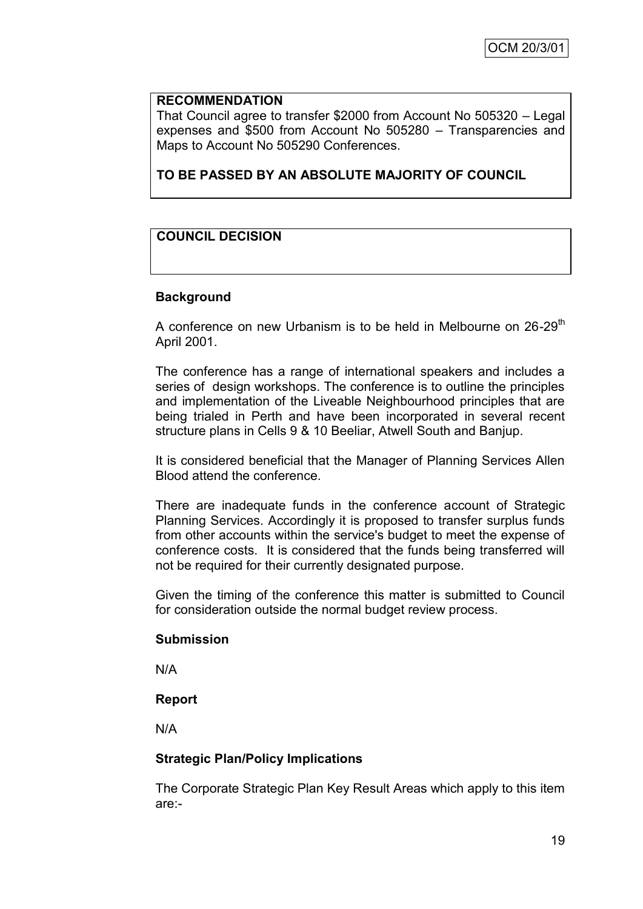OCM 20/3/01

**RECOMMENDATION**

That Council agree to transfer $2000 from Account No 505320 – Legal expenses and $500 from Account No 505280 – Transparencies and Maps to Account No 505290 Conferences.

**TO BE PASSED BY AN ABSOLUTE MAJORITY OF COUNCIL**

**COUNCIL DECISION**

**Background**

A conference on new Urbanism is to be held in Melbourne on 26-29th April 2001.

The conference has a range of international speakers and includes a series of design workshops. The conference is to outline the principles and implementation of the Liveable Neighbourhood principles that are being trialed in Perth and have been incorporated in several recent structure plans in Cells 9 & 10 Beeliar, Atwell South and Banjup.

It is considered beneficial that the Manager of Planning Services Allen Blood attend the conference.

There are inadequate funds in the conference account of Strategic Planning Services. Accordingly it is proposed to transfer surplus funds from other accounts within the service's budget to meet the expense of conference costs. It is considered that the funds being transferred will not be required for their currently designated purpose.

Given the timing of the conference this matter is submitted to Council for consideration outside the normal budget review process.

**Submission**

N/A

**Report**

N/A

**Strategic Plan/Policy Implications**

The Corporate Strategic Plan Key Result Areas which apply to this item are:-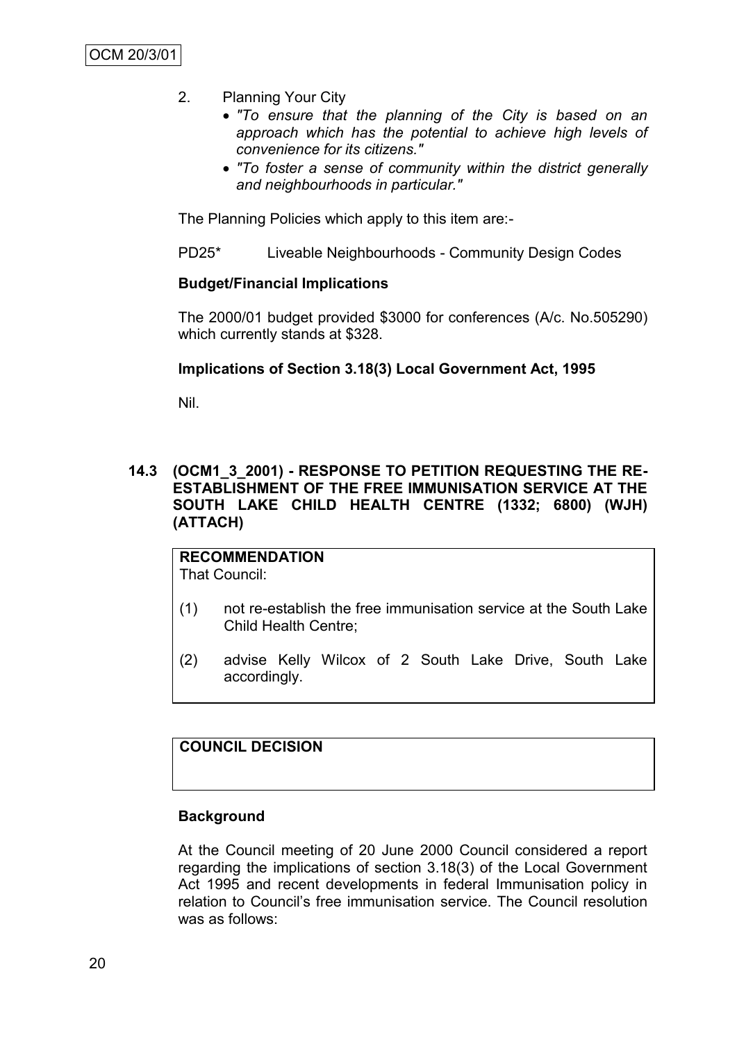2. Planning Your City
   - *"To ensure that the planning of the City is based on an approach which has the potential to achieve high levels of convenience for its citizens."*
   - *"To foster a sense of community within the district generally and neighbourhoods in particular."*

The Planning Policies which apply to this item are:-

PD25* Liveable Neighbourhoods - Community Design Codes

**Budget/Financial Implications**

The 2000/01 budget provided $3000 for conferences (A/c. No.505290) which currently stands at $328.

**Implications of Section 3.18(3) Local Government Act, 1995**

Nil.

### 14.3 (OCM1_3_2001) - RESPONSE TO PETITION REQUESTING THE RE-ESTABLISHMENT OF THE FREE IMMUNISATION SERVICE AT THE SOUTH LAKE CHILD HEALTH CENTRE (1332; 6800) (WJH) (ATTACH)

**RECOMMENDATION**
That Council:

(1) not re-establish the free immunisation service at the South Lake Child Health Centre;

(2) advise Kelly Wilcox of 2 South Lake Drive, South Lake accordingly.

**COUNCIL DECISION**

**Background**

At the Council meeting of 20 June 2000 Council considered a report regarding the implications of section 3.18(3) of the Local Government Act 1995 and recent developments in federal Immunisation policy in relation to Council's free immunisation service. The Council resolution was as follows: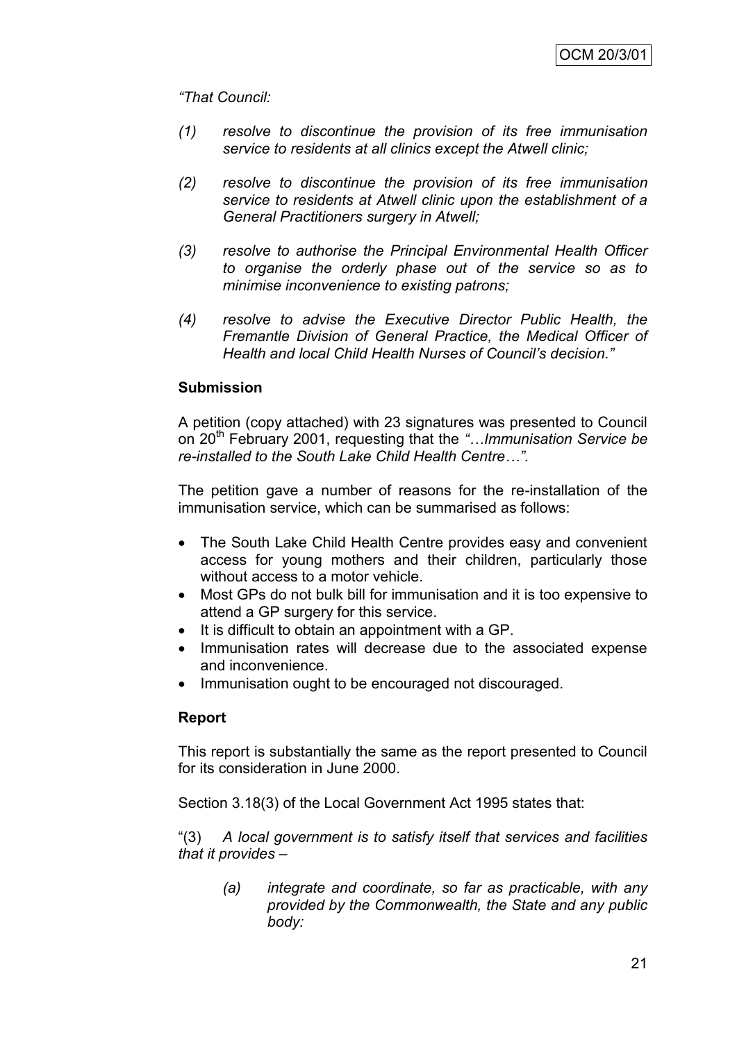*"That Council:*

*(1) resolve to discontinue the provision of its free immunisation service to residents at all clinics except the Atwell clinic;*

*(2) resolve to discontinue the provision of its free immunisation service to residents at Atwell clinic upon the establishment of a General Practitioners surgery in Atwell;*

*(3) resolve to authorise the Principal Environmental Health Officer to organise the orderly phase out of the service so as to minimise inconvenience to existing patrons;*

*(4) resolve to advise the Executive Director Public Health, the Fremantle Division of General Practice, the Medical Officer of Health and local Child Health Nurses of Council's decision."*

**Submission**

A petition (copy attached) with 23 signatures was presented to Council on 20th February 2001, requesting that the *"…Immunisation Service be re-installed to the South Lake Child Health Centre…".*

The petition gave a number of reasons for the re-installation of the immunisation service, which can be summarised as follows:

- The South Lake Child Health Centre provides easy and convenient access for young mothers and their children, particularly those without access to a motor vehicle.
- Most GPs do not bulk bill for immunisation and it is too expensive to attend a GP surgery for this service.
- It is difficult to obtain an appointment with a GP.
- Immunisation rates will decrease due to the associated expense and inconvenience.
- Immunisation ought to be encouraged not discouraged.

**Report**

This report is substantially the same as the report presented to Council for its consideration in June 2000.

Section 3.18(3) of the Local Government Act 1995 states that:

"(3) *A local government is to satisfy itself that services and facilities that it provides –*

> *(a) integrate and coordinate, so far as practicable, with any provided by the Commonwealth, the State and any public body:*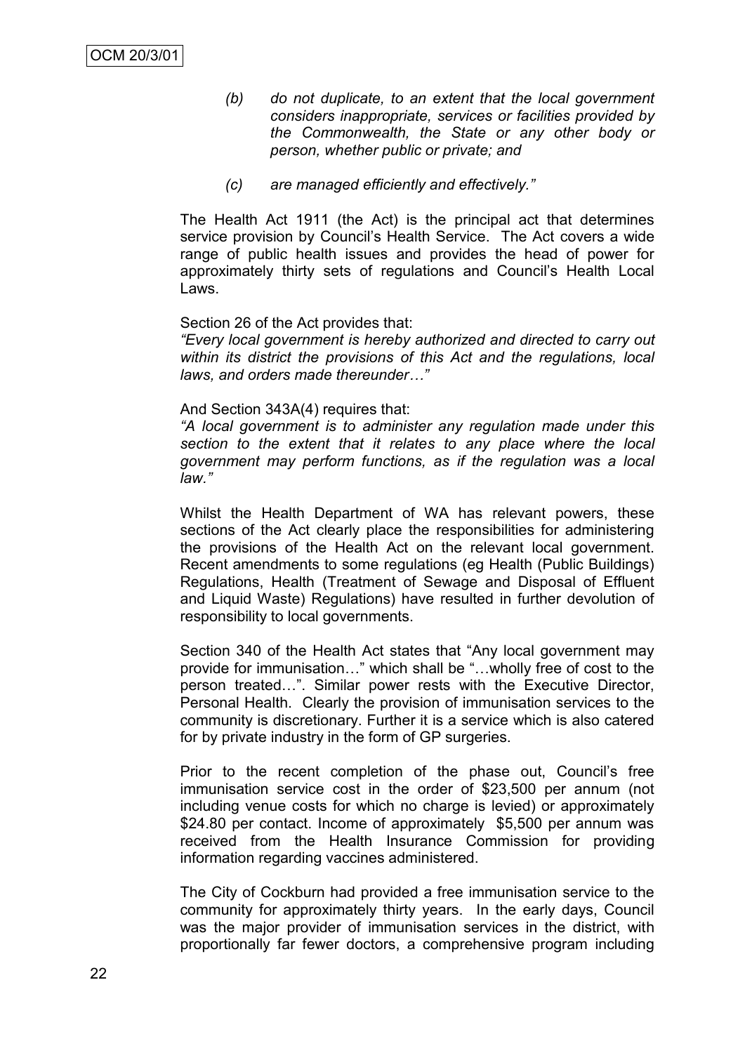*(b) do not duplicate, to an extent that the local government considers inappropriate, services or facilities provided by the Commonwealth, the State or any other body or person, whether public or private; and*

*(c) are managed efficiently and effectively."*

The Health Act 1911 (the Act) is the principal act that determines service provision by Council's Health Service. The Act covers a wide range of public health issues and provides the head of power for approximately thirty sets of regulations and Council's Health Local Laws.

Section 26 of the Act provides that:
*"Every local government is hereby authorized and directed to carry out within its district the provisions of this Act and the regulations, local laws, and orders made thereunder…"*

And Section 343A(4) requires that:
*"A local government is to administer any regulation made under this section to the extent that it relates to any place where the local government may perform functions, as if the regulation was a local law."*

Whilst the Health Department of WA has relevant powers, these sections of the Act clearly place the responsibilities for administering the provisions of the Health Act on the relevant local government. Recent amendments to some regulations (eg Health (Public Buildings) Regulations, Health (Treatment of Sewage and Disposal of Effluent and Liquid Waste) Regulations) have resulted in further devolution of responsibility to local governments.

Section 340 of the Health Act states that "Any local government may provide for immunisation…" which shall be "…wholly free of cost to the person treated…". Similar power rests with the Executive Director, Personal Health. Clearly the provision of immunisation services to the community is discretionary. Further it is a service which is also catered for by private industry in the form of GP surgeries.

Prior to the recent completion of the phase out, Council's free immunisation service cost in the order of $23,500 per annum (not including venue costs for which no charge is levied) or approximately $24.80 per contact. Income of approximately $5,500 per annum was received from the Health Insurance Commission for providing information regarding vaccines administered.

The City of Cockburn had provided a free immunisation service to the community for approximately thirty years. In the early days, Council was the major provider of immunisation services in the district, with proportionally far fewer doctors, a comprehensive program including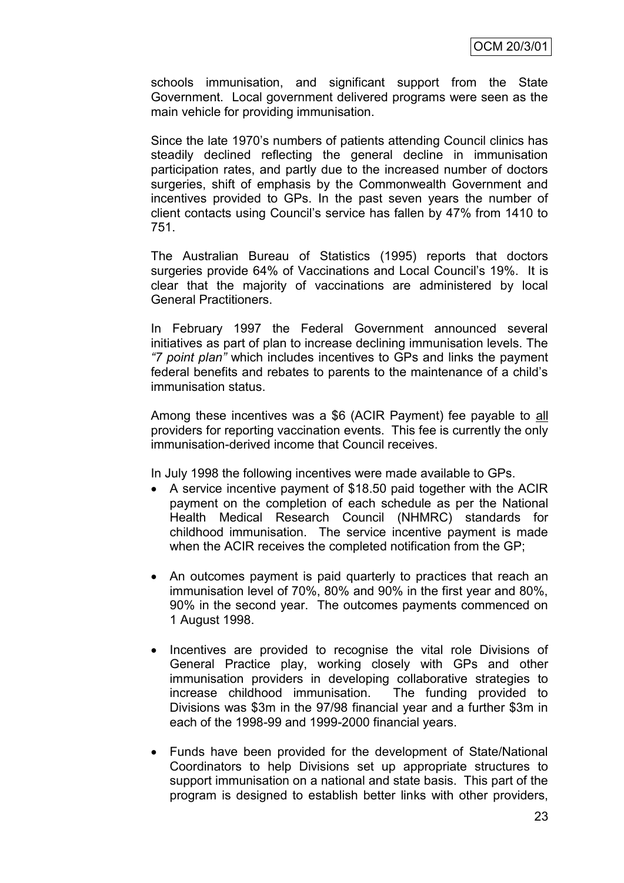schools immunisation, and significant support from the State Government. Local government delivered programs were seen as the main vehicle for providing immunisation.

Since the late 1970's numbers of patients attending Council clinics has steadily declined reflecting the general decline in immunisation participation rates, and partly due to the increased number of doctors surgeries, shift of emphasis by the Commonwealth Government and incentives provided to GPs. In the past seven years the number of client contacts using Council's service has fallen by 47% from 1410 to 751.

The Australian Bureau of Statistics (1995) reports that doctors surgeries provide 64% of Vaccinations and Local Council's 19%. It is clear that the majority of vaccinations are administered by local General Practitioners.

In February 1997 the Federal Government announced several initiatives as part of plan to increase declining immunisation levels. The *"7 point plan"* which includes incentives to GPs and links the payment federal benefits and rebates to parents to the maintenance of a child's immunisation status.

Among these incentives was a $6 (ACIR Payment) fee payable to <u>all</u> providers for reporting vaccination events. This fee is currently the only immunisation-derived income that Council receives.

In July 1998 the following incentives were made available to GPs.

- A service incentive payment of $18.50 paid together with the ACIR payment on the completion of each schedule as per the National Health Medical Research Council (NHMRC) standards for childhood immunisation. The service incentive payment is made when the ACIR receives the completed notification from the GP;

- An outcomes payment is paid quarterly to practices that reach an immunisation level of 70%, 80% and 90% in the first year and 80%, 90% in the second year. The outcomes payments commenced on 1 August 1998.

- Incentives are provided to recognise the vital role Divisions of General Practice play, working closely with GPs and other immunisation providers in developing collaborative strategies to increase childhood immunisation. The funding provided to Divisions was $3m in the 97/98 financial year and a further $3m in each of the 1998-99 and 1999-2000 financial years.

- Funds have been provided for the development of State/National Coordinators to help Divisions set up appropriate structures to support immunisation on a national and state basis. This part of the program is designed to establish better links with other providers,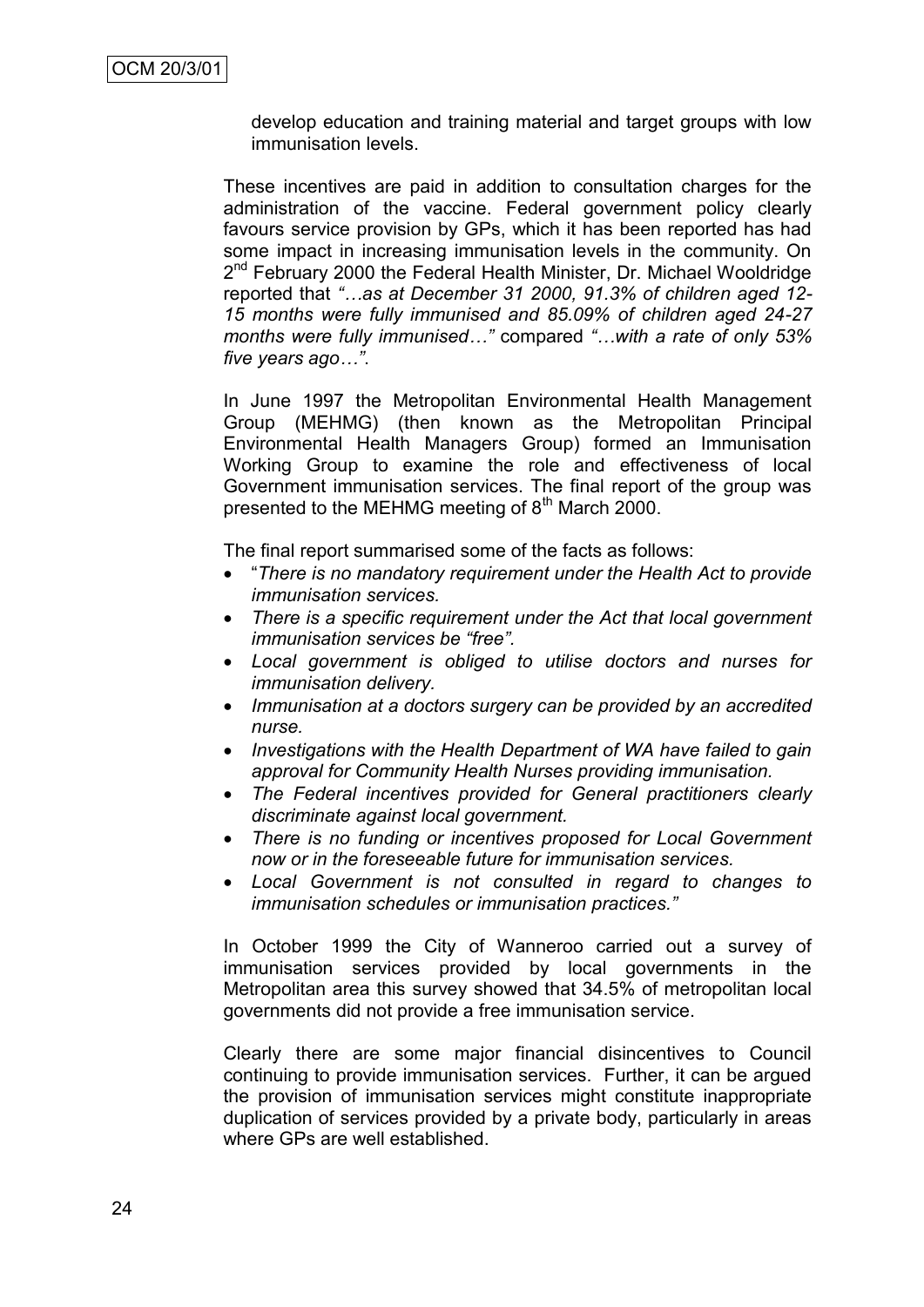develop education and training material and target groups with low immunisation levels.

These incentives are paid in addition to consultation charges for the administration of the vaccine. Federal government policy clearly favours service provision by GPs, which it has been reported has had some impact in increasing immunisation levels in the community. On 2nd February 2000 the Federal Health Minister, Dr. Michael Wooldridge reported that *"…as at December 31 2000, 91.3% of children aged 12-15 months were fully immunised and 85.09% of children aged 24-27 months were fully immunised…"* compared *"…with a rate of only 53% five years ago…"*.

In June 1997 the Metropolitan Environmental Health Management Group (MEHMG) (then known as the Metropolitan Principal Environmental Health Managers Group) formed an Immunisation Working Group to examine the role and effectiveness of local Government immunisation services. The final report of the group was presented to the MEHMG meeting of 8th March 2000.

The final report summarised some of the facts as follows:

- "*There is no mandatory requirement under the Health Act to provide immunisation services.*
- *There is a specific requirement under the Act that local government immunisation services be "free".*
- *Local government is obliged to utilise doctors and nurses for immunisation delivery.*
- *Immunisation at a doctors surgery can be provided by an accredited nurse.*
- *Investigations with the Health Department of WA have failed to gain approval for Community Health Nurses providing immunisation.*
- *The Federal incentives provided for General practitioners clearly discriminate against local government.*
- *There is no funding or incentives proposed for Local Government now or in the foreseeable future for immunisation services.*
- *Local Government is not consulted in regard to changes to immunisation schedules or immunisation practices."*

In October 1999 the City of Wanneroo carried out a survey of immunisation services provided by local governments in the Metropolitan area this survey showed that 34.5% of metropolitan local governments did not provide a free immunisation service.

Clearly there are some major financial disincentives to Council continuing to provide immunisation services. Further, it can be argued the provision of immunisation services might constitute inappropriate duplication of services provided by a private body, particularly in areas where GPs are well established.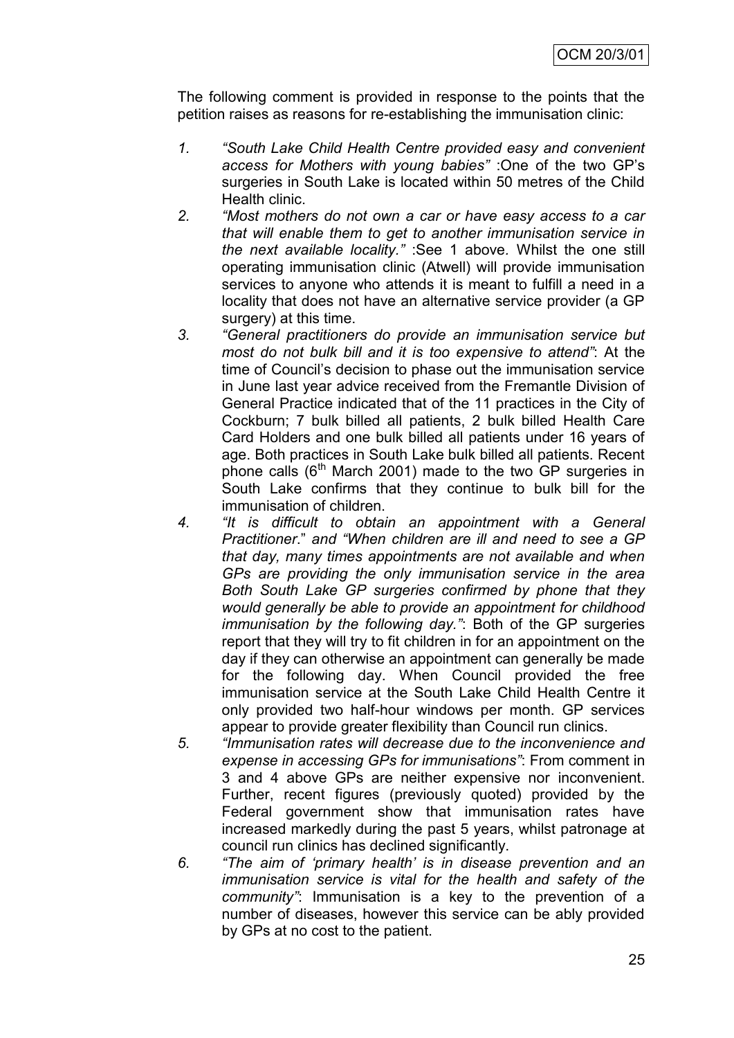The following comment is provided in response to the points that the petition raises as reasons for re-establishing the immunisation clinic:

1. *"South Lake Child Health Centre provided easy and convenient access for Mothers with young babies"* :One of the two GP's surgeries in South Lake is located within 50 metres of the Child Health clinic.
2. *"Most mothers do not own a car or have easy access to a car that will enable them to get to another immunisation service in the next available locality."* :See 1 above. Whilst the one still operating immunisation clinic (Atwell) will provide immunisation services to anyone who attends it is meant to fulfill a need in a locality that does not have an alternative service provider (a GP surgery) at this time.
3. *"General practitioners do provide an immunisation service but most do not bulk bill and it is too expensive to attend"*: At the time of Council's decision to phase out the immunisation service in June last year advice received from the Fremantle Division of General Practice indicated that of the 11 practices in the City of Cockburn; 7 bulk billed all patients, 2 bulk billed Health Care Card Holders and one bulk billed all patients under 16 years of age. Both practices in South Lake bulk billed all patients. Recent phone calls (6th March 2001) made to the two GP surgeries in South Lake confirms that they continue to bulk bill for the immunisation of children.
4. *"It is difficult to obtain an appointment with a General Practitioner."* and *"When children are ill and need to see a GP that day, many times appointments are not available and when GPs are providing the only immunisation service in the area Both South Lake GP surgeries confirmed by phone that they would generally be able to provide an appointment for childhood immunisation by the following day."*: Both of the GP surgeries report that they will try to fit children in for an appointment on the day if they can otherwise an appointment can generally be made for the following day. When Council provided the free immunisation service at the South Lake Child Health Centre it only provided two half-hour windows per month. GP services appear to provide greater flexibility than Council run clinics.
5. *"Immunisation rates will decrease due to the inconvenience and expense in accessing GPs for immunisations"*: From comment in 3 and 4 above GPs are neither expensive nor inconvenient. Further, recent figures (previously quoted) provided by the Federal government show that immunisation rates have increased markedly during the past 5 years, whilst patronage at council run clinics has declined significantly.
6. *"The aim of 'primary health' is in disease prevention and an immunisation service is vital for the health and safety of the community"*: Immunisation is a key to the prevention of a number of diseases, however this service can be ably provided by GPs at no cost to the patient.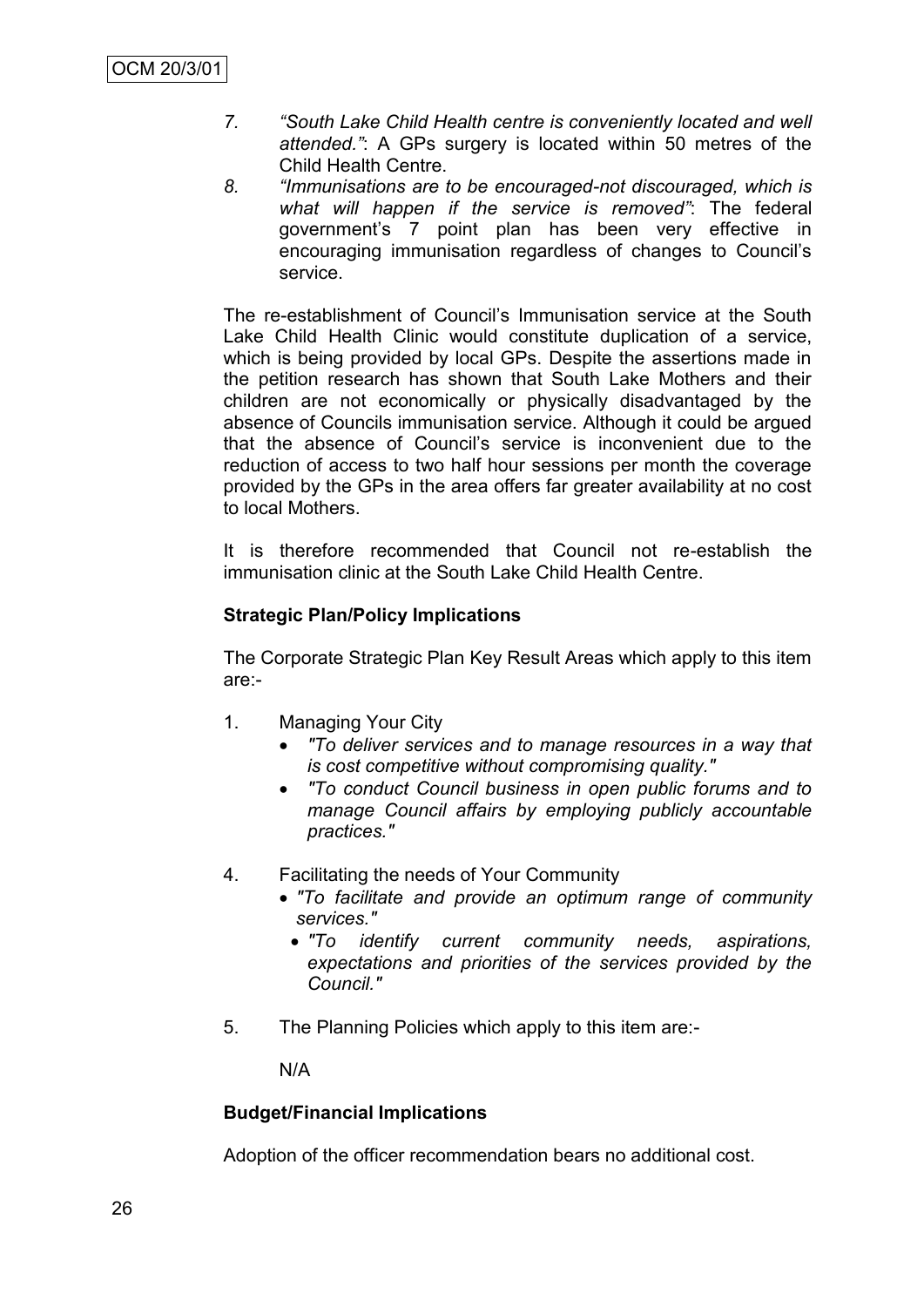7. *"South Lake Child Health centre is conveniently located and well attended."*: A GPs surgery is located within 50 metres of the Child Health Centre.
8. *"Immunisations are to be encouraged-not discouraged, which is what will happen if the service is removed"*: The federal government's 7 point plan has been very effective in encouraging immunisation regardless of changes to Council's service.

The re-establishment of Council's Immunisation service at the South Lake Child Health Clinic would constitute duplication of a service, which is being provided by local GPs. Despite the assertions made in the petition research has shown that South Lake Mothers and their children are not economically or physically disadvantaged by the absence of Councils immunisation service. Although it could be argued that the absence of Council's service is inconvenient due to the reduction of access to two half hour sessions per month the coverage provided by the GPs in the area offers far greater availability at no cost to local Mothers.

It is therefore recommended that Council not re-establish the immunisation clinic at the South Lake Child Health Centre.

**Strategic Plan/Policy Implications**

The Corporate Strategic Plan Key Result Areas which apply to this item are:-

1. Managing Your City
   - *"To deliver services and to manage resources in a way that is cost competitive without compromising quality."*
   - *"To conduct Council business in open public forums and to manage Council affairs by employing publicly accountable practices."*

4. Facilitating the needs of Your Community
   - *"To facilitate and provide an optimum range of community services."*
   - *"To identify current community needs, aspirations, expectations and priorities of the services provided by the Council."*

5. The Planning Policies which apply to this item are:-

   N/A

**Budget/Financial Implications**

Adoption of the officer recommendation bears no additional cost.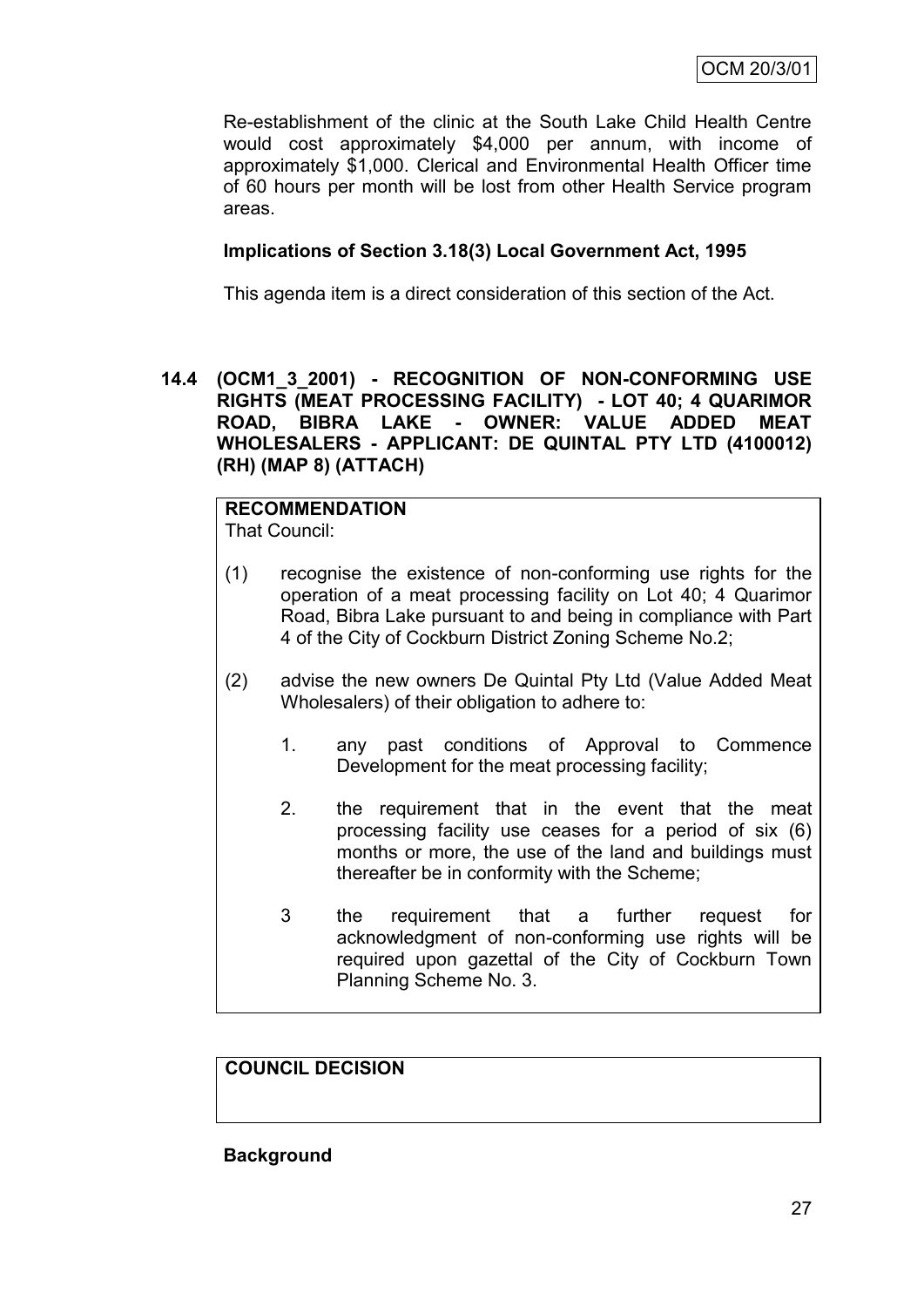Re-establishment of the clinic at the South Lake Child Health Centre would cost approximately $4,000 per annum, with income of approximately $1,000. Clerical and Environmental Health Officer time of 60 hours per month will be lost from other Health Service program areas.

**Implications of Section 3.18(3) Local Government Act, 1995**

This agenda item is a direct consideration of this section of the Act.

## 14.4 (OCM1_3_2001) - RECOGNITION OF NON-CONFORMING USE RIGHTS (MEAT PROCESSING FACILITY) - LOT 40; 4 QUARIMOR ROAD, BIBRA LAKE - OWNER: VALUE ADDED MEAT WHOLESALERS - APPLICANT: DE QUINTAL PTY LTD (4100012) (RH) (MAP 8) (ATTACH)

**RECOMMENDATION**
That Council:

(1) recognise the existence of non-conforming use rights for the operation of a meat processing facility on Lot 40; 4 Quarimor Road, Bibra Lake pursuant to and being in compliance with Part 4 of the City of Cockburn District Zoning Scheme No.2;

(2) advise the new owners De Quintal Pty Ltd (Value Added Meat Wholesalers) of their obligation to adhere to:

1. any past conditions of Approval to Commence Development for the meat processing facility;

2. the requirement that in the event that the meat processing facility use ceases for a period of six (6) months or more, the use of the land and buildings must thereafter be in conformity with the Scheme;

3 the requirement that a further request for acknowledgment of non-conforming use rights will be required upon gazettal of the City of Cockburn Town Planning Scheme No. 3.

**COUNCIL DECISION**

**Background**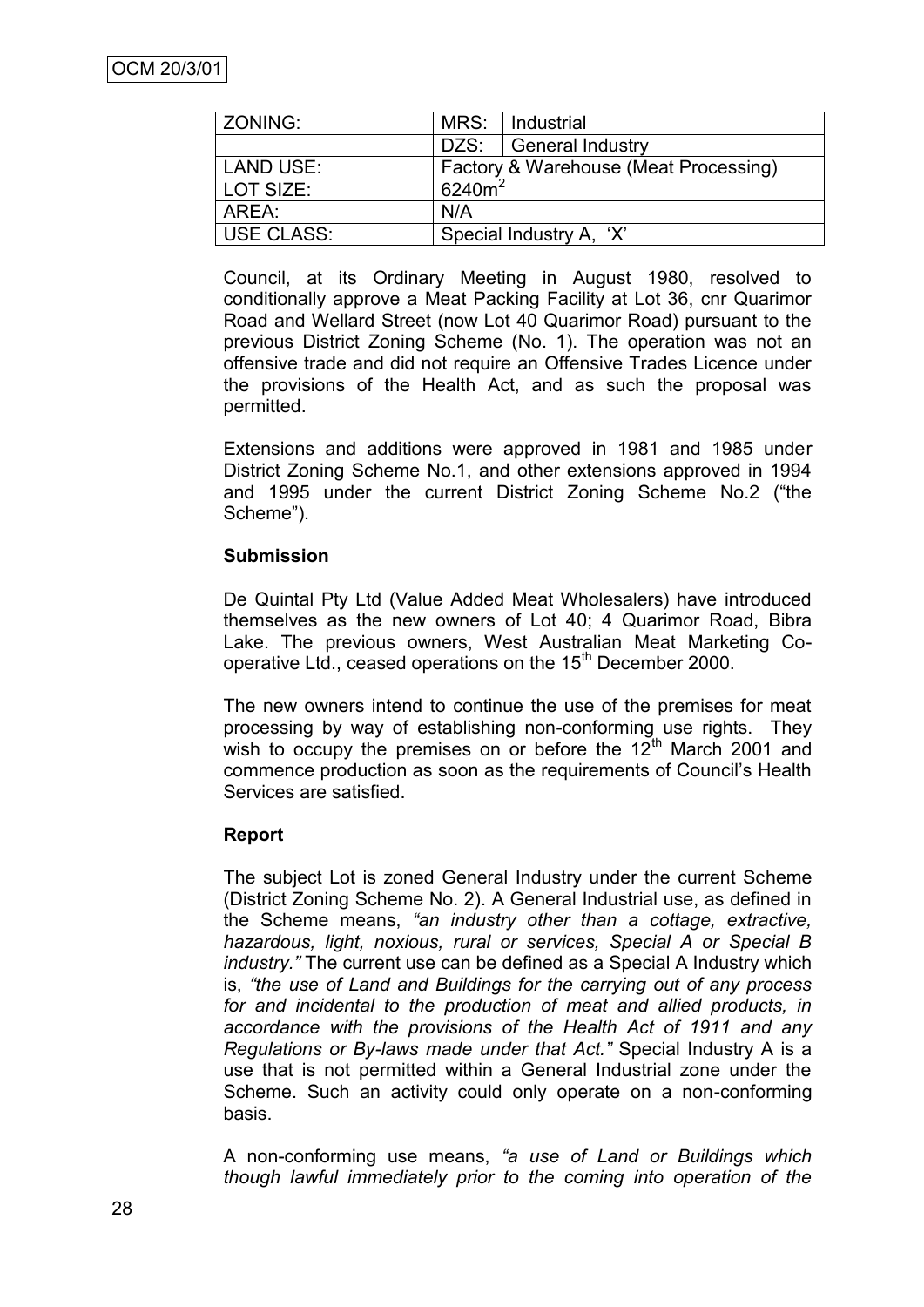| ZONING: | MRS: | Industrial |
|---|---|---|
| | DZS: | General Industry |
| LAND USE: | Factory & Warehouse (Meat Processing) | |
| LOT SIZE: | $6240m^2$ | |
| AREA: | N/A | |
| USE CLASS: | Special Industry A, 'X' | |

Council, at its Ordinary Meeting in August 1980, resolved to conditionally approve a Meat Packing Facility at Lot 36, cnr Quarimor Road and Wellard Street (now Lot 40 Quarimor Road) pursuant to the previous District Zoning Scheme (No. 1). The operation was not an offensive trade and did not require an Offensive Trades Licence under the provisions of the Health Act, and as such the proposal was permitted.

Extensions and additions were approved in 1981 and 1985 under District Zoning Scheme No.1, and other extensions approved in 1994 and 1995 under the current District Zoning Scheme No.2 ("the Scheme").

**Submission**

De Quintal Pty Ltd (Value Added Meat Wholesalers) have introduced themselves as the new owners of Lot 40; 4 Quarimor Road, Bibra Lake. The previous owners, West Australian Meat Marketing Co-operative Ltd., ceased operations on the 15th December 2000.

The new owners intend to continue the use of the premises for meat processing by way of establishing non-conforming use rights. They wish to occupy the premises on or before the 12th March 2001 and commence production as soon as the requirements of Council's Health Services are satisfied.

**Report**

The subject Lot is zoned General Industry under the current Scheme (District Zoning Scheme No. 2). A General Industrial use, as defined in the Scheme means, *"an industry other than a cottage, extractive, hazardous, light, noxious, rural or services, Special A or Special B industry."* The current use can be defined as a Special A Industry which is, *"the use of Land and Buildings for the carrying out of any process for and incidental to the production of meat and allied products, in accordance with the provisions of the Health Act of 1911 and any Regulations or By-laws made under that Act."* Special Industry A is a use that is not permitted within a General Industrial zone under the Scheme. Such an activity could only operate on a non-conforming basis.

A non-conforming use means, *"a use of Land or Buildings which though lawful immediately prior to the coming into operation of the*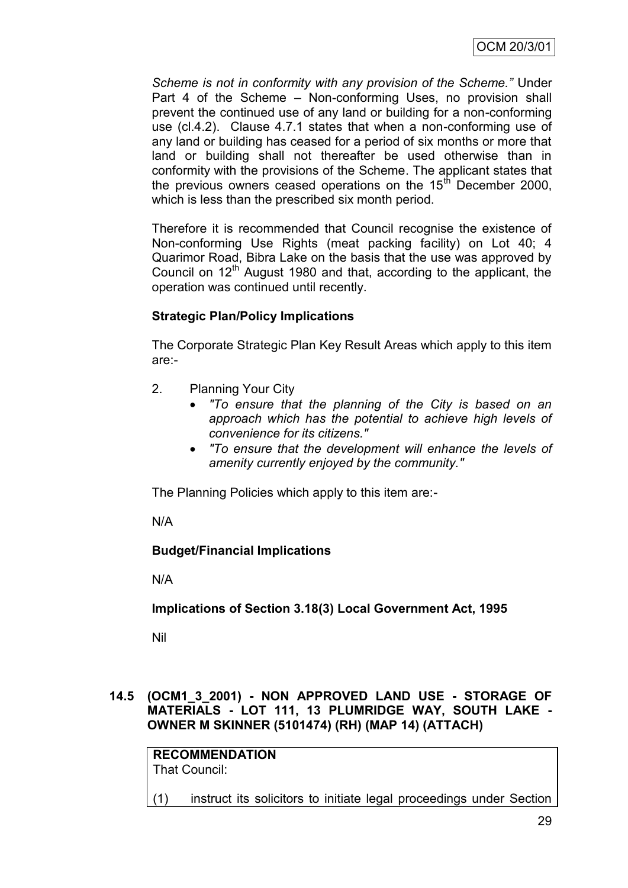*Scheme is not in conformity with any provision of the Scheme."* Under Part 4 of the Scheme – Non-conforming Uses, no provision shall prevent the continued use of any land or building for a non-conforming use (cl.4.2). Clause 4.7.1 states that when a non-conforming use of any land or building has ceased for a period of six months or more that land or building shall not thereafter be used otherwise than in conformity with the provisions of the Scheme. The applicant states that the previous owners ceased operations on the 15th December 2000, which is less than the prescribed six month period.

Therefore it is recommended that Council recognise the existence of Non-conforming Use Rights (meat packing facility) on Lot 40; 4 Quarimor Road, Bibra Lake on the basis that the use was approved by Council on 12th August 1980 and that, according to the applicant, the operation was continued until recently.

**Strategic Plan/Policy Implications**

The Corporate Strategic Plan Key Result Areas which apply to this item are:-

2. Planning Your City
   - *"To ensure that the planning of the City is based on an approach which has the potential to achieve high levels of convenience for its citizens."*
   - *"To ensure that the development will enhance the levels of amenity currently enjoyed by the community."*

The Planning Policies which apply to this item are:-

N/A

**Budget/Financial Implications**

N/A

**Implications of Section 3.18(3) Local Government Act, 1995**

Nil

### 14.5 (OCM1_3_2001) - NON APPROVED LAND USE - STORAGE OF MATERIALS - LOT 111, 13 PLUMRIDGE WAY, SOUTH LAKE - OWNER M SKINNER (5101474) (RH) (MAP 14) (ATTACH)

**RECOMMENDATION**
That Council:

(1) instruct its solicitors to initiate legal proceedings under Section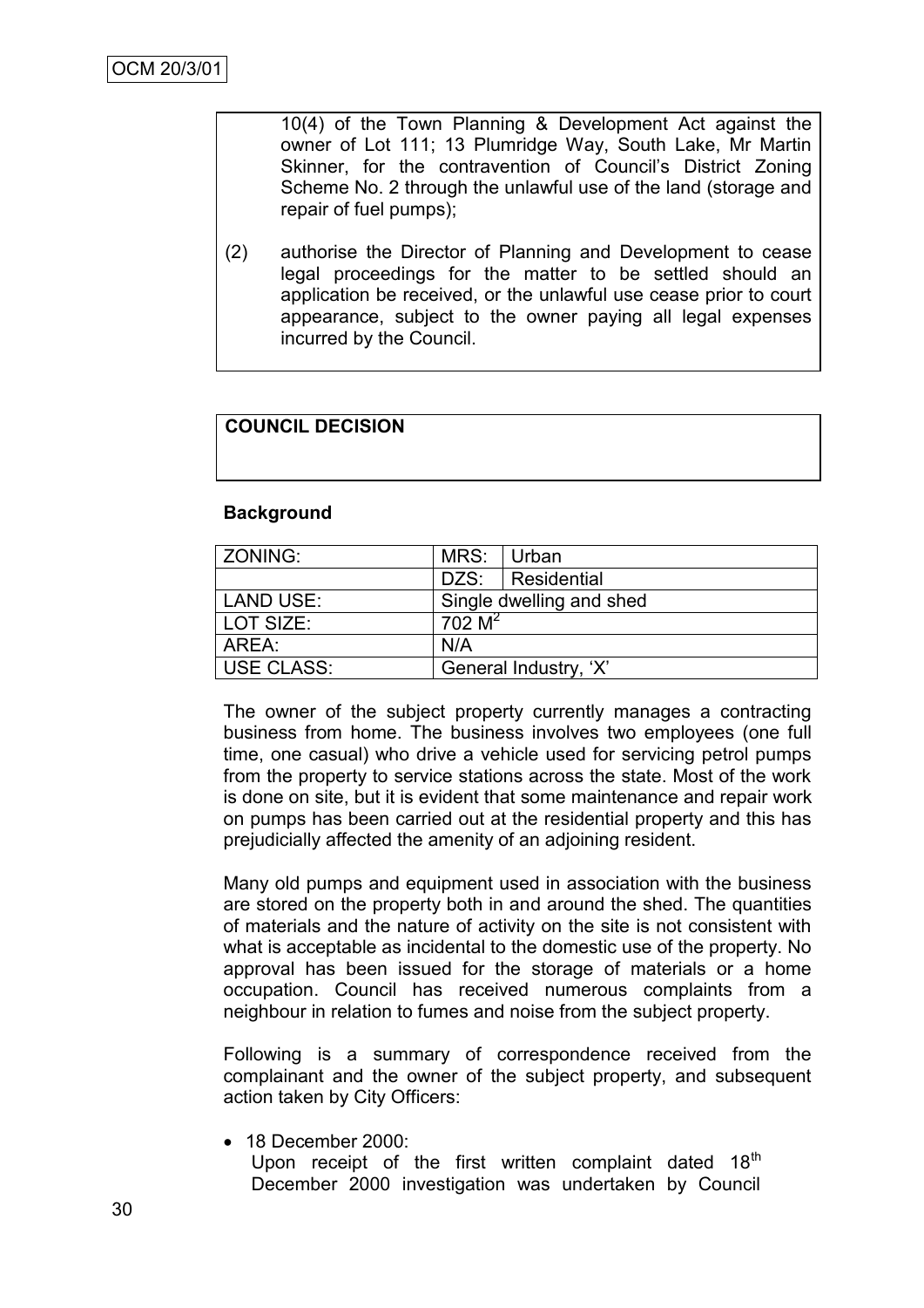10(4) of the Town Planning & Development Act against the owner of Lot 111; 13 Plumridge Way, South Lake, Mr Martin Skinner, for the contravention of Council's District Zoning Scheme No. 2 through the unlawful use of the land (storage and repair of fuel pumps);

(2) authorise the Director of Planning and Development to cease legal proceedings for the matter to be settled should an application be received, or the unlawful use cease prior to court appearance, subject to the owner paying all legal expenses incurred by the Council.

**COUNCIL DECISION**

**Background**

| ZONING: | MRS: | Urban |
|---|---|---|
| | DZS: | Residential |
| LAND USE: | Single dwelling and shed | |
| LOT SIZE: | 702 $M^2$ | |
| AREA: | N/A | |
| USE CLASS: | General Industry, 'X' | |

The owner of the subject property currently manages a contracting business from home. The business involves two employees (one full time, one casual) who drive a vehicle used for servicing petrol pumps from the property to service stations across the state. Most of the work is done on site, but it is evident that some maintenance and repair work on pumps has been carried out at the residential property and this has prejudicially affected the amenity of an adjoining resident.

Many old pumps and equipment used in association with the business are stored on the property both in and around the shed. The quantities of materials and the nature of activity on the site is not consistent with what is acceptable as incidental to the domestic use of the property. No approval has been issued for the storage of materials or a home occupation. Council has received numerous complaints from a neighbour in relation to fumes and noise from the subject property.

Following is a summary of correspondence received from the complainant and the owner of the subject property, and subsequent action taken by City Officers:

- 18 December 2000:
  Upon receipt of the first written complaint dated 18th December 2000 investigation was undertaken by Council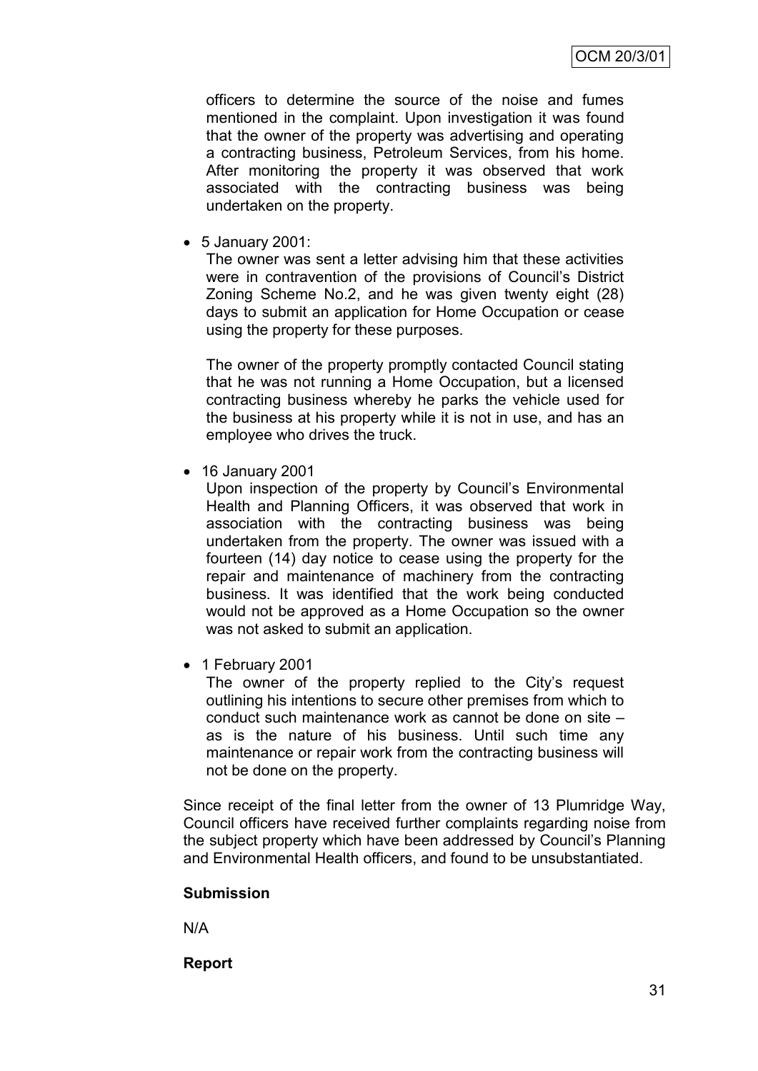officers to determine the source of the noise and fumes mentioned in the complaint. Upon investigation it was found that the owner of the property was advertising and operating a contracting business, Petroleum Services, from his home. After monitoring the property it was observed that work associated with the contracting business was being undertaken on the property.

- 5 January 2001:

  The owner was sent a letter advising him that these activities were in contravention of the provisions of Council's District Zoning Scheme No.2, and he was given twenty eight (28) days to submit an application for Home Occupation or cease using the property for these purposes.

  The owner of the property promptly contacted Council stating that he was not running a Home Occupation, but a licensed contracting business whereby he parks the vehicle used for the business at his property while it is not in use, and has an employee who drives the truck.

- 16 January 2001

  Upon inspection of the property by Council's Environmental Health and Planning Officers, it was observed that work in association with the contracting business was being undertaken from the property. The owner was issued with a fourteen (14) day notice to cease using the property for the repair and maintenance of machinery from the contracting business. It was identified that the work being conducted would not be approved as a Home Occupation so the owner was not asked to submit an application.

- 1 February 2001

  The owner of the property replied to the City's request outlining his intentions to secure other premises from which to conduct such maintenance work as cannot be done on site – as is the nature of his business. Until such time any maintenance or repair work from the contracting business will not be done on the property.

Since receipt of the final letter from the owner of 13 Plumridge Way, Council officers have received further complaints regarding noise from the subject property which have been addressed by Council's Planning and Environmental Health officers, and found to be unsubstantiated.

**Submission**

N/A

**Report**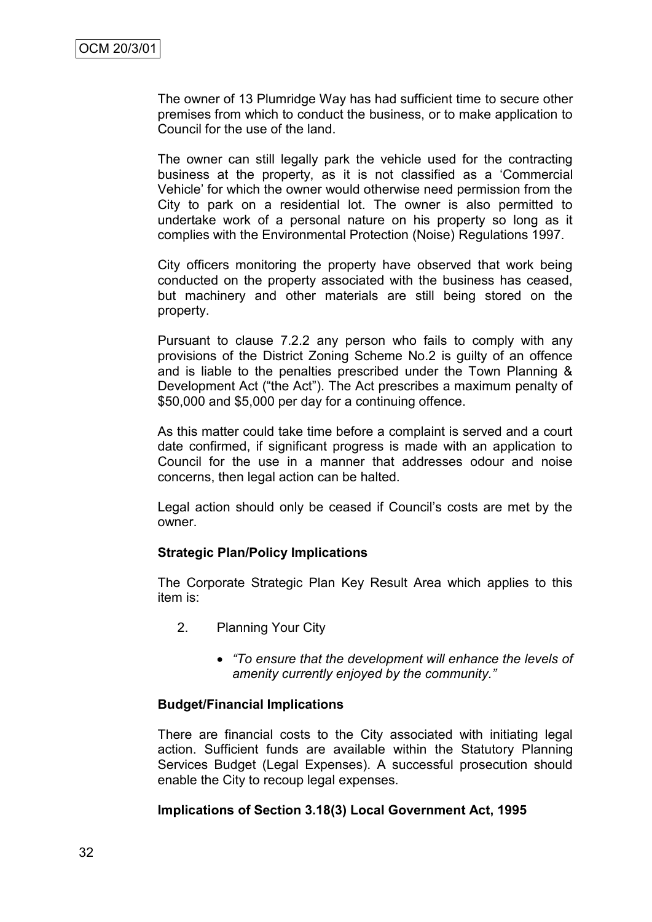The owner of 13 Plumridge Way has had sufficient time to secure other premises from which to conduct the business, or to make application to Council for the use of the land.

The owner can still legally park the vehicle used for the contracting business at the property, as it is not classified as a 'Commercial Vehicle' for which the owner would otherwise need permission from the City to park on a residential lot. The owner is also permitted to undertake work of a personal nature on his property so long as it complies with the Environmental Protection (Noise) Regulations 1997.

City officers monitoring the property have observed that work being conducted on the property associated with the business has ceased, but machinery and other materials are still being stored on the property.

Pursuant to clause 7.2.2 any person who fails to comply with any provisions of the District Zoning Scheme No.2 is guilty of an offence and is liable to the penalties prescribed under the Town Planning & Development Act ("the Act"). The Act prescribes a maximum penalty of $50,000 and $5,000 per day for a continuing offence.

As this matter could take time before a complaint is served and a court date confirmed, if significant progress is made with an application to Council for the use in a manner that addresses odour and noise concerns, then legal action can be halted.

Legal action should only be ceased if Council's costs are met by the owner.

**Strategic Plan/Policy Implications**

The Corporate Strategic Plan Key Result Area which applies to this item is:

2. Planning Your City

   - *"To ensure that the development will enhance the levels of amenity currently enjoyed by the community."*

**Budget/Financial Implications**

There are financial costs to the City associated with initiating legal action. Sufficient funds are available within the Statutory Planning Services Budget (Legal Expenses). A successful prosecution should enable the City to recoup legal expenses.

**Implications of Section 3.18(3) Local Government Act, 1995**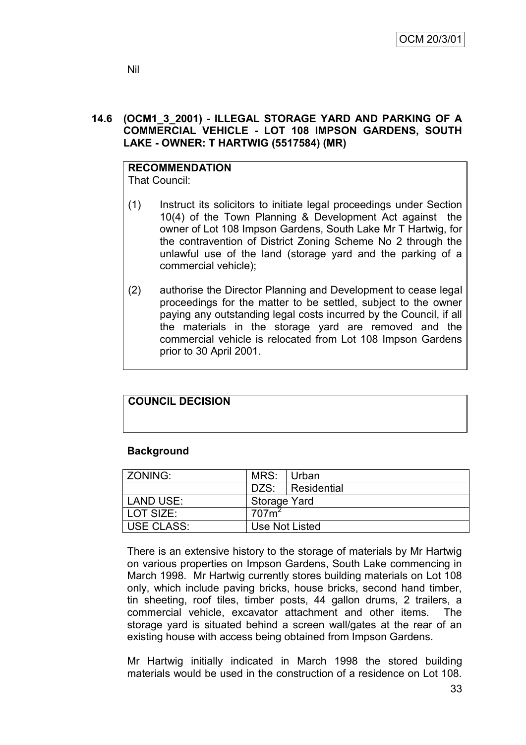Nil

### 14.6 (OCM1_3_2001) - ILLEGAL STORAGE YARD AND PARKING OF A COMMERCIAL VEHICLE - LOT 108 IMPSON GARDENS, SOUTH LAKE - OWNER: T HARTWIG (5517584) (MR)

**RECOMMENDATION**

That Council:

(1) Instruct its solicitors to initiate legal proceedings under Section 10(4) of the Town Planning & Development Act against the owner of Lot 108 Impson Gardens, South Lake Mr T Hartwig, for the contravention of District Zoning Scheme No 2 through the unlawful use of the land (storage yard and the parking of a commercial vehicle);

(2) authorise the Director Planning and Development to cease legal proceedings for the matter to be settled, subject to the owner paying any outstanding legal costs incurred by the Council, if all the materials in the storage yard are removed and the commercial vehicle is relocated from Lot 108 Impson Gardens prior to 30 April 2001.

**COUNCIL DECISION**

**Background**

| ZONING: | MRS: | Urban |
|---|---|---|
| | DZS: | Residential |
| LAND USE: | Storage Yard | |
| LOT SIZE: | $707m^2$ | |
| USE CLASS: | Use Not Listed | |

There is an extensive history to the storage of materials by Mr Hartwig on various properties on Impson Gardens, South Lake commencing in March 1998. Mr Hartwig currently stores building materials on Lot 108 only, which include paving bricks, house bricks, second hand timber, tin sheeting, roof tiles, timber posts, 44 gallon drums, 2 trailers, a commercial vehicle, excavator attachment and other items. The storage yard is situated behind a screen wall/gates at the rear of an existing house with access being obtained from Impson Gardens.

Mr Hartwig initially indicated in March 1998 the stored building materials would be used in the construction of a residence on Lot 108.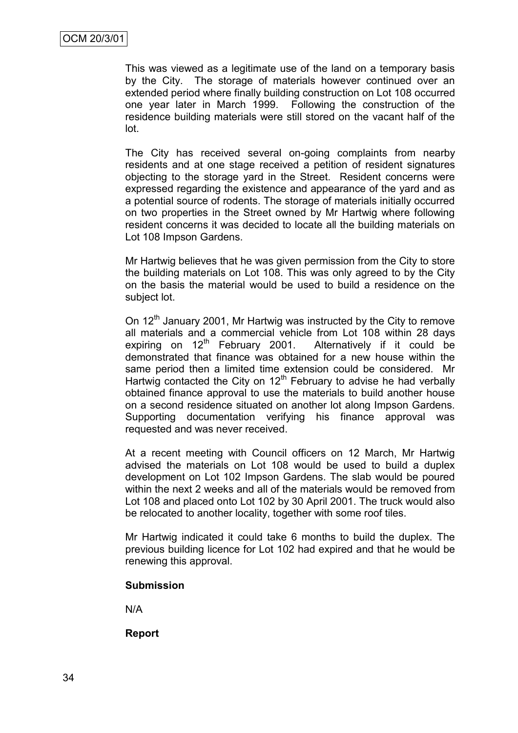This was viewed as a legitimate use of the land on a temporary basis by the City. The storage of materials however continued over an extended period where finally building construction on Lot 108 occurred one year later in March 1999. Following the construction of the residence building materials were still stored on the vacant half of the lot.

The City has received several on-going complaints from nearby residents and at one stage received a petition of resident signatures objecting to the storage yard in the Street. Resident concerns were expressed regarding the existence and appearance of the yard and as a potential source of rodents. The storage of materials initially occurred on two properties in the Street owned by Mr Hartwig where following resident concerns it was decided to locate all the building materials on Lot 108 Impson Gardens.

Mr Hartwig believes that he was given permission from the City to store the building materials on Lot 108. This was only agreed to by the City on the basis the material would be used to build a residence on the subject lot.

On 12th January 2001, Mr Hartwig was instructed by the City to remove all materials and a commercial vehicle from Lot 108 within 28 days expiring on 12th February 2001. Alternatively if it could be demonstrated that finance was obtained for a new house within the same period then a limited time extension could be considered. Mr Hartwig contacted the City on 12th February to advise he had verbally obtained finance approval to use the materials to build another house on a second residence situated on another lot along Impson Gardens. Supporting documentation verifying his finance approval was requested and was never received.

At a recent meeting with Council officers on 12 March, Mr Hartwig advised the materials on Lot 108 would be used to build a duplex development on Lot 102 Impson Gardens. The slab would be poured within the next 2 weeks and all of the materials would be removed from Lot 108 and placed onto Lot 102 by 30 April 2001. The truck would also be relocated to another locality, together with some roof tiles.

Mr Hartwig indicated it could take 6 months to build the duplex. The previous building licence for Lot 102 had expired and that he would be renewing this approval.

**Submission**

N/A

**Report**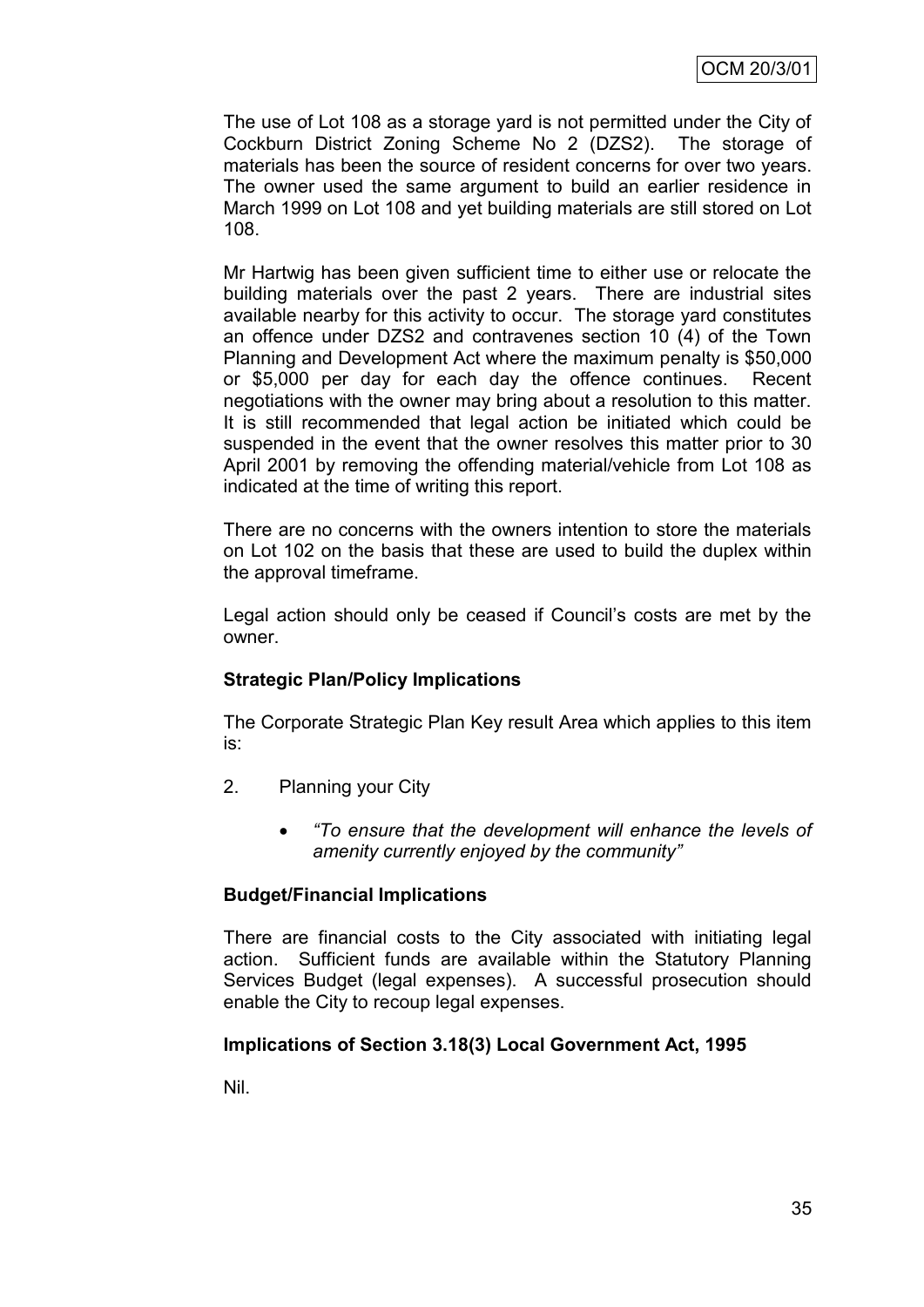The use of Lot 108 as a storage yard is not permitted under the City of Cockburn District Zoning Scheme No 2 (DZS2). The storage of materials has been the source of resident concerns for over two years. The owner used the same argument to build an earlier residence in March 1999 on Lot 108 and yet building materials are still stored on Lot 108.

Mr Hartwig has been given sufficient time to either use or relocate the building materials over the past 2 years. There are industrial sites available nearby for this activity to occur. The storage yard constitutes an offence under DZS2 and contravenes section 10 (4) of the Town Planning and Development Act where the maximum penalty is $50,000 or $5,000 per day for each day the offence continues. Recent negotiations with the owner may bring about a resolution to this matter. It is still recommended that legal action be initiated which could be suspended in the event that the owner resolves this matter prior to 30 April 2001 by removing the offending material/vehicle from Lot 108 as indicated at the time of writing this report.

There are no concerns with the owners intention to store the materials on Lot 102 on the basis that these are used to build the duplex within the approval timeframe.

Legal action should only be ceased if Council's costs are met by the owner.

**Strategic Plan/Policy Implications**

The Corporate Strategic Plan Key result Area which applies to this item is:

2. Planning your City

   - *"To ensure that the development will enhance the levels of amenity currently enjoyed by the community"*

**Budget/Financial Implications**

There are financial costs to the City associated with initiating legal action. Sufficient funds are available within the Statutory Planning Services Budget (legal expenses). A successful prosecution should enable the City to recoup legal expenses.

**Implications of Section 3.18(3) Local Government Act, 1995**

Nil.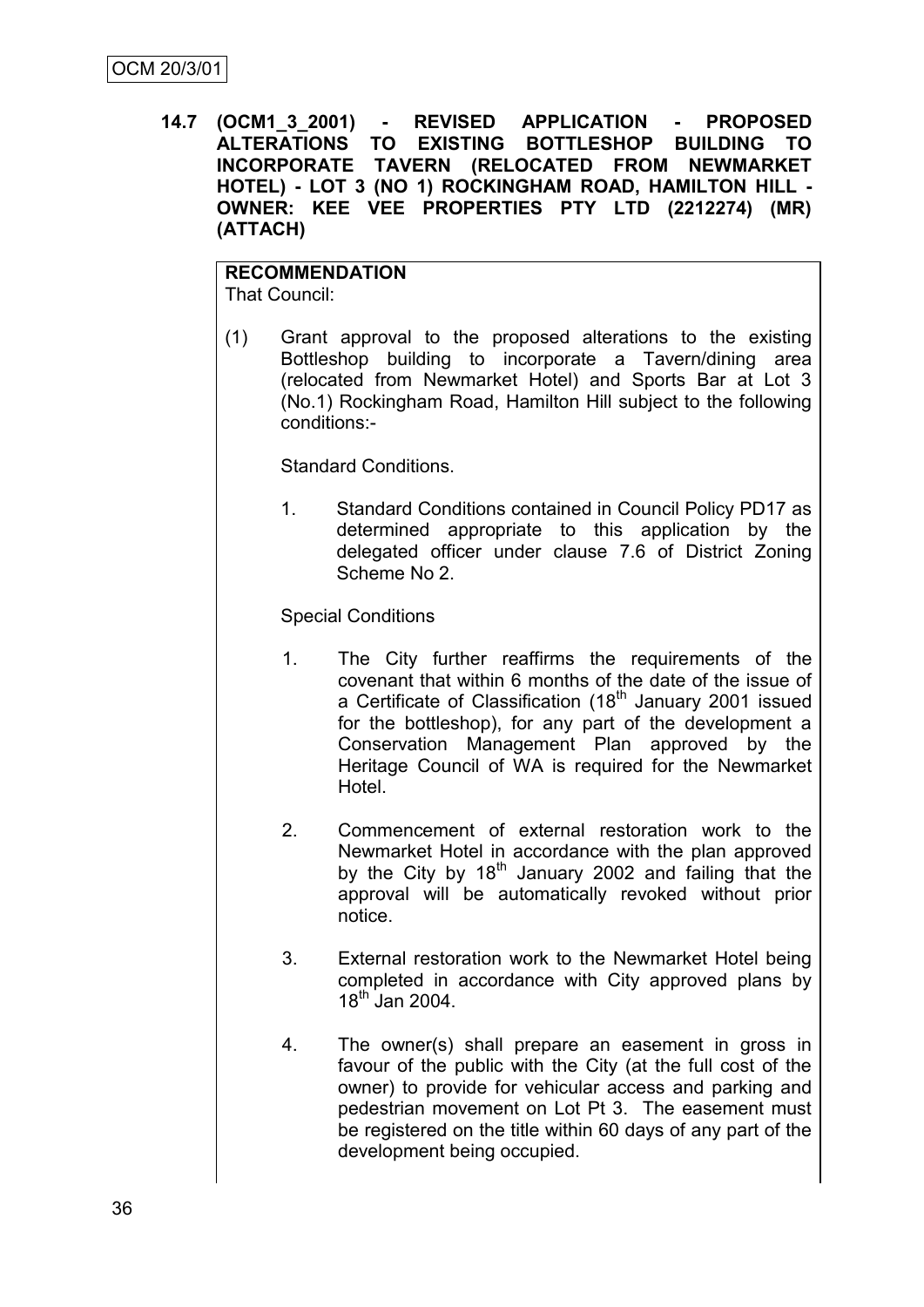OCM 20/3/01

**14.7 (OCM1_3_2001) - REVISED APPLICATION - PROPOSED ALTERATIONS TO EXISTING BOTTLESHOP BUILDING TO INCORPORATE TAVERN (RELOCATED FROM NEWMARKET HOTEL) - LOT 3 (NO 1) ROCKINGHAM ROAD, HAMILTON HILL - OWNER: KEE VEE PROPERTIES PTY LTD (2212274) (MR) (ATTACH)**

**RECOMMENDATION**

That Council:

(1) Grant approval to the proposed alterations to the existing Bottleshop building to incorporate a Tavern/dining area (relocated from Newmarket Hotel) and Sports Bar at Lot 3 (No.1) Rockingham Road, Hamilton Hill subject to the following conditions:-

Standard Conditions.

1. Standard Conditions contained in Council Policy PD17 as determined appropriate to this application by the delegated officer under clause 7.6 of District Zoning Scheme No 2.

Special Conditions

1. The City further reaffirms the requirements of the covenant that within 6 months of the date of the issue of a Certificate of Classification (18th January 2001 issued for the bottleshop), for any part of the development a Conservation Management Plan approved by the Heritage Council of WA is required for the Newmarket Hotel.

2. Commencement of external restoration work to the Newmarket Hotel in accordance with the plan approved by the City by 18th January 2002 and failing that the approval will be automatically revoked without prior notice.

3. External restoration work to the Newmarket Hotel being completed in accordance with City approved plans by 18th Jan 2004.

4. The owner(s) shall prepare an easement in gross in favour of the public with the City (at the full cost of the owner) to provide for vehicular access and parking and pedestrian movement on Lot Pt 3. The easement must be registered on the title within 60 days of any part of the development being occupied.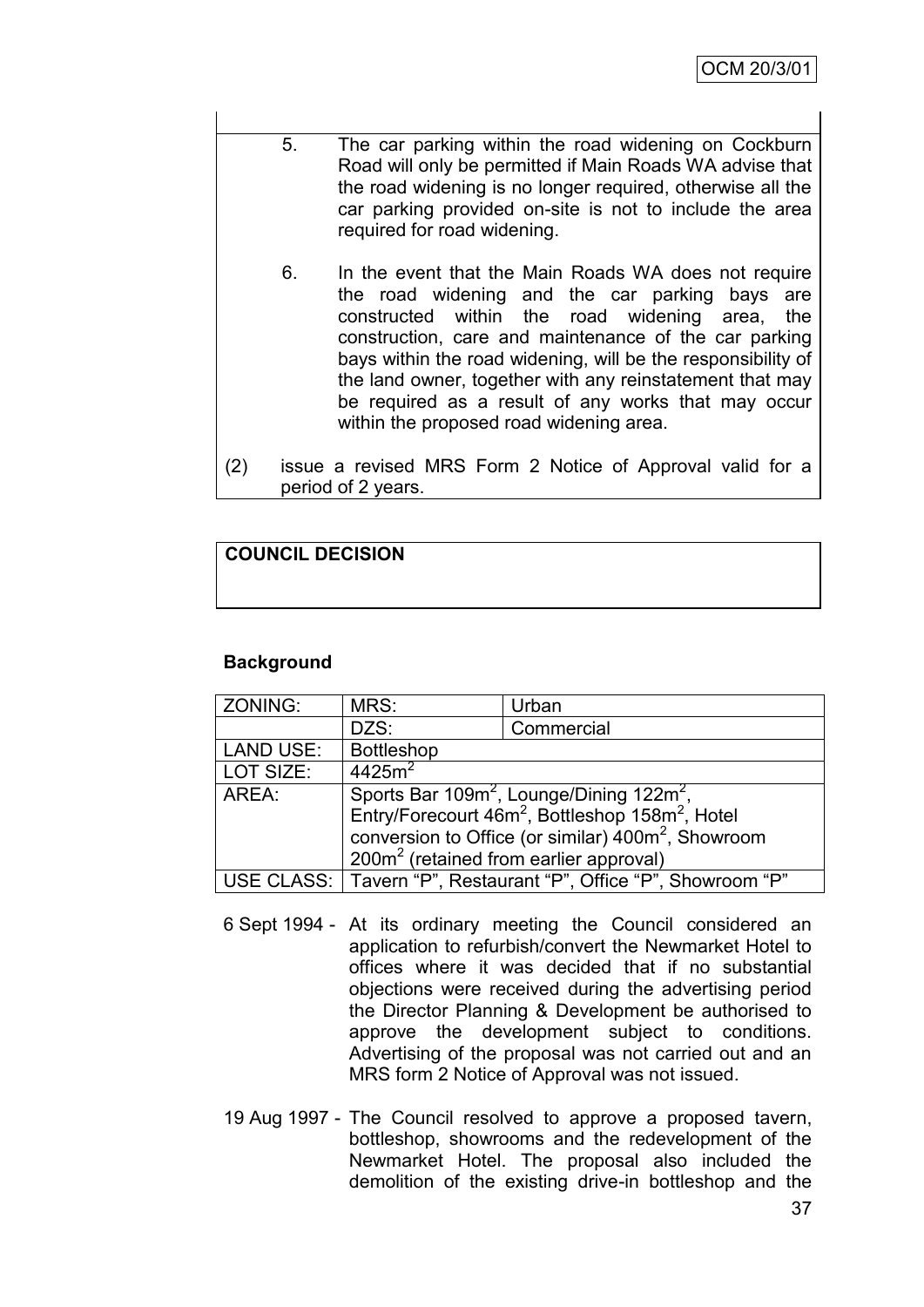5. The car parking within the road widening on Cockburn Road will only be permitted if Main Roads WA advise that the road widening is no longer required, otherwise all the car parking provided on-site is not to include the area required for road widening.

6. In the event that the Main Roads WA does not require the road widening and the car parking bays are constructed within the road widening area, the construction, care and maintenance of the car parking bays within the road widening, will be the responsibility of the land owner, together with any reinstatement that may be required as a result of any works that may occur within the proposed road widening area.

(2) issue a revised MRS Form 2 Notice of Approval valid for a period of 2 years.

**COUNCIL DECISION**

**Background**

| ZONING: | MRS: | Urban |
|---|---|---|
| | DZS: | Commercial |
| LAND USE: | Bottleshop | |
| LOT SIZE: | 4425m$^2$ | |
| AREA: | Sports Bar 109m$^2$, Lounge/Dining 122m$^2$, Entry/Forecourt 46m$^2$, Bottleshop 158m$^2$, Hotel conversion to Office (or similar) 400m$^2$, Showroom 200m$^2$ (retained from earlier approval) | |
| USE CLASS: | Tavern "P", Restaurant "P", Office "P", Showroom "P" | |

6 Sept 1994 - At its ordinary meeting the Council considered an application to refurbish/convert the Newmarket Hotel to offices where it was decided that if no substantial objections were received during the advertising period the Director Planning & Development be authorised to approve the development subject to conditions. Advertising of the proposal was not carried out and an MRS form 2 Notice of Approval was not issued.

19 Aug 1997 - The Council resolved to approve a proposed tavern, bottleshop, showrooms and the redevelopment of the Newmarket Hotel. The proposal also included the demolition of the existing drive-in bottleshop and the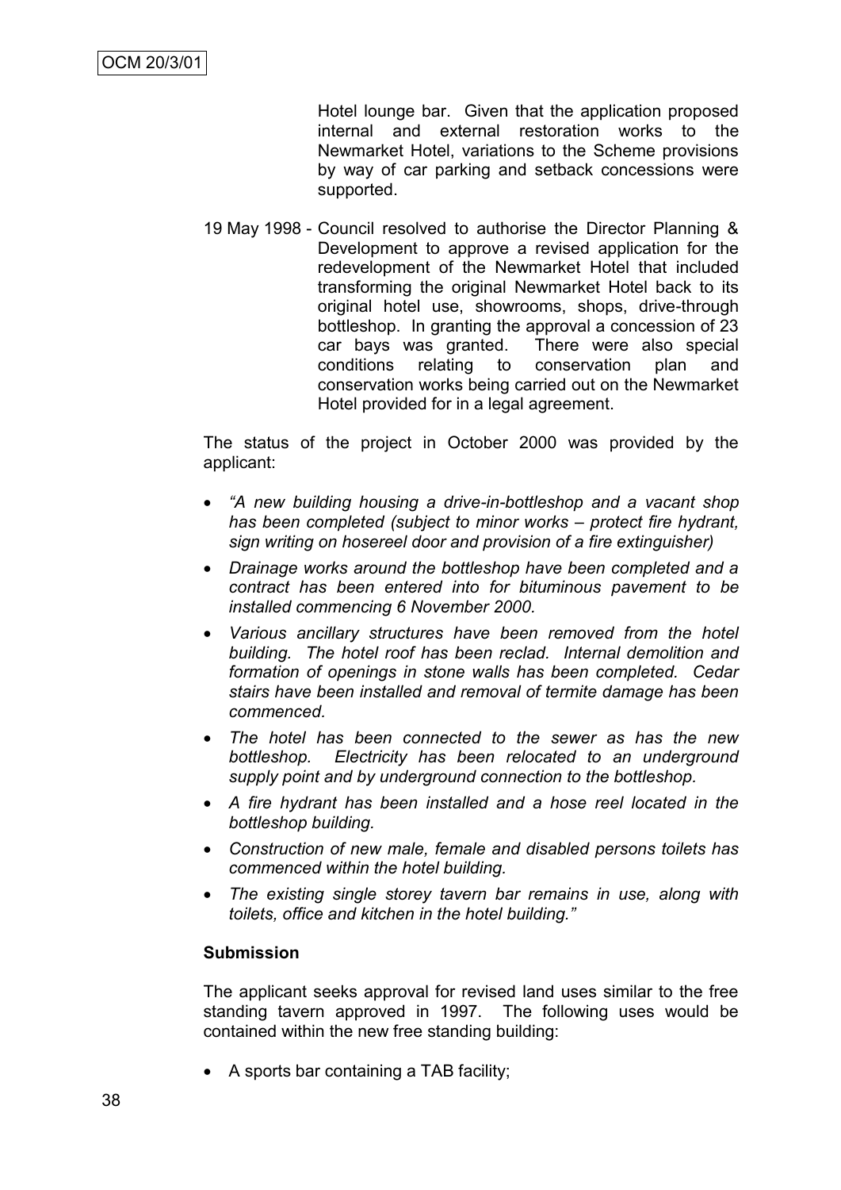Hotel lounge bar. Given that the application proposed internal and external restoration works to the Newmarket Hotel, variations to the Scheme provisions by way of car parking and setback concessions were supported.

19 May 1998 - Council resolved to authorise the Director Planning & Development to approve a revised application for the redevelopment of the Newmarket Hotel that included transforming the original Newmarket Hotel back to its original hotel use, showrooms, shops, drive-through bottleshop. In granting the approval a concession of 23 car bays was granted. There were also special conditions relating to conservation plan and conservation works being carried out on the Newmarket Hotel provided for in a legal agreement.

The status of the project in October 2000 was provided by the applicant:

- *"A new building housing a drive-in-bottleshop and a vacant shop has been completed (subject to minor works – protect fire hydrant, sign writing on hosereel door and provision of a fire extinguisher)*
- *Drainage works around the bottleshop have been completed and a contract has been entered into for bituminous pavement to be installed commencing 6 November 2000.*
- *Various ancillary structures have been removed from the hotel building. The hotel roof has been reclad. Internal demolition and formation of openings in stone walls has been completed. Cedar stairs have been installed and removal of termite damage has been commenced.*
- *The hotel has been connected to the sewer as has the new bottleshop. Electricity has been relocated to an underground supply point and by underground connection to the bottleshop.*
- *A fire hydrant has been installed and a hose reel located in the bottleshop building.*
- *Construction of new male, female and disabled persons toilets has commenced within the hotel building.*
- *The existing single storey tavern bar remains in use, along with toilets, office and kitchen in the hotel building."*

**Submission**

The applicant seeks approval for revised land uses similar to the free standing tavern approved in 1997. The following uses would be contained within the new free standing building:

- A sports bar containing a TAB facility;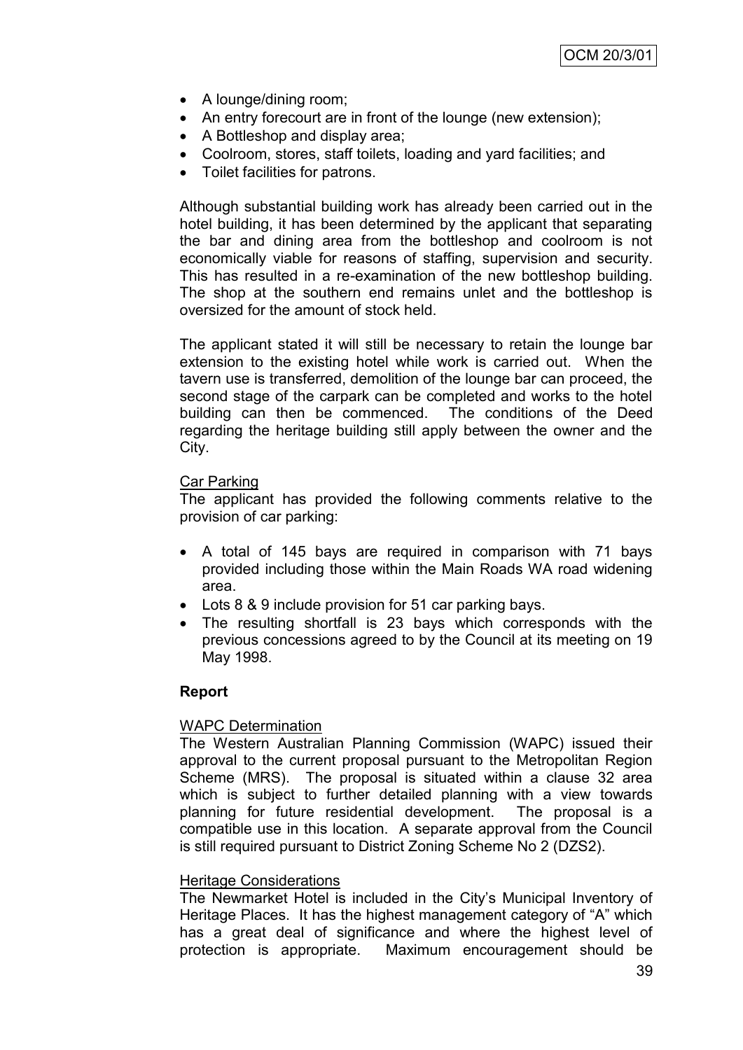- A lounge/dining room;
- An entry forecourt are in front of the lounge (new extension);
- A Bottleshop and display area;
- Coolroom, stores, staff toilets, loading and yard facilities; and
- Toilet facilities for patrons.

Although substantial building work has already been carried out in the hotel building, it has been determined by the applicant that separating the bar and dining area from the bottleshop and coolroom is not economically viable for reasons of staffing, supervision and security. This has resulted in a re-examination of the new bottleshop building. The shop at the southern end remains unlet and the bottleshop is oversized for the amount of stock held.

The applicant stated it will still be necessary to retain the lounge bar extension to the existing hotel while work is carried out. When the tavern use is transferred, demolition of the lounge bar can proceed, the second stage of the carpark can be completed and works to the hotel building can then be commenced. The conditions of the Deed regarding the heritage building still apply between the owner and the City.

Car Parking

The applicant has provided the following comments relative to the provision of car parking:

- A total of 145 bays are required in comparison with 71 bays provided including those within the Main Roads WA road widening area.
- Lots 8 & 9 include provision for 51 car parking bays.
- The resulting shortfall is 23 bays which corresponds with the previous concessions agreed to by the Council at its meeting on 19 May 1998.

**Report**

WAPC Determination

The Western Australian Planning Commission (WAPC) issued their approval to the current proposal pursuant to the Metropolitan Region Scheme (MRS). The proposal is situated within a clause 32 area which is subject to further detailed planning with a view towards planning for future residential development. The proposal is a compatible use in this location. A separate approval from the Council is still required pursuant to District Zoning Scheme No 2 (DZS2).

Heritage Considerations

The Newmarket Hotel is included in the City's Municipal Inventory of Heritage Places. It has the highest management category of "A" which has a great deal of significance and where the highest level of protection is appropriate. Maximum encouragement should be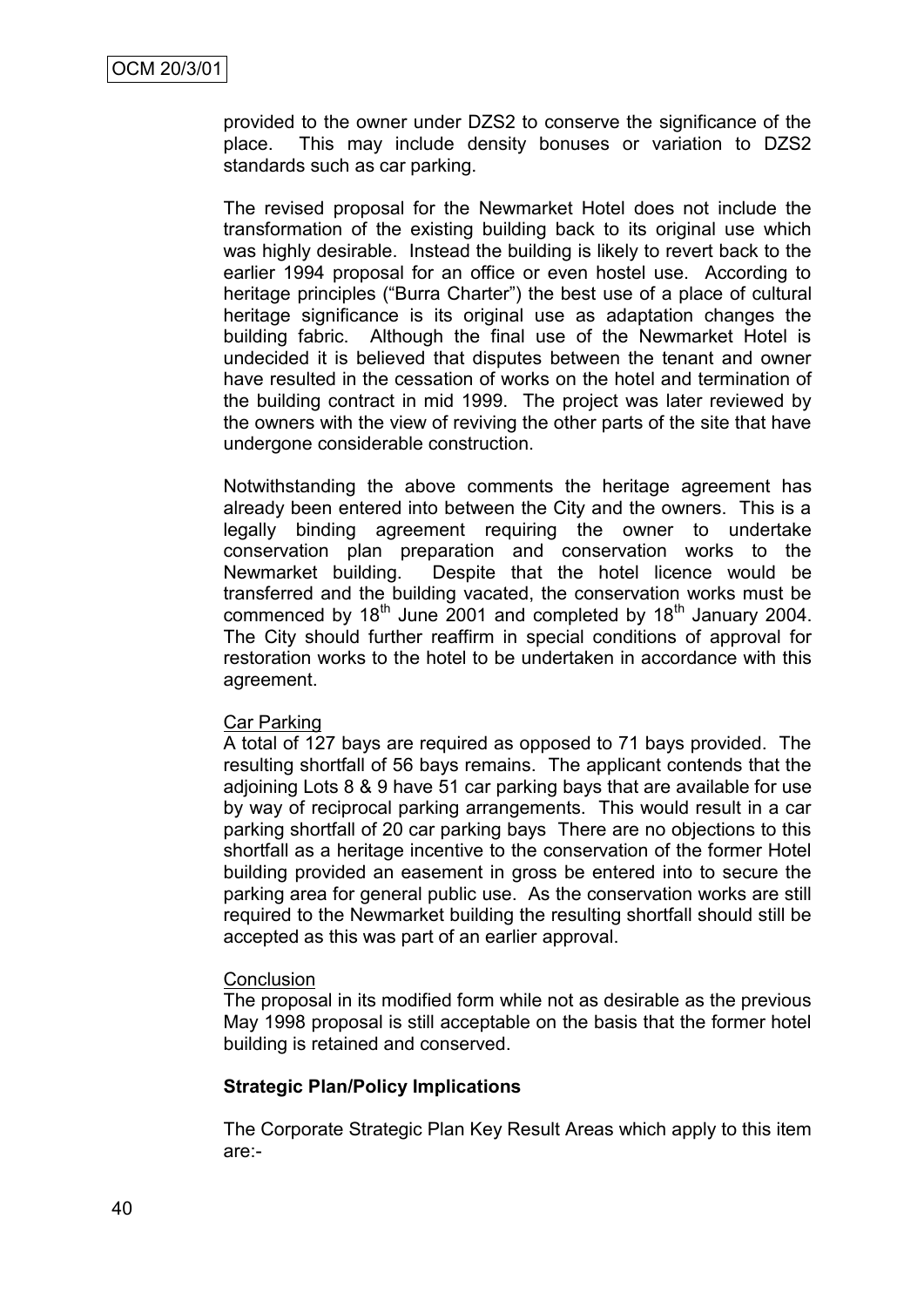provided to the owner under DZS2 to conserve the significance of the place. This may include density bonuses or variation to DZS2 standards such as car parking.

The revised proposal for the Newmarket Hotel does not include the transformation of the existing building back to its original use which was highly desirable. Instead the building is likely to revert back to the earlier 1994 proposal for an office or even hostel use. According to heritage principles ("Burra Charter") the best use of a place of cultural heritage significance is its original use as adaptation changes the building fabric. Although the final use of the Newmarket Hotel is undecided it is believed that disputes between the tenant and owner have resulted in the cessation of works on the hotel and termination of the building contract in mid 1999. The project was later reviewed by the owners with the view of reviving the other parts of the site that have undergone considerable construction.

Notwithstanding the above comments the heritage agreement has already been entered into between the City and the owners. This is a legally binding agreement requiring the owner to undertake conservation plan preparation and conservation works to the Newmarket building. Despite that the hotel licence would be transferred and the building vacated, the conservation works must be commenced by 18th June 2001 and completed by 18th January 2004. The City should further reaffirm in special conditions of approval for restoration works to the hotel to be undertaken in accordance with this agreement.

Car Parking

A total of 127 bays are required as opposed to 71 bays provided. The resulting shortfall of 56 bays remains. The applicant contends that the adjoining Lots 8 & 9 have 51 car parking bays that are available for use by way of reciprocal parking arrangements. This would result in a car parking shortfall of 20 car parking bays There are no objections to this shortfall as a heritage incentive to the conservation of the former Hotel building provided an easement in gross be entered into to secure the parking area for general public use. As the conservation works are still required to the Newmarket building the resulting shortfall should still be accepted as this was part of an earlier approval.

Conclusion

The proposal in its modified form while not as desirable as the previous May 1998 proposal is still acceptable on the basis that the former hotel building is retained and conserved.

**Strategic Plan/Policy Implications**

The Corporate Strategic Plan Key Result Areas which apply to this item are:-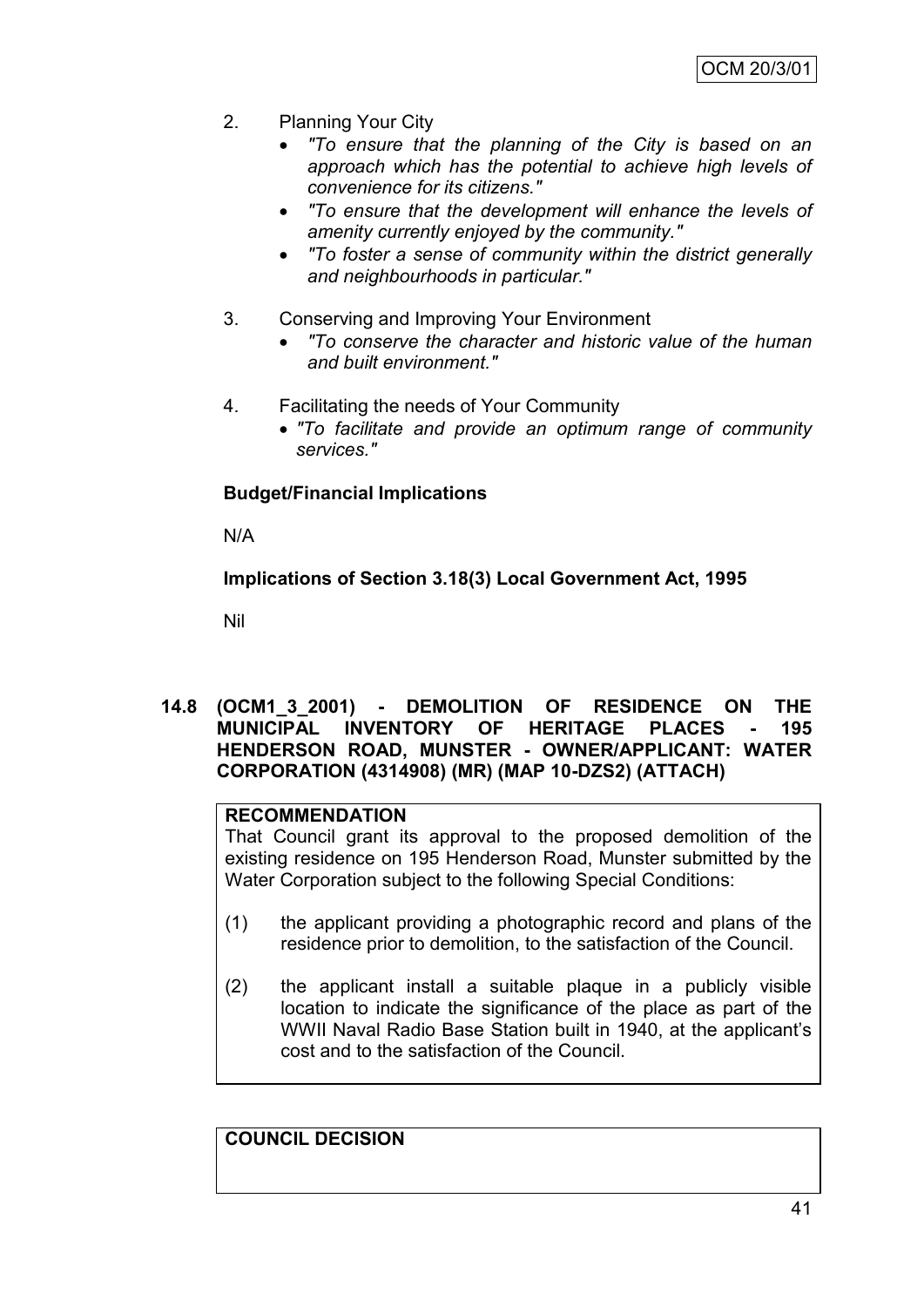2. Planning Your City
   - *"To ensure that the planning of the City is based on an approach which has the potential to achieve high levels of convenience for its citizens."*
   - *"To ensure that the development will enhance the levels of amenity currently enjoyed by the community."*
   - *"To foster a sense of community within the district generally and neighbourhoods in particular."*

3. Conserving and Improving Your Environment
   - *"To conserve the character and historic value of the human and built environment."*

4. Facilitating the needs of Your Community
   - *"To facilitate and provide an optimum range of community services."*

**Budget/Financial Implications**

N/A

**Implications of Section 3.18(3) Local Government Act, 1995**

Nil

## 14.8 (OCM1_3_2001) - DEMOLITION OF RESIDENCE ON THE MUNICIPAL INVENTORY OF HERITAGE PLACES - 195 HENDERSON ROAD, MUNSTER - OWNER/APPLICANT: WATER CORPORATION (4314908) (MR) (MAP 10-DZS2) (ATTACH)

**RECOMMENDATION**

That Council grant its approval to the proposed demolition of the existing residence on 195 Henderson Road, Munster submitted by the Water Corporation subject to the following Special Conditions:

(1) the applicant providing a photographic record and plans of the residence prior to demolition, to the satisfaction of the Council.

(2) the applicant install a suitable plaque in a publicly visible location to indicate the significance of the place as part of the WWII Naval Radio Base Station built in 1940, at the applicant's cost and to the satisfaction of the Council.

**COUNCIL DECISION**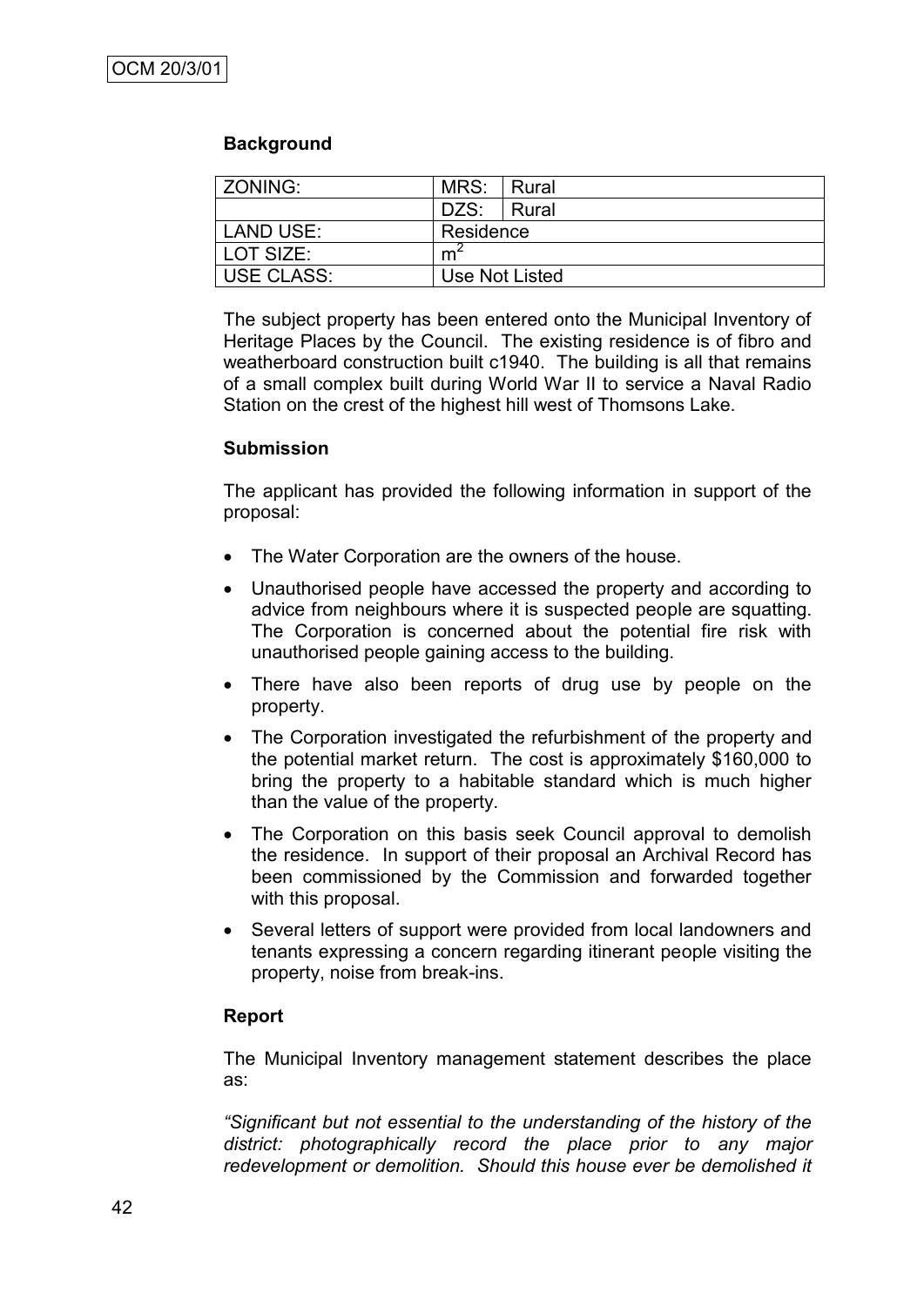### Background

| ZONING: | MRS: | Rural |
|---|---|---|
| | DZS: | Rural |
| LAND USE: | Residence | |
| LOT SIZE: | $m^2$ | |
| USE CLASS: | Use Not Listed | |

The subject property has been entered onto the Municipal Inventory of Heritage Places by the Council. The existing residence is of fibro and weatherboard construction built c1940. The building is all that remains of a small complex built during World War II to service a Naval Radio Station on the crest of the highest hill west of Thomsons Lake.

### Submission

The applicant has provided the following information in support of the proposal:

- The Water Corporation are the owners of the house.
- Unauthorised people have accessed the property and according to advice from neighbours where it is suspected people are squatting. The Corporation is concerned about the potential fire risk with unauthorised people gaining access to the building.
- There have also been reports of drug use by people on the property.
- The Corporation investigated the refurbishment of the property and the potential market return. The cost is approximately $160,000 to bring the property to a habitable standard which is much higher than the value of the property.
- The Corporation on this basis seek Council approval to demolish the residence. In support of their proposal an Archival Record has been commissioned by the Commission and forwarded together with this proposal.
- Several letters of support were provided from local landowners and tenants expressing a concern regarding itinerant people visiting the property, noise from break-ins.

### Report

The Municipal Inventory management statement describes the place as:

*"Significant but not essential to the understanding of the history of the district: photographically record the place prior to any major redevelopment or demolition. Should this house ever be demolished it*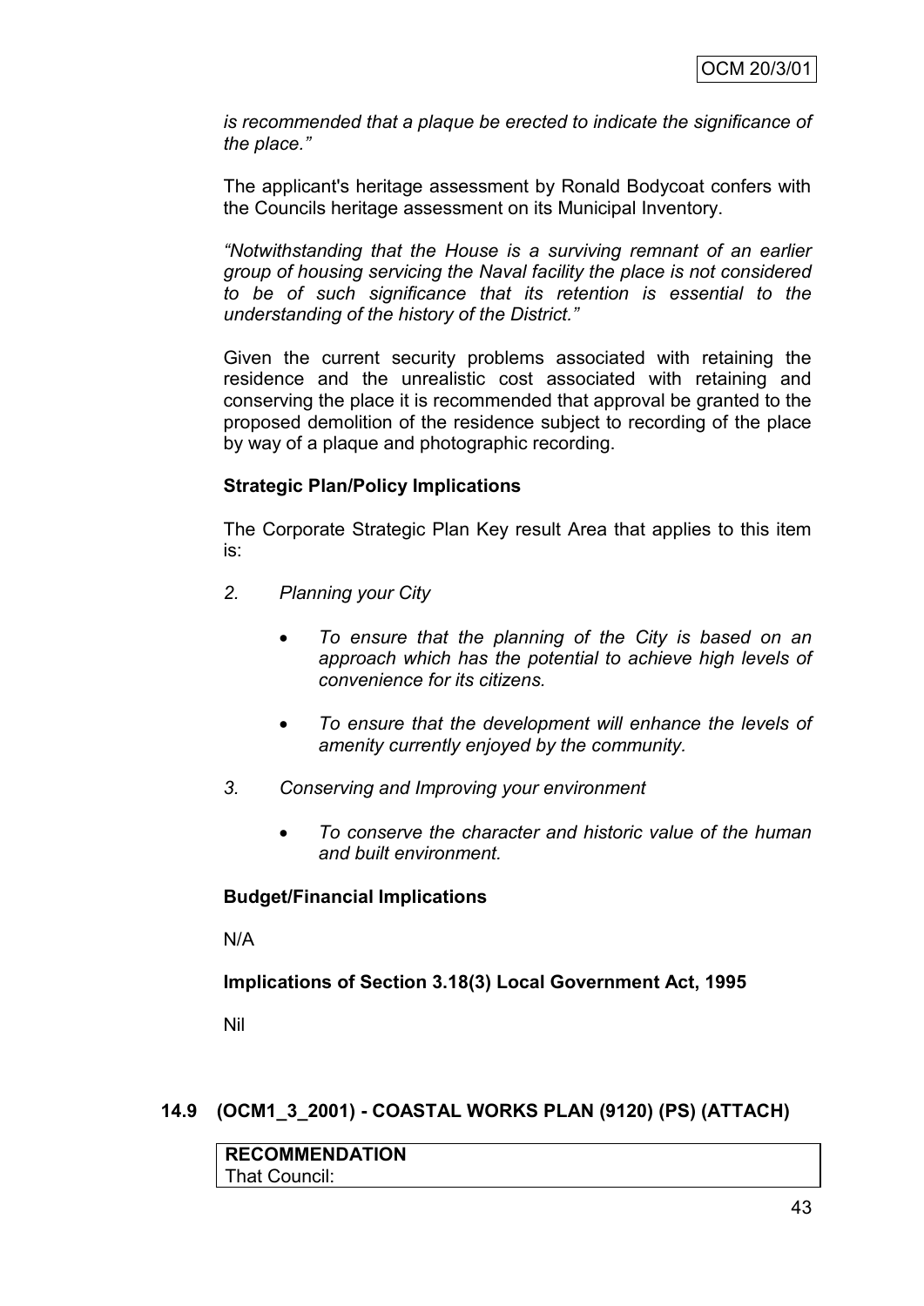*is recommended that a plaque be erected to indicate the significance of the place."*

The applicant's heritage assessment by Ronald Bodycoat confers with the Councils heritage assessment on its Municipal Inventory.

*"Notwithstanding that the House is a surviving remnant of an earlier group of housing servicing the Naval facility the place is not considered to be of such significance that its retention is essential to the understanding of the history of the District."*

Given the current security problems associated with retaining the residence and the unrealistic cost associated with retaining and conserving the place it is recommended that approval be granted to the proposed demolition of the residence subject to recording of the place by way of a plaque and photographic recording.

**Strategic Plan/Policy Implications**

The Corporate Strategic Plan Key result Area that applies to this item is:

*2. Planning your City*

- *To ensure that the planning of the City is based on an approach which has the potential to achieve high levels of convenience for its citizens.*
- *To ensure that the development will enhance the levels of amenity currently enjoyed by the community.*

*3. Conserving and Improving your environment*

- *To conserve the character and historic value of the human and built environment.*

**Budget/Financial Implications**

N/A

**Implications of Section 3.18(3) Local Government Act, 1995**

Nil

## 14.9 (OCM1_3_2001) - COASTAL WORKS PLAN (9120) (PS) (ATTACH)

**RECOMMENDATION**
That Council: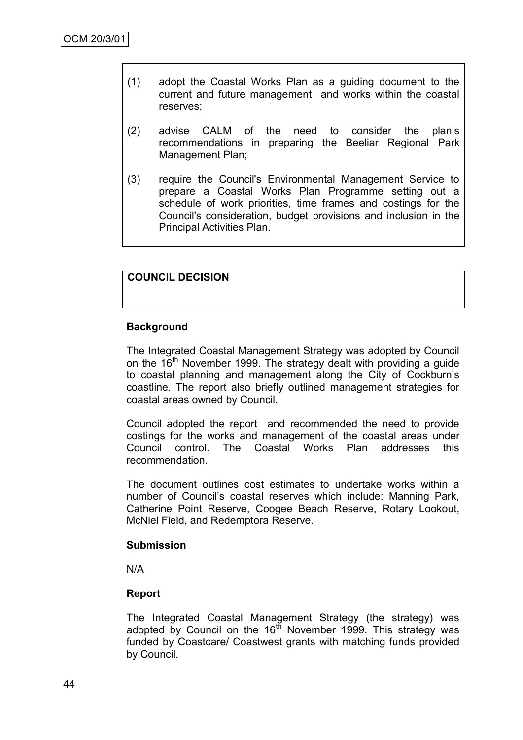(1) adopt the Coastal Works Plan as a guiding document to the current and future management and works within the coastal reserves;

(2) advise CALM of the need to consider the plan's recommendations in preparing the Beeliar Regional Park Management Plan;

(3) require the Council's Environmental Management Service to prepare a Coastal Works Plan Programme setting out a schedule of work priorities, time frames and costings for the Council's consideration, budget provisions and inclusion in the Principal Activities Plan.

**COUNCIL DECISION**

**Background**

The Integrated Coastal Management Strategy was adopted by Council on the 16th November 1999. The strategy dealt with providing a guide to coastal planning and management along the City of Cockburn's coastline. The report also briefly outlined management strategies for coastal areas owned by Council.

Council adopted the report and recommended the need to provide costings for the works and management of the coastal areas under Council control. The Coastal Works Plan addresses this recommendation.

The document outlines cost estimates to undertake works within a number of Council's coastal reserves which include: Manning Park, Catherine Point Reserve, Coogee Beach Reserve, Rotary Lookout, McNiel Field, and Redemptora Reserve.

**Submission**

N/A

**Report**

The Integrated Coastal Management Strategy (the strategy) was adopted by Council on the 16th November 1999. This strategy was funded by Coastcare/ Coastwest grants with matching funds provided by Council.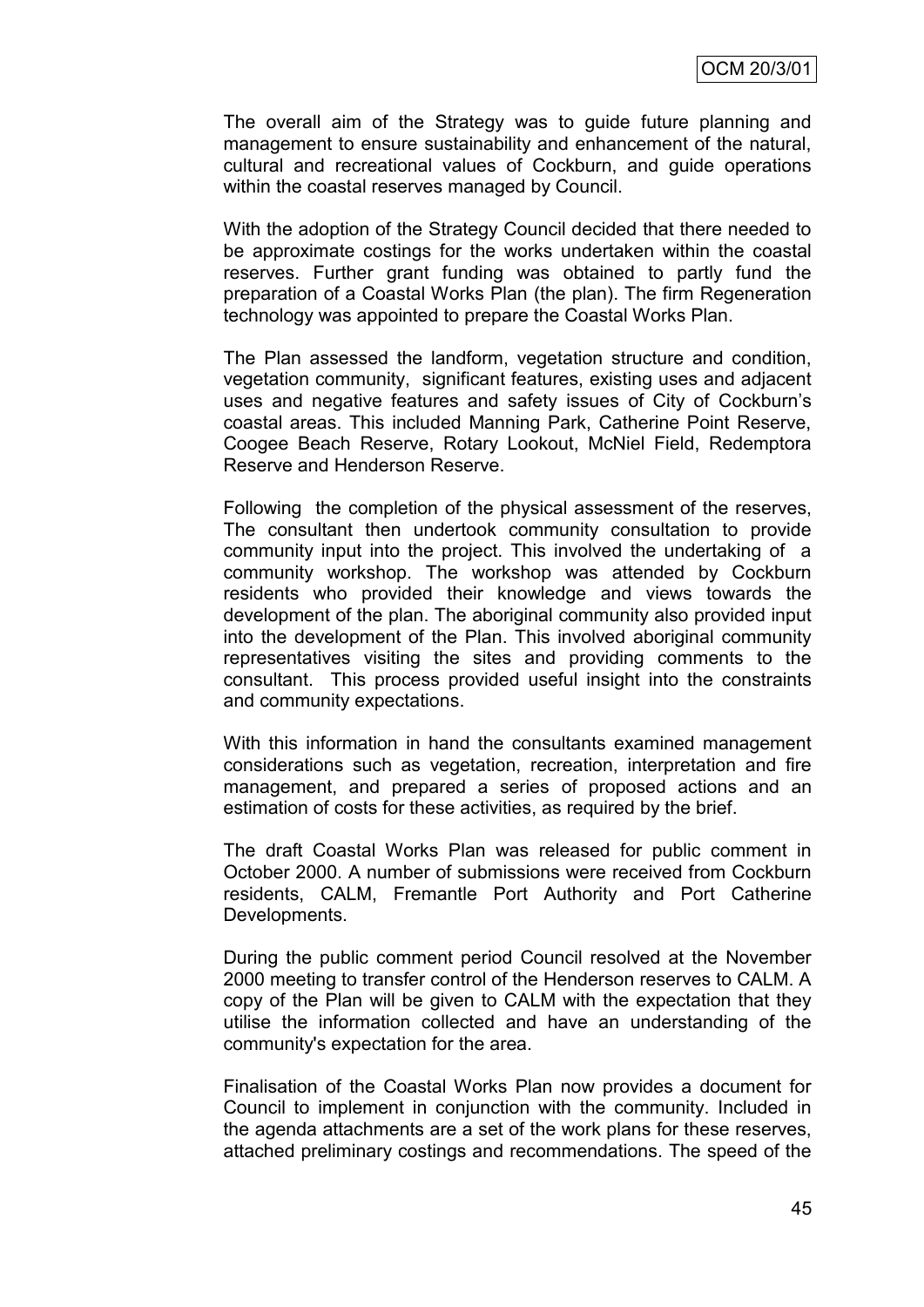The overall aim of the Strategy was to guide future planning and management to ensure sustainability and enhancement of the natural, cultural and recreational values of Cockburn, and guide operations within the coastal reserves managed by Council.

With the adoption of the Strategy Council decided that there needed to be approximate costings for the works undertaken within the coastal reserves. Further grant funding was obtained to partly fund the preparation of a Coastal Works Plan (the plan). The firm Regeneration technology was appointed to prepare the Coastal Works Plan.

The Plan assessed the landform, vegetation structure and condition, vegetation community, significant features, existing uses and adjacent uses and negative features and safety issues of City of Cockburn's coastal areas. This included Manning Park, Catherine Point Reserve, Coogee Beach Reserve, Rotary Lookout, McNiel Field, Redemptora Reserve and Henderson Reserve.

Following the completion of the physical assessment of the reserves, The consultant then undertook community consultation to provide community input into the project. This involved the undertaking of a community workshop. The workshop was attended by Cockburn residents who provided their knowledge and views towards the development of the plan. The aboriginal community also provided input into the development of the Plan. This involved aboriginal community representatives visiting the sites and providing comments to the consultant. This process provided useful insight into the constraints and community expectations.

With this information in hand the consultants examined management considerations such as vegetation, recreation, interpretation and fire management, and prepared a series of proposed actions and an estimation of costs for these activities, as required by the brief.

The draft Coastal Works Plan was released for public comment in October 2000. A number of submissions were received from Cockburn residents, CALM, Fremantle Port Authority and Port Catherine Developments.

During the public comment period Council resolved at the November 2000 meeting to transfer control of the Henderson reserves to CALM. A copy of the Plan will be given to CALM with the expectation that they utilise the information collected and have an understanding of the community's expectation for the area.

Finalisation of the Coastal Works Plan now provides a document for Council to implement in conjunction with the community. Included in the agenda attachments are a set of the work plans for these reserves, attached preliminary costings and recommendations. The speed of the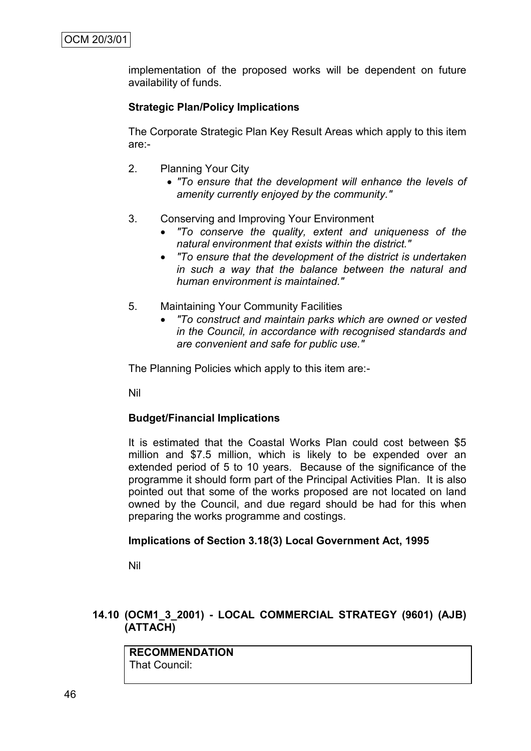implementation of the proposed works will be dependent on future availability of funds.

**Strategic Plan/Policy Implications**

The Corporate Strategic Plan Key Result Areas which apply to this item are:-

2. Planning Your City
   - *"To ensure that the development will enhance the levels of amenity currently enjoyed by the community."*

3. Conserving and Improving Your Environment
   - *"To conserve the quality, extent and uniqueness of the natural environment that exists within the district."*
   - *"To ensure that the development of the district is undertaken in such a way that the balance between the natural and human environment is maintained."*

5. Maintaining Your Community Facilities
   - *"To construct and maintain parks which are owned or vested in the Council, in accordance with recognised standards and are convenient and safe for public use."*

The Planning Policies which apply to this item are:-

Nil

**Budget/Financial Implications**

It is estimated that the Coastal Works Plan could cost between $5 million and $7.5 million, which is likely to be expended over an extended period of 5 to 10 years. Because of the significance of the programme it should form part of the Principal Activities Plan. It is also pointed out that some of the works proposed are not located on land owned by the Council, and due regard should be had for this when preparing the works programme and costings.

**Implications of Section 3.18(3) Local Government Act, 1995**

Nil

### 14.10 (OCM1_3_2001) - LOCAL COMMERCIAL STRATEGY (9601) (AJB) (ATTACH)

**RECOMMENDATION**
That Council: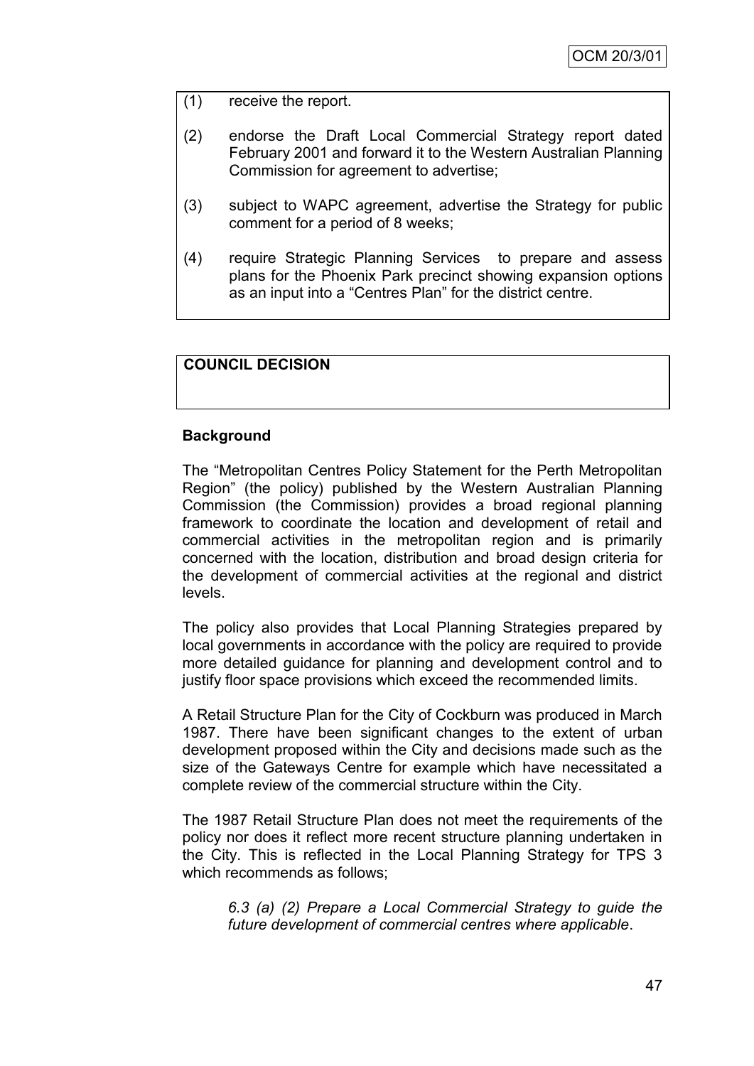(1) receive the report.

(2) endorse the Draft Local Commercial Strategy report dated February 2001 and forward it to the Western Australian Planning Commission for agreement to advertise;

(3) subject to WAPC agreement, advertise the Strategy for public comment for a period of 8 weeks;

(4) require Strategic Planning Services to prepare and assess plans for the Phoenix Park precinct showing expansion options as an input into a "Centres Plan" for the district centre.

**COUNCIL DECISION**

**Background**

The "Metropolitan Centres Policy Statement for the Perth Metropolitan Region" (the policy) published by the Western Australian Planning Commission (the Commission) provides a broad regional planning framework to coordinate the location and development of retail and commercial activities in the metropolitan region and is primarily concerned with the location, distribution and broad design criteria for the development of commercial activities at the regional and district levels.

The policy also provides that Local Planning Strategies prepared by local governments in accordance with the policy are required to provide more detailed guidance for planning and development control and to justify floor space provisions which exceed the recommended limits.

A Retail Structure Plan for the City of Cockburn was produced in March 1987. There have been significant changes to the extent of urban development proposed within the City and decisions made such as the size of the Gateways Centre for example which have necessitated a complete review of the commercial structure within the City.

The 1987 Retail Structure Plan does not meet the requirements of the policy nor does it reflect more recent structure planning undertaken in the City. This is reflected in the Local Planning Strategy for TPS 3 which recommends as follows;

> *6.3 (a) (2) Prepare a Local Commercial Strategy to guide the future development of commercial centres where applicable*.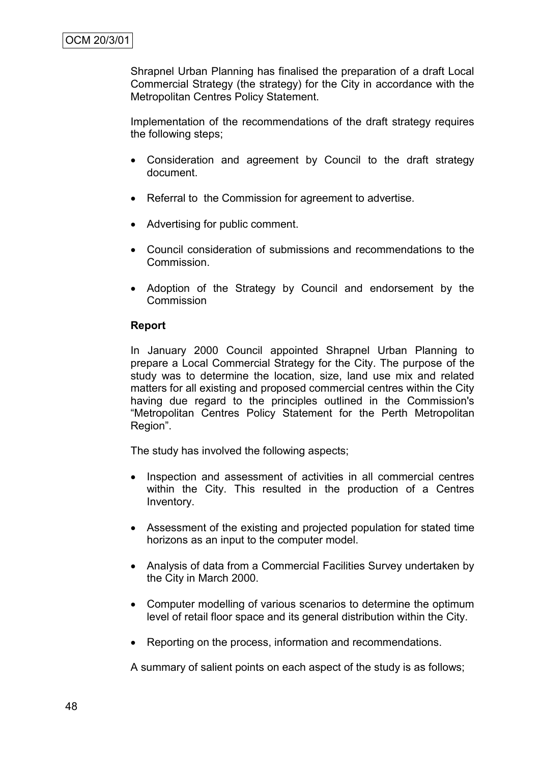Shrapnel Urban Planning has finalised the preparation of a draft Local Commercial Strategy (the strategy) for the City in accordance with the Metropolitan Centres Policy Statement.

Implementation of the recommendations of the draft strategy requires the following steps;

- Consideration and agreement by Council to the draft strategy document.
- Referral to the Commission for agreement to advertise.
- Advertising for public comment.
- Council consideration of submissions and recommendations to the Commission.
- Adoption of the Strategy by Council and endorsement by the Commission

**Report**

In January 2000 Council appointed Shrapnel Urban Planning to prepare a Local Commercial Strategy for the City. The purpose of the study was to determine the location, size, land use mix and related matters for all existing and proposed commercial centres within the City having due regard to the principles outlined in the Commission's "Metropolitan Centres Policy Statement for the Perth Metropolitan Region".

The study has involved the following aspects;

- Inspection and assessment of activities in all commercial centres within the City. This resulted in the production of a Centres Inventory.
- Assessment of the existing and projected population for stated time horizons as an input to the computer model.
- Analysis of data from a Commercial Facilities Survey undertaken by the City in March 2000.
- Computer modelling of various scenarios to determine the optimum level of retail floor space and its general distribution within the City.
- Reporting on the process, information and recommendations.

A summary of salient points on each aspect of the study is as follows;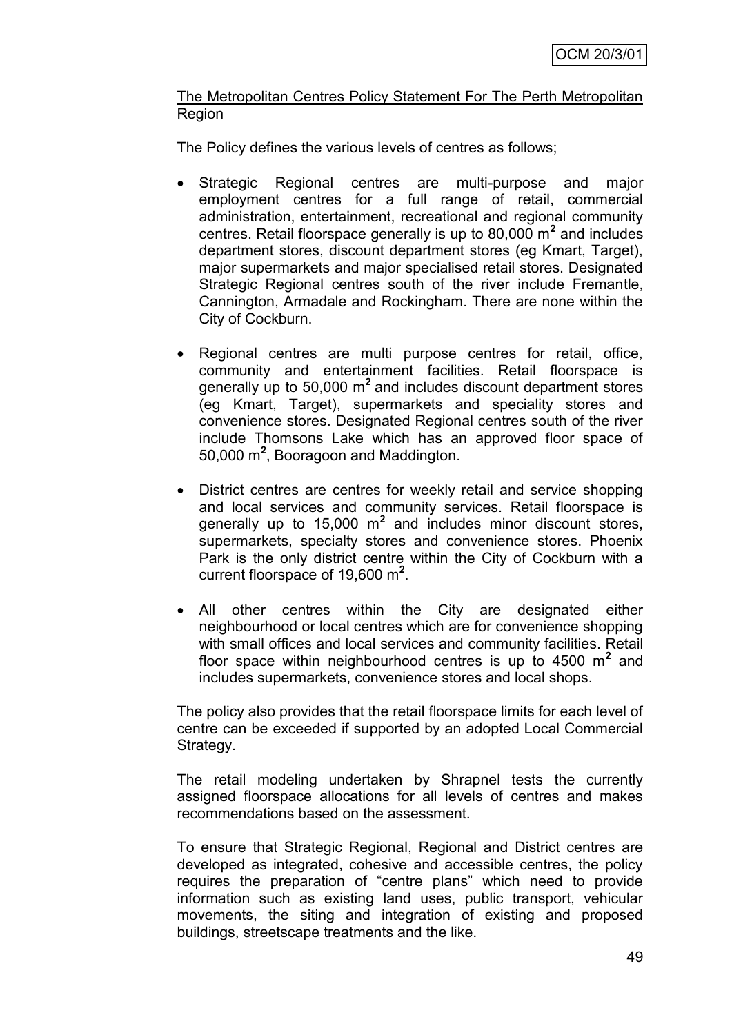The Metropolitan Centres Policy Statement For The Perth Metropolitan Region

The Policy defines the various levels of centres as follows;

- Strategic Regional centres are multi-purpose and major employment centres for a full range of retail, commercial administration, entertainment, recreational and regional community centres. Retail floorspace generally is up to 80,000 m$^2$ and includes department stores, discount department stores (eg Kmart, Target), major supermarkets and major specialised retail stores. Designated Strategic Regional centres south of the river include Fremantle, Cannington, Armadale and Rockingham. There are none within the City of Cockburn.

- Regional centres are multi purpose centres for retail, office, community and entertainment facilities. Retail floorspace is generally up to 50,000 m$^2$ and includes discount department stores (eg Kmart, Target), supermarkets and speciality stores and convenience stores. Designated Regional centres south of the river include Thomsons Lake which has an approved floor space of 50,000 m$^2$, Booragoon and Maddington.

- District centres are centres for weekly retail and service shopping and local services and community services. Retail floorspace is generally up to 15,000 m$^2$ and includes minor discount stores, supermarkets, specialty stores and convenience stores. Phoenix Park is the only district centre within the City of Cockburn with a current floorspace of 19,600 m$^2$.

- All other centres within the City are designated either neighbourhood or local centres which are for convenience shopping with small offices and local services and community facilities. Retail floor space within neighbourhood centres is up to 4500 m$^2$ and includes supermarkets, convenience stores and local shops.

The policy also provides that the retail floorspace limits for each level of centre can be exceeded if supported by an adopted Local Commercial Strategy.

The retail modeling undertaken by Shrapnel tests the currently assigned floorspace allocations for all levels of centres and makes recommendations based on the assessment.

To ensure that Strategic Regional, Regional and District centres are developed as integrated, cohesive and accessible centres, the policy requires the preparation of "centre plans" which need to provide information such as existing land uses, public transport, vehicular movements, the siting and integration of existing and proposed buildings, streetscape treatments and the like.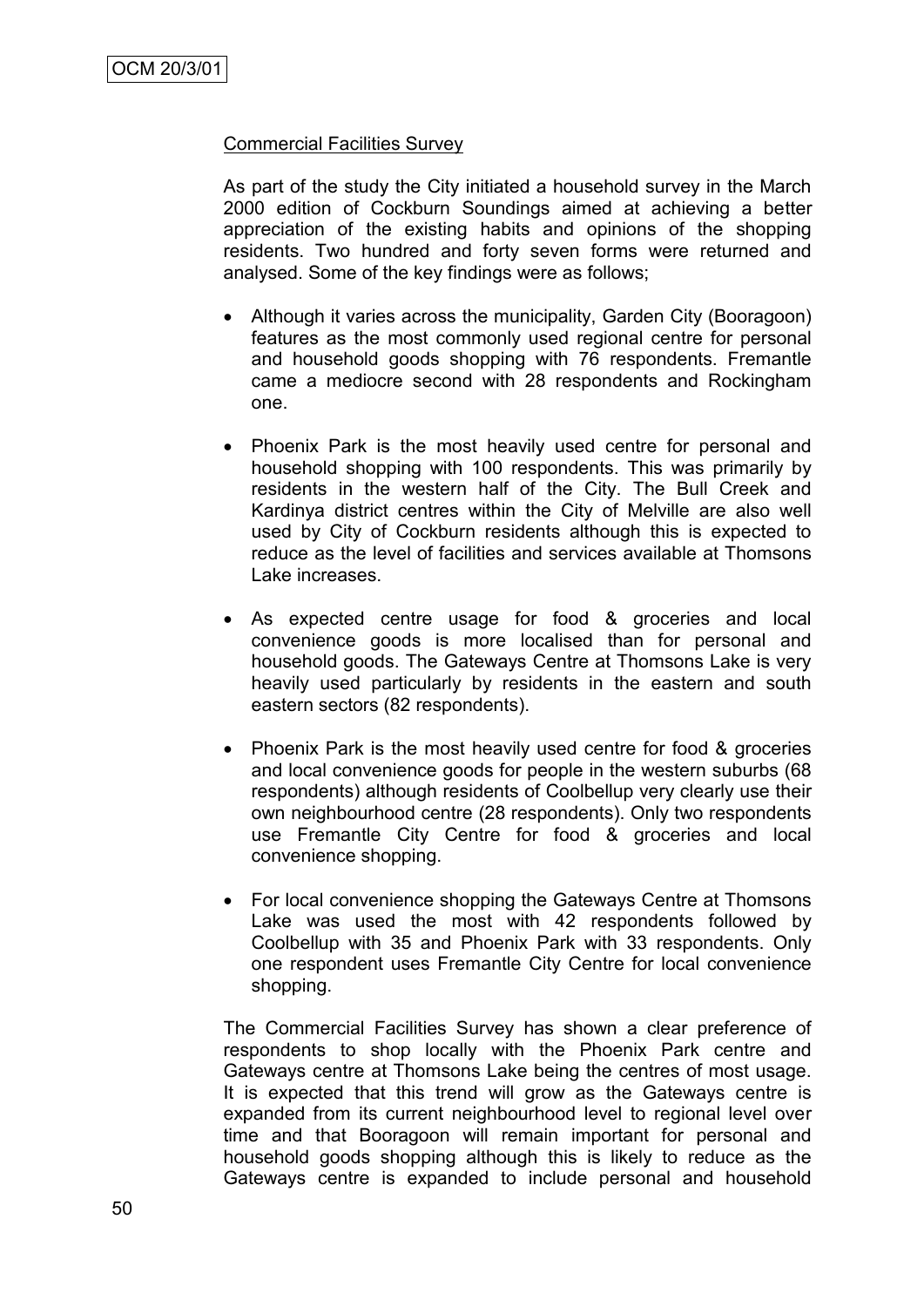Commercial Facilities Survey

As part of the study the City initiated a household survey in the March 2000 edition of Cockburn Soundings aimed at achieving a better appreciation of the existing habits and opinions of the shopping residents. Two hundred and forty seven forms were returned and analysed. Some of the key findings were as follows;

- Although it varies across the municipality, Garden City (Booragoon) features as the most commonly used regional centre for personal and household goods shopping with 76 respondents. Fremantle came a mediocre second with 28 respondents and Rockingham one.

- Phoenix Park is the most heavily used centre for personal and household shopping with 100 respondents. This was primarily by residents in the western half of the City. The Bull Creek and Kardinya district centres within the City of Melville are also well used by City of Cockburn residents although this is expected to reduce as the level of facilities and services available at Thomsons Lake increases.

- As expected centre usage for food & groceries and local convenience goods is more localised than for personal and household goods. The Gateways Centre at Thomsons Lake is very heavily used particularly by residents in the eastern and south eastern sectors (82 respondents).

- Phoenix Park is the most heavily used centre for food & groceries and local convenience goods for people in the western suburbs (68 respondents) although residents of Coolbellup very clearly use their own neighbourhood centre (28 respondents). Only two respondents use Fremantle City Centre for food & groceries and local convenience shopping.

- For local convenience shopping the Gateways Centre at Thomsons Lake was used the most with 42 respondents followed by Coolbellup with 35 and Phoenix Park with 33 respondents. Only one respondent uses Fremantle City Centre for local convenience shopping.

The Commercial Facilities Survey has shown a clear preference of respondents to shop locally with the Phoenix Park centre and Gateways centre at Thomsons Lake being the centres of most usage. It is expected that this trend will grow as the Gateways centre is expanded from its current neighbourhood level to regional level over time and that Booragoon will remain important for personal and household goods shopping although this is likely to reduce as the Gateways centre is expanded to include personal and household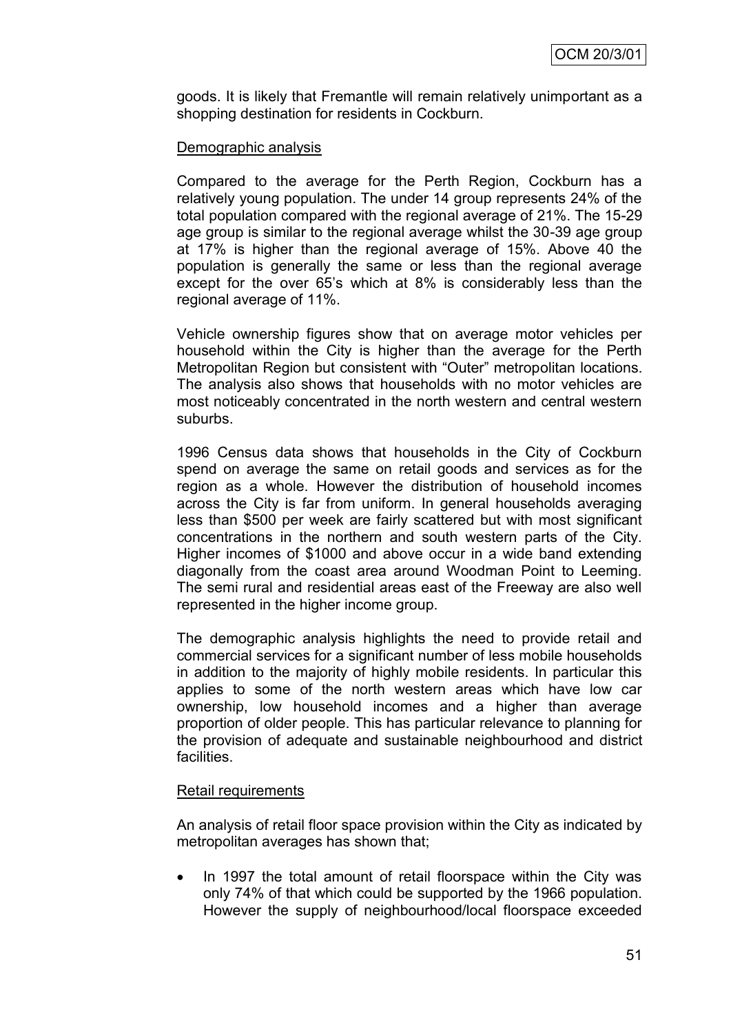goods. It is likely that Fremantle will remain relatively unimportant as a shopping destination for residents in Cockburn.

Demographic analysis

Compared to the average for the Perth Region, Cockburn has a relatively young population. The under 14 group represents 24% of the total population compared with the regional average of 21%. The 15-29 age group is similar to the regional average whilst the 30-39 age group at 17% is higher than the regional average of 15%. Above 40 the population is generally the same or less than the regional average except for the over 65's which at 8% is considerably less than the regional average of 11%.

Vehicle ownership figures show that on average motor vehicles per household within the City is higher than the average for the Perth Metropolitan Region but consistent with "Outer" metropolitan locations. The analysis also shows that households with no motor vehicles are most noticeably concentrated in the north western and central western suburbs.

1996 Census data shows that households in the City of Cockburn spend on average the same on retail goods and services as for the region as a whole. However the distribution of household incomes across the City is far from uniform. In general households averaging less than $500 per week are fairly scattered but with most significant concentrations in the northern and south western parts of the City. Higher incomes of $1000 and above occur in a wide band extending diagonally from the coast area around Woodman Point to Leeming. The semi rural and residential areas east of the Freeway are also well represented in the higher income group.

The demographic analysis highlights the need to provide retail and commercial services for a significant number of less mobile households in addition to the majority of highly mobile residents. In particular this applies to some of the north western areas which have low car ownership, low household incomes and a higher than average proportion of older people. This has particular relevance to planning for the provision of adequate and sustainable neighbourhood and district facilities.

Retail requirements

An analysis of retail floor space provision within the City as indicated by metropolitan averages has shown that;

- In 1997 the total amount of retail floorspace within the City was only 74% of that which could be supported by the 1966 population. However the supply of neighbourhood/local floorspace exceeded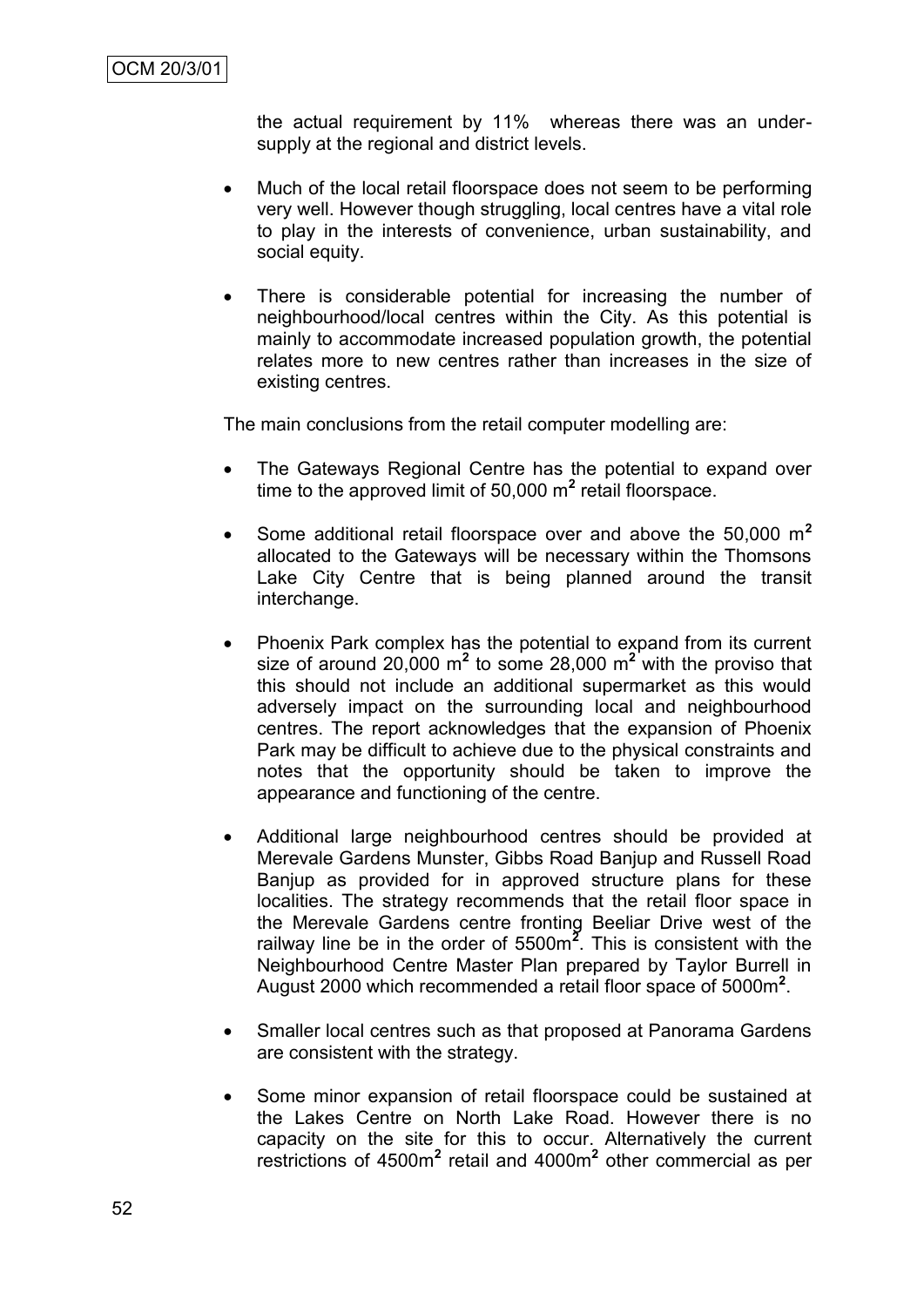the actual requirement by 11% whereas there was an under-supply at the regional and district levels.

- Much of the local retail floorspace does not seem to be performing very well. However though struggling, local centres have a vital role to play in the interests of convenience, urban sustainability, and social equity.

- There is considerable potential for increasing the number of neighbourhood/local centres within the City. As this potential is mainly to accommodate increased population growth, the potential relates more to new centres rather than increases in the size of existing centres.

The main conclusions from the retail computer modelling are:

- The Gateways Regional Centre has the potential to expand over time to the approved limit of 50,000 $m^2$ retail floorspace.

- Some additional retail floorspace over and above the 50,000 $m^2$ allocated to the Gateways will be necessary within the Thomsons Lake City Centre that is being planned around the transit interchange.

- Phoenix Park complex has the potential to expand from its current size of around 20,000 $m^2$ to some 28,000 $m^2$ with the proviso that this should not include an additional supermarket as this would adversely impact on the surrounding local and neighbourhood centres. The report acknowledges that the expansion of Phoenix Park may be difficult to achieve due to the physical constraints and notes that the opportunity should be taken to improve the appearance and functioning of the centre.

- Additional large neighbourhood centres should be provided at Merevale Gardens Munster, Gibbs Road Banjup and Russell Road Banjup as provided for in approved structure plans for these localities. The strategy recommends that the retail floor space in the Merevale Gardens centre fronting Beeliar Drive west of the railway line be in the order of 5500$m^2$. This is consistent with the Neighbourhood Centre Master Plan prepared by Taylor Burrell in August 2000 which recommended a retail floor space of 5000$m^2$.

- Smaller local centres such as that proposed at Panorama Gardens are consistent with the strategy.

- Some minor expansion of retail floorspace could be sustained at the Lakes Centre on North Lake Road. However there is no capacity on the site for this to occur. Alternatively the current restrictions of 4500$m^2$ retail and 4000$m^2$ other commercial as per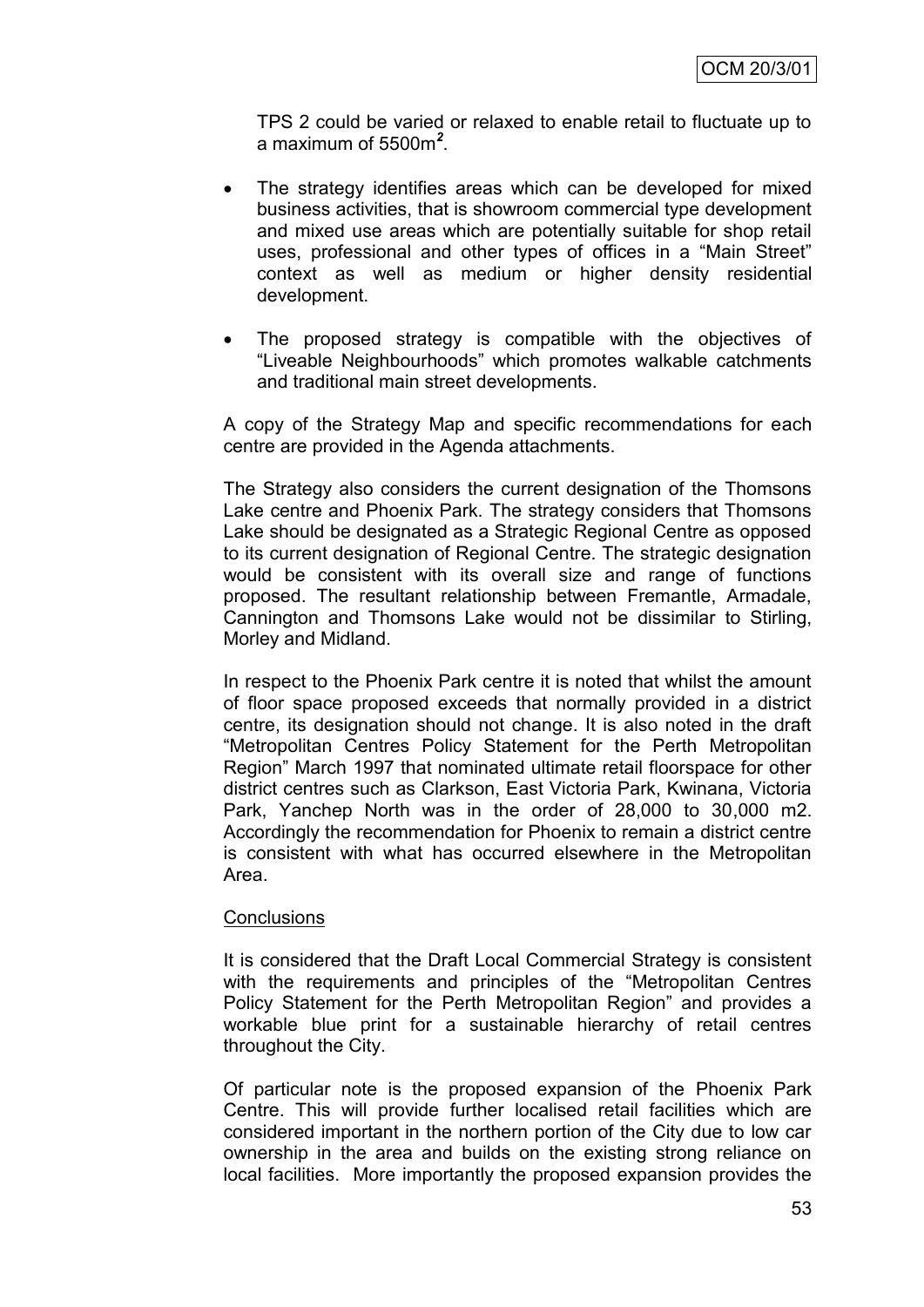TPS 2 could be varied or relaxed to enable retail to fluctuate up to a maximum of 5500m*²*.

- The strategy identifies areas which can be developed for mixed business activities, that is showroom commercial type development and mixed use areas which are potentially suitable for shop retail uses, professional and other types of offices in a "Main Street" context as well as medium or higher density residential development.

- The proposed strategy is compatible with the objectives of "Liveable Neighbourhoods" which promotes walkable catchments and traditional main street developments.

A copy of the Strategy Map and specific recommendations for each centre are provided in the Agenda attachments.

The Strategy also considers the current designation of the Thomsons Lake centre and Phoenix Park. The strategy considers that Thomsons Lake should be designated as a Strategic Regional Centre as opposed to its current designation of Regional Centre. The strategic designation would be consistent with its overall size and range of functions proposed. The resultant relationship between Fremantle, Armadale, Cannington and Thomsons Lake would not be dissimilar to Stirling, Morley and Midland.

In respect to the Phoenix Park centre it is noted that whilst the amount of floor space proposed exceeds that normally provided in a district centre, its designation should not change. It is also noted in the draft "Metropolitan Centres Policy Statement for the Perth Metropolitan Region" March 1997 that nominated ultimate retail floorspace for other district centres such as Clarkson, East Victoria Park, Kwinana, Victoria Park, Yanchep North was in the order of 28,000 to 30,000 m2. Accordingly the recommendation for Phoenix to remain a district centre is consistent with what has occurred elsewhere in the Metropolitan Area.

Conclusions

It is considered that the Draft Local Commercial Strategy is consistent with the requirements and principles of the "Metropolitan Centres Policy Statement for the Perth Metropolitan Region" and provides a workable blue print for a sustainable hierarchy of retail centres throughout the City.

Of particular note is the proposed expansion of the Phoenix Park Centre. This will provide further localised retail facilities which are considered important in the northern portion of the City due to low car ownership in the area and builds on the existing strong reliance on local facilities. More importantly the proposed expansion provides the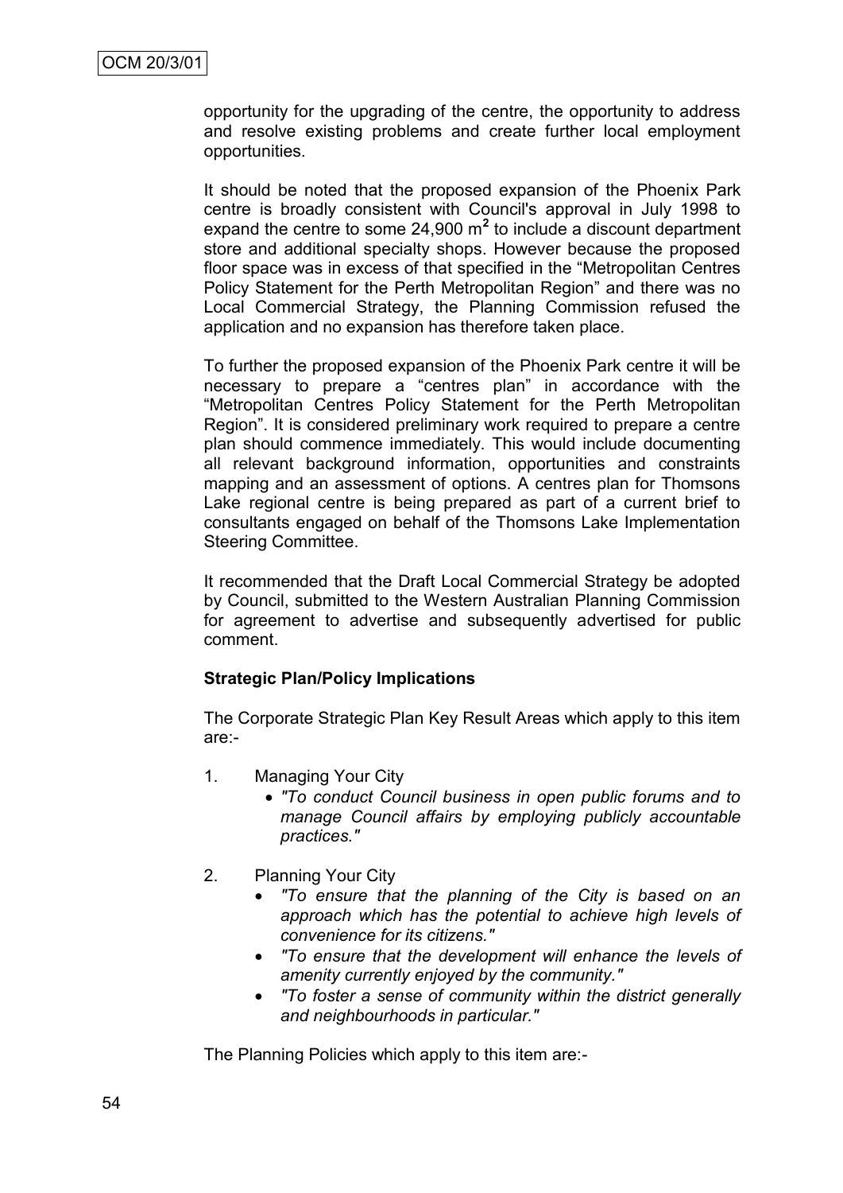opportunity for the upgrading of the centre, the opportunity to address and resolve existing problems and create further local employment opportunities.

It should be noted that the proposed expansion of the Phoenix Park centre is broadly consistent with Council's approval in July 1998 to expand the centre to some 24,900 m$^2$ to include a discount department store and additional specialty shops. However because the proposed floor space was in excess of that specified in the "Metropolitan Centres Policy Statement for the Perth Metropolitan Region" and there was no Local Commercial Strategy, the Planning Commission refused the application and no expansion has therefore taken place.

To further the proposed expansion of the Phoenix Park centre it will be necessary to prepare a "centres plan" in accordance with the "Metropolitan Centres Policy Statement for the Perth Metropolitan Region". It is considered preliminary work required to prepare a centre plan should commence immediately. This would include documenting all relevant background information, opportunities and constraints mapping and an assessment of options. A centres plan for Thomsons Lake regional centre is being prepared as part of a current brief to consultants engaged on behalf of the Thomsons Lake Implementation Steering Committee.

It recommended that the Draft Local Commercial Strategy be adopted by Council, submitted to the Western Australian Planning Commission for agreement to advertise and subsequently advertised for public comment.

**Strategic Plan/Policy Implications**

The Corporate Strategic Plan Key Result Areas which apply to this item are:-

1. Managing Your City
   - *"To conduct Council business in open public forums and to manage Council affairs by employing publicly accountable practices."*

2. Planning Your City
   - *"To ensure that the planning of the City is based on an approach which has the potential to achieve high levels of convenience for its citizens."*
   - *"To ensure that the development will enhance the levels of amenity currently enjoyed by the community."*
   - *"To foster a sense of community within the district generally and neighbourhoods in particular."*

The Planning Policies which apply to this item are:-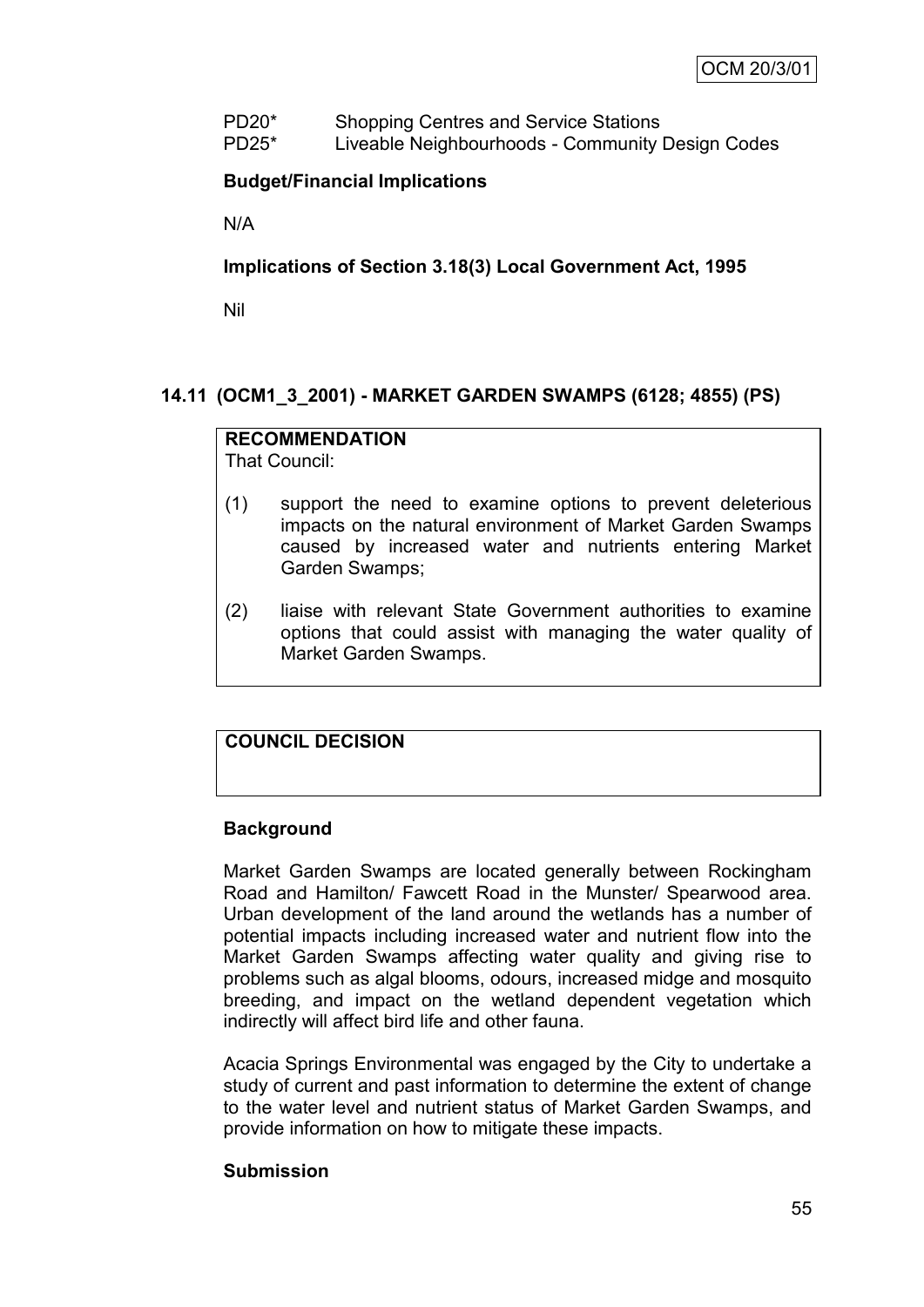PD20* Shopping Centres and Service Stations
PD25* Liveable Neighbourhoods - Community Design Codes

**Budget/Financial Implications**

N/A

**Implications of Section 3.18(3) Local Government Act, 1995**

Nil

## 14.11 (OCM1_3_2001) - MARKET GARDEN SWAMPS (6128; 4855) (PS)

**RECOMMENDATION**
That Council:

(1) support the need to examine options to prevent deleterious impacts on the natural environment of Market Garden Swamps caused by increased water and nutrients entering Market Garden Swamps;

(2) liaise with relevant State Government authorities to examine options that could assist with managing the water quality of Market Garden Swamps.

**COUNCIL DECISION**

**Background**

Market Garden Swamps are located generally between Rockingham Road and Hamilton/ Fawcett Road in the Munster/ Spearwood area. Urban development of the land around the wetlands has a number of potential impacts including increased water and nutrient flow into the Market Garden Swamps affecting water quality and giving rise to problems such as algal blooms, odours, increased midge and mosquito breeding, and impact on the wetland dependent vegetation which indirectly will affect bird life and other fauna.

Acacia Springs Environmental was engaged by the City to undertake a study of current and past information to determine the extent of change to the water level and nutrient status of Market Garden Swamps, and provide information on how to mitigate these impacts.

**Submission**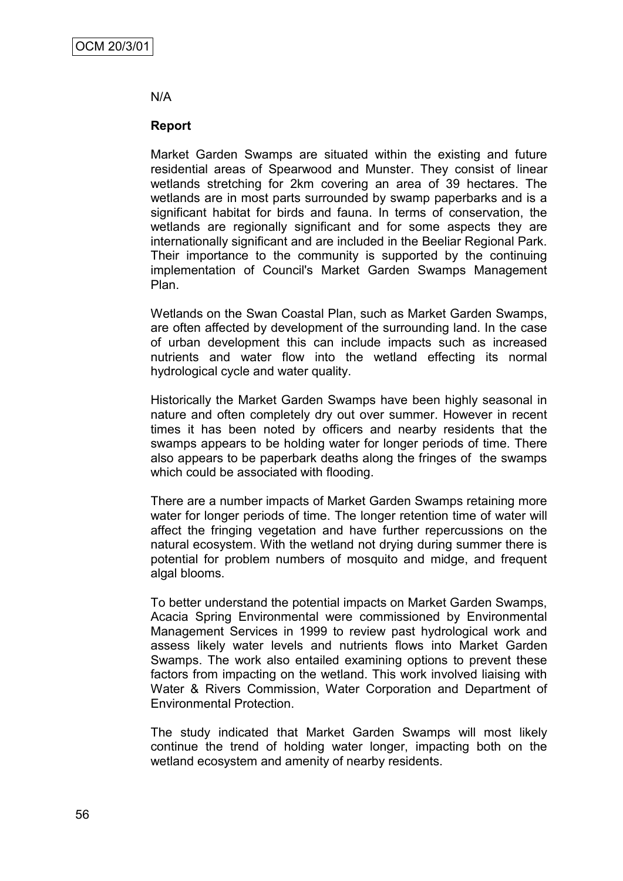N/A

**Report**

Market Garden Swamps are situated within the existing and future residential areas of Spearwood and Munster. They consist of linear wetlands stretching for 2km covering an area of 39 hectares. The wetlands are in most parts surrounded by swamp paperbarks and is a significant habitat for birds and fauna. In terms of conservation, the wetlands are regionally significant and for some aspects they are internationally significant and are included in the Beeliar Regional Park. Their importance to the community is supported by the continuing implementation of Council's Market Garden Swamps Management Plan.

Wetlands on the Swan Coastal Plan, such as Market Garden Swamps, are often affected by development of the surrounding land. In the case of urban development this can include impacts such as increased nutrients and water flow into the wetland effecting its normal hydrological cycle and water quality.

Historically the Market Garden Swamps have been highly seasonal in nature and often completely dry out over summer. However in recent times it has been noted by officers and nearby residents that the swamps appears to be holding water for longer periods of time. There also appears to be paperbark deaths along the fringes of the swamps which could be associated with flooding.

There are a number impacts of Market Garden Swamps retaining more water for longer periods of time. The longer retention time of water will affect the fringing vegetation and have further repercussions on the natural ecosystem. With the wetland not drying during summer there is potential for problem numbers of mosquito and midge, and frequent algal blooms.

To better understand the potential impacts on Market Garden Swamps, Acacia Spring Environmental were commissioned by Environmental Management Services in 1999 to review past hydrological work and assess likely water levels and nutrients flows into Market Garden Swamps. The work also entailed examining options to prevent these factors from impacting on the wetland. This work involved liaising with Water & Rivers Commission, Water Corporation and Department of Environmental Protection.

The study indicated that Market Garden Swamps will most likely continue the trend of holding water longer, impacting both on the wetland ecosystem and amenity of nearby residents.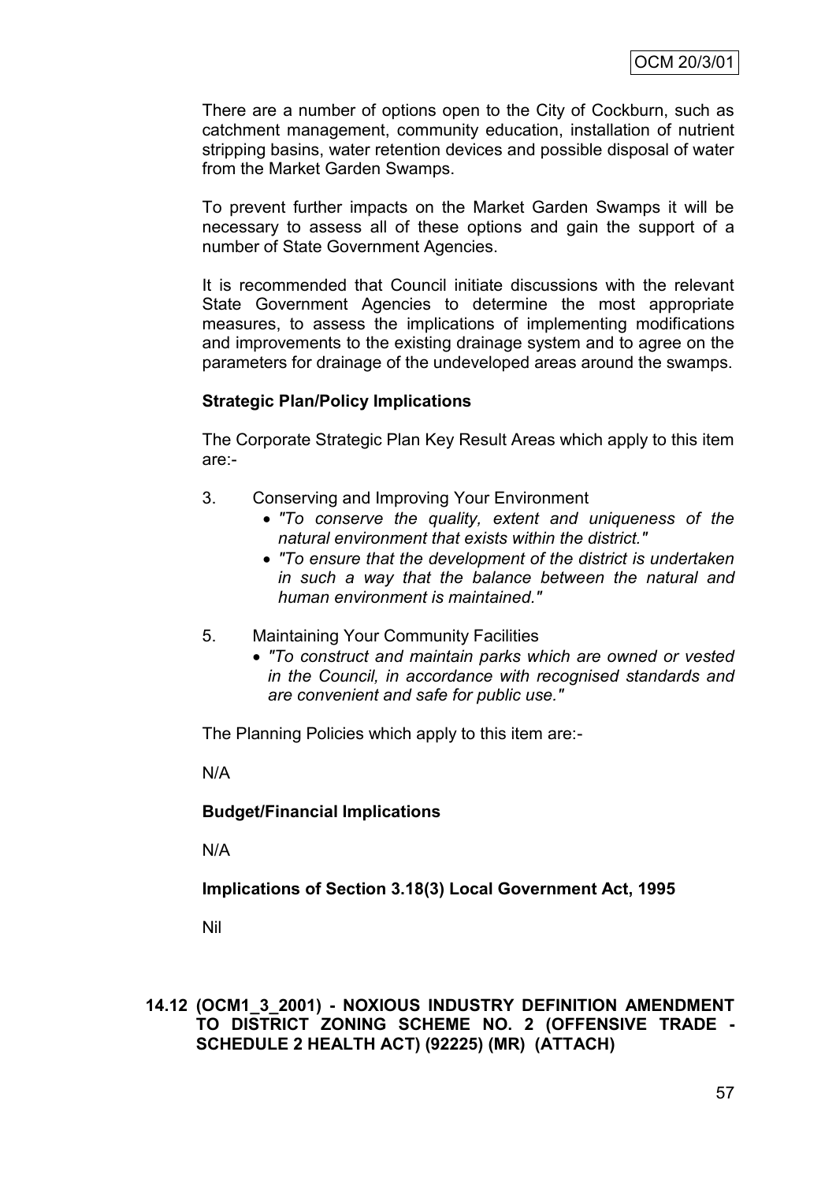There are a number of options open to the City of Cockburn, such as catchment management, community education, installation of nutrient stripping basins, water retention devices and possible disposal of water from the Market Garden Swamps.

To prevent further impacts on the Market Garden Swamps it will be necessary to assess all of these options and gain the support of a number of State Government Agencies.

It is recommended that Council initiate discussions with the relevant State Government Agencies to determine the most appropriate measures, to assess the implications of implementing modifications and improvements to the existing drainage system and to agree on the parameters for drainage of the undeveloped areas around the swamps.

**Strategic Plan/Policy Implications**

The Corporate Strategic Plan Key Result Areas which apply to this item are:-

3. Conserving and Improving Your Environment
   - *"To conserve the quality, extent and uniqueness of the natural environment that exists within the district."*
   - *"To ensure that the development of the district is undertaken in such a way that the balance between the natural and human environment is maintained."*

5. Maintaining Your Community Facilities
   - *"To construct and maintain parks which are owned or vested in the Council, in accordance with recognised standards and are convenient and safe for public use."*

The Planning Policies which apply to this item are:-

N/A

**Budget/Financial Implications**

N/A

**Implications of Section 3.18(3) Local Government Act, 1995**

Nil

## 14.12 (OCM1_3_2001) - NOXIOUS INDUSTRY DEFINITION AMENDMENT TO DISTRICT ZONING SCHEME NO. 2 (OFFENSIVE TRADE - SCHEDULE 2 HEALTH ACT) (92225) (MR) (ATTACH)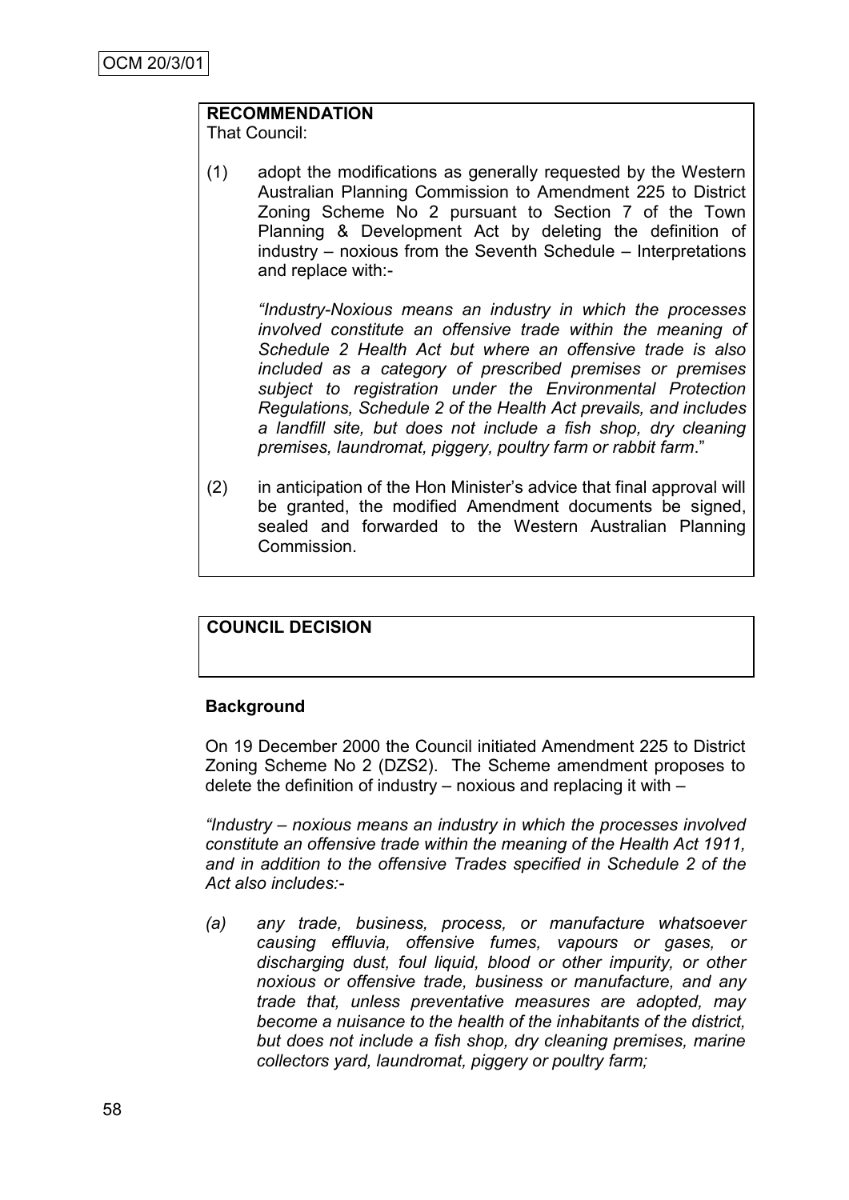OCM 20/3/01

**RECOMMENDATION**
That Council:

(1) adopt the modifications as generally requested by the Western Australian Planning Commission to Amendment 225 to District Zoning Scheme No 2 pursuant to Section 7 of the Town Planning & Development Act by deleting the definition of industry – noxious from the Seventh Schedule – Interpretations and replace with:-

*"Industry-Noxious means an industry in which the processes involved constitute an offensive trade within the meaning of Schedule 2 Health Act but where an offensive trade is also included as a category of prescribed premises or premises subject to registration under the Environmental Protection Regulations, Schedule 2 of the Health Act prevails, and includes a landfill site, but does not include a fish shop, dry cleaning premises, laundromat, piggery, poultry farm or rabbit farm*."

(2) in anticipation of the Hon Minister's advice that final approval will be granted, the modified Amendment documents be signed, sealed and forwarded to the Western Australian Planning Commission.

**COUNCIL DECISION**

**Background**

On 19 December 2000 the Council initiated Amendment 225 to District Zoning Scheme No 2 (DZS2). The Scheme amendment proposes to delete the definition of industry – noxious and replacing it with –

*"Industry – noxious means an industry in which the processes involved constitute an offensive trade within the meaning of the Health Act 1911, and in addition to the offensive Trades specified in Schedule 2 of the Act also includes:-*

*(a) any trade, business, process, or manufacture whatsoever causing effluvia, offensive fumes, vapours or gases, or discharging dust, foul liquid, blood or other impurity, or other noxious or offensive trade, business or manufacture, and any trade that, unless preventative measures are adopted, may become a nuisance to the health of the inhabitants of the district, but does not include a fish shop, dry cleaning premises, marine collectors yard, laundromat, piggery or poultry farm;*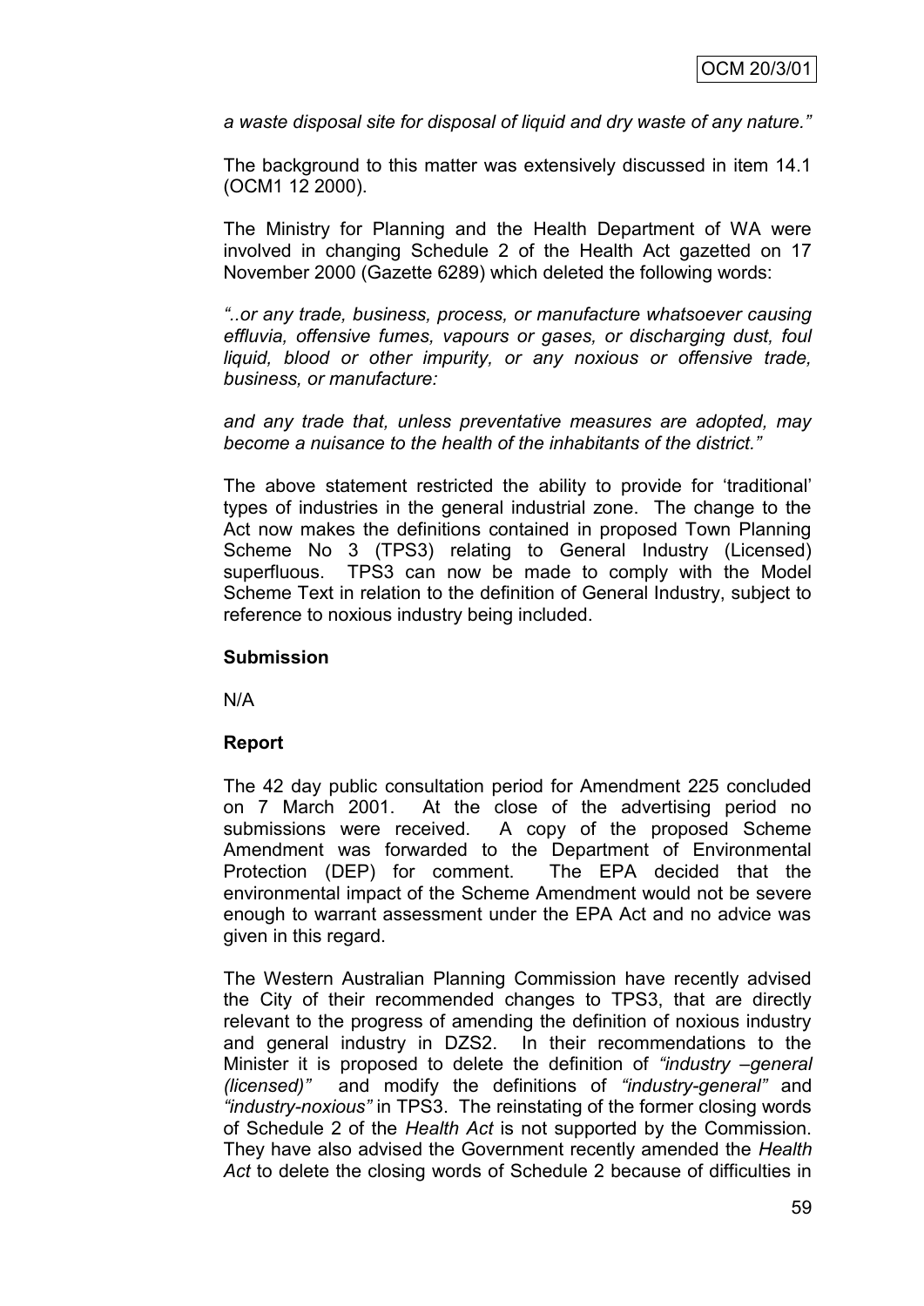*a waste disposal site for disposal of liquid and dry waste of any nature."*

The background to this matter was extensively discussed in item 14.1 (OCM1 12 2000).

The Ministry for Planning and the Health Department of WA were involved in changing Schedule 2 of the Health Act gazetted on 17 November 2000 (Gazette 6289) which deleted the following words:

*"..or any trade, business, process, or manufacture whatsoever causing effluvia, offensive fumes, vapours or gases, or discharging dust, foul liquid, blood or other impurity, or any noxious or offensive trade, business, or manufacture:*

*and any trade that, unless preventative measures are adopted, may become a nuisance to the health of the inhabitants of the district."*

The above statement restricted the ability to provide for 'traditional' types of industries in the general industrial zone. The change to the Act now makes the definitions contained in proposed Town Planning Scheme No 3 (TPS3) relating to General Industry (Licensed) superfluous. TPS3 can now be made to comply with the Model Scheme Text in relation to the definition of General Industry, subject to reference to noxious industry being included.

**Submission**

N/A

**Report**

The 42 day public consultation period for Amendment 225 concluded on 7 March 2001. At the close of the advertising period no submissions were received. A copy of the proposed Scheme Amendment was forwarded to the Department of Environmental Protection (DEP) for comment. The EPA decided that the environmental impact of the Scheme Amendment would not be severe enough to warrant assessment under the EPA Act and no advice was given in this regard.

The Western Australian Planning Commission have recently advised the City of their recommended changes to TPS3, that are directly relevant to the progress of amending the definition of noxious industry and general industry in DZS2. In their recommendations to the Minister it is proposed to delete the definition of *"industry –general (licensed)"* and modify the definitions of *"industry-general"* and *"industry-noxious"* in TPS3. The reinstating of the former closing words of Schedule 2 of the *Health Act* is not supported by the Commission. They have also advised the Government recently amended the *Health Act* to delete the closing words of Schedule 2 because of difficulties in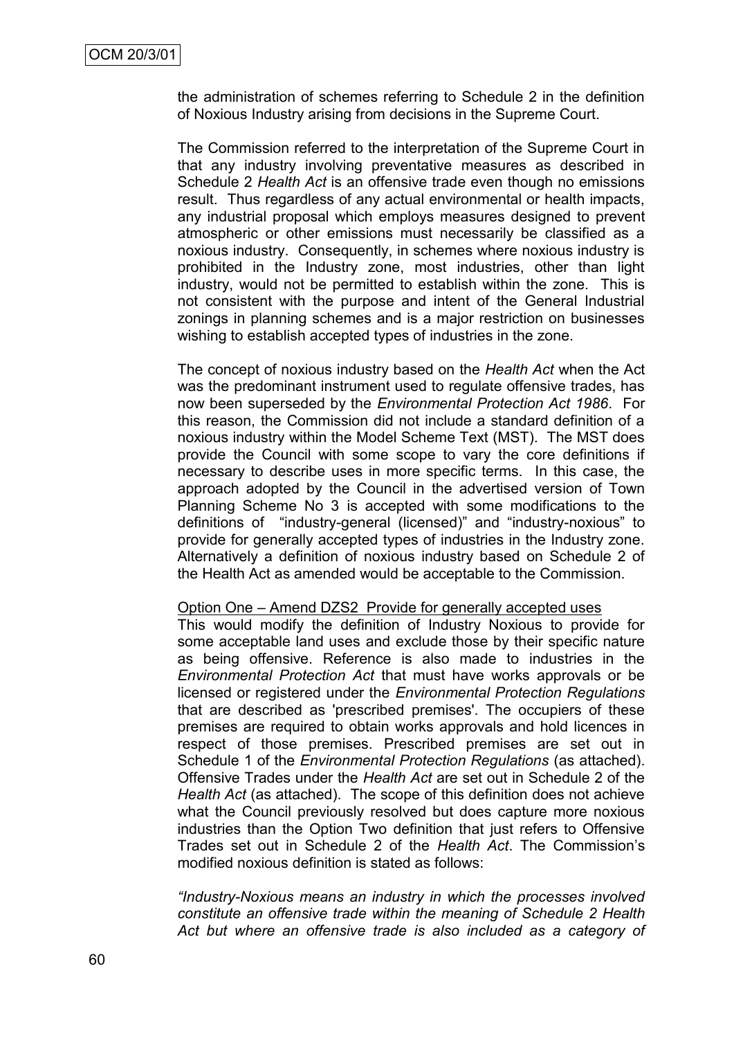the administration of schemes referring to Schedule 2 in the definition of Noxious Industry arising from decisions in the Supreme Court.

The Commission referred to the interpretation of the Supreme Court in that any industry involving preventative measures as described in Schedule 2 *Health Act* is an offensive trade even though no emissions result. Thus regardless of any actual environmental or health impacts, any industrial proposal which employs measures designed to prevent atmospheric or other emissions must necessarily be classified as a noxious industry. Consequently, in schemes where noxious industry is prohibited in the Industry zone, most industries, other than light industry, would not be permitted to establish within the zone. This is not consistent with the purpose and intent of the General Industrial zonings in planning schemes and is a major restriction on businesses wishing to establish accepted types of industries in the zone.

The concept of noxious industry based on the *Health Act* when the Act was the predominant instrument used to regulate offensive trades, has now been superseded by the *Environmental Protection Act 1986*. For this reason, the Commission did not include a standard definition of a noxious industry within the Model Scheme Text (MST). The MST does provide the Council with some scope to vary the core definitions if necessary to describe uses in more specific terms. In this case, the approach adopted by the Council in the advertised version of Town Planning Scheme No 3 is accepted with some modifications to the definitions of "industry-general (licensed)" and "industry-noxious" to provide for generally accepted types of industries in the Industry zone. Alternatively a definition of noxious industry based on Schedule 2 of the Health Act as amended would be acceptable to the Commission.

Option One – Amend DZS2 Provide for generally accepted uses

This would modify the definition of Industry Noxious to provide for some acceptable land uses and exclude those by their specific nature as being offensive. Reference is also made to industries in the *Environmental Protection Act* that must have works approvals or be licensed or registered under the *Environmental Protection Regulations* that are described as 'prescribed premises'. The occupiers of these premises are required to obtain works approvals and hold licences in respect of those premises. Prescribed premises are set out in Schedule 1 of the *Environmental Protection Regulations* (as attached). Offensive Trades under the *Health Act* are set out in Schedule 2 of the *Health Act* (as attached). The scope of this definition does not achieve what the Council previously resolved but does capture more noxious industries than the Option Two definition that just refers to Offensive Trades set out in Schedule 2 of the *Health Act*. The Commission's modified noxious definition is stated as follows:

*"Industry-Noxious means an industry in which the processes involved constitute an offensive trade within the meaning of Schedule 2 Health Act but where an offensive trade is also included as a category of*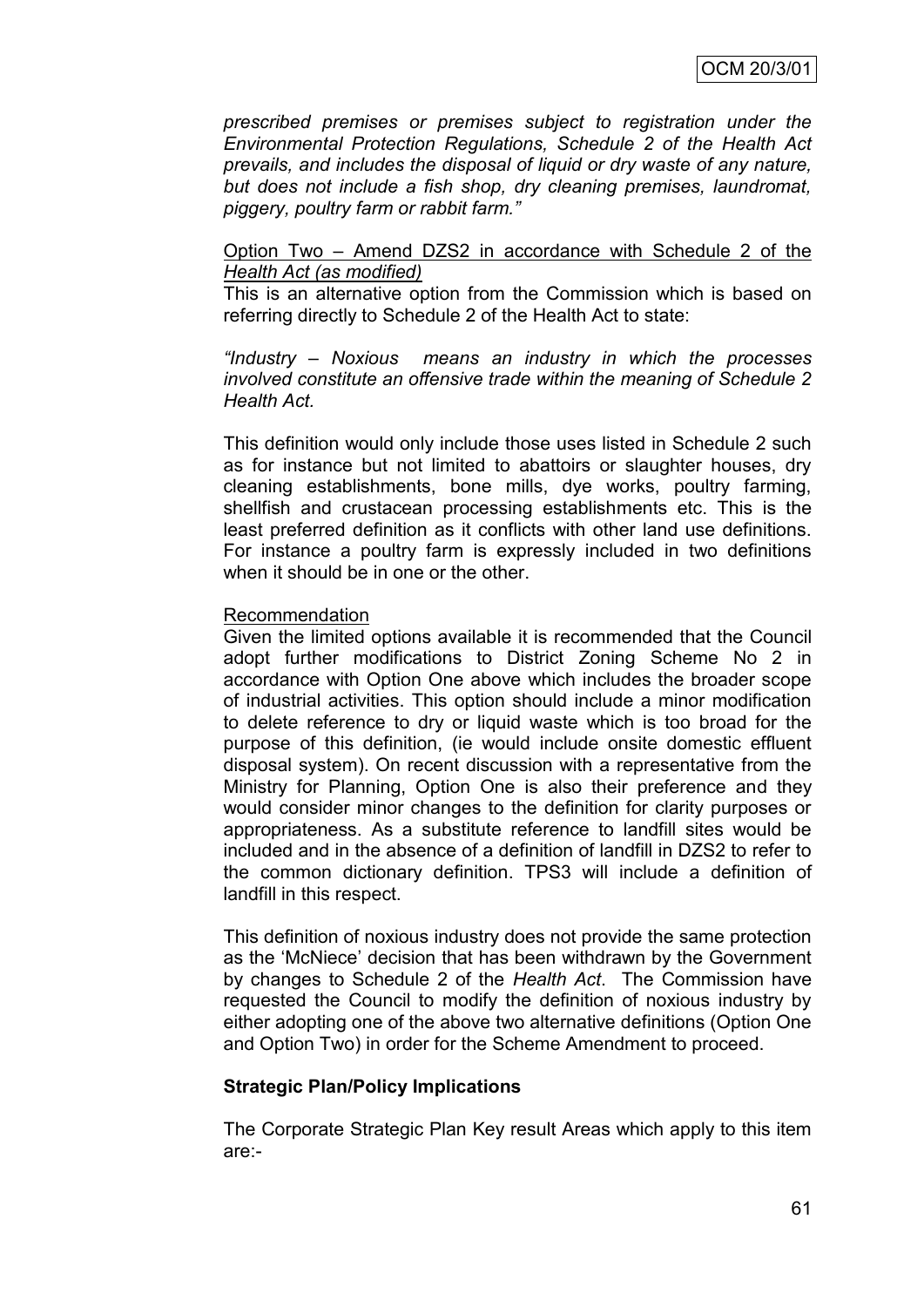*prescribed premises or premises subject to registration under the Environmental Protection Regulations, Schedule 2 of the Health Act prevails, and includes the disposal of liquid or dry waste of any nature, but does not include a fish shop, dry cleaning premises, laundromat, piggery, poultry farm or rabbit farm."*

<u>Option Two – Amend DZS2 in accordance with Schedule 2 of the *Health Act (as modified)*</u>

This is an alternative option from the Commission which is based on referring directly to Schedule 2 of the Health Act to state:

*"Industry – Noxious means an industry in which the processes involved constitute an offensive trade within the meaning of Schedule 2 Health Act.*

This definition would only include those uses listed in Schedule 2 such as for instance but not limited to abattoirs or slaughter houses, dry cleaning establishments, bone mills, dye works, poultry farming, shellfish and crustacean processing establishments etc. This is the least preferred definition as it conflicts with other land use definitions. For instance a poultry farm is expressly included in two definitions when it should be in one or the other.

<u>Recommendation</u>

Given the limited options available it is recommended that the Council adopt further modifications to District Zoning Scheme No 2 in accordance with Option One above which includes the broader scope of industrial activities. This option should include a minor modification to delete reference to dry or liquid waste which is too broad for the purpose of this definition, (ie would include onsite domestic effluent disposal system). On recent discussion with a representative from the Ministry for Planning, Option One is also their preference and they would consider minor changes to the definition for clarity purposes or appropriateness. As a substitute reference to landfill sites would be included and in the absence of a definition of landfill in DZS2 to refer to the common dictionary definition. TPS3 will include a definition of landfill in this respect.

This definition of noxious industry does not provide the same protection as the 'McNiece' decision that has been withdrawn by the Government by changes to Schedule 2 of the *Health Act*. The Commission have requested the Council to modify the definition of noxious industry by either adopting one of the above two alternative definitions (Option One and Option Two) in order for the Scheme Amendment to proceed.

**Strategic Plan/Policy Implications**

The Corporate Strategic Plan Key result Areas which apply to this item are:-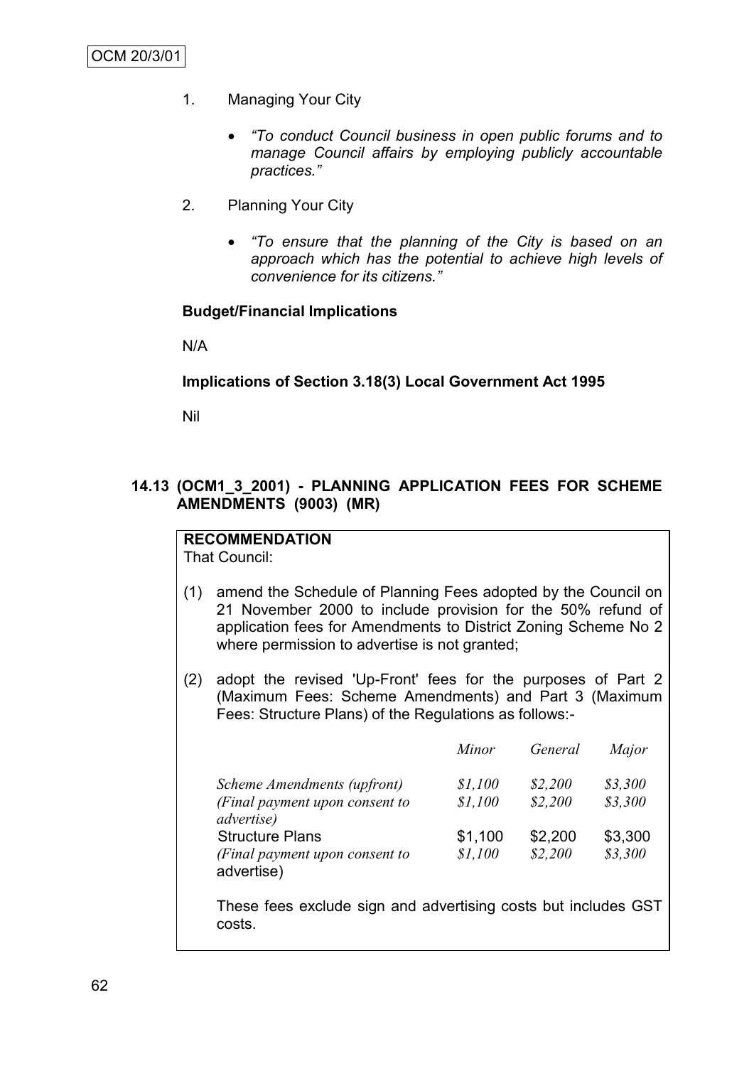1. Managing Your City

   - *"To conduct Council business in open public forums and to manage Council affairs by employing publicly accountable practices."*

2. Planning Your City

   - *"To ensure that the planning of the City is based on an approach which has the potential to achieve high levels of convenience for its citizens."*

**Budget/Financial Implications**

N/A

**Implications of Section 3.18(3) Local Government Act 1995**

Nil

### 14.13 (OCM1_3_2001) - PLANNING APPLICATION FEES FOR SCHEME AMENDMENTS (9003) (MR)

**RECOMMENDATION**

That Council:

(1) amend the Schedule of Planning Fees adopted by the Council on 21 November 2000 to include provision for the 50% refund of application fees for Amendments to District Zoning Scheme No 2 where permission to advertise is not granted;

(2) adopt the revised 'Up-Front' fees for the purposes of Part 2 (Maximum Fees: Scheme Amendments) and Part 3 (Maximum Fees: Structure Plans) of the Regulations as follows:-

| | *Minor* | *General* | *Major* |
|---|---|---|---|
| *Scheme Amendments (upfront)* | *$1,100* | *$2,200* | *$3,300* |
| *(Final payment upon consent to advertise)* | *$1,100* | *$2,200* | *$3,300* |
| Structure Plans | $1,100 | $2,200 | $3,300 |
| *(Final payment upon consent to* advertise) | *$1,100* | *$2,200* | *$3,300* |

These fees exclude sign and advertising costs but includes GST costs.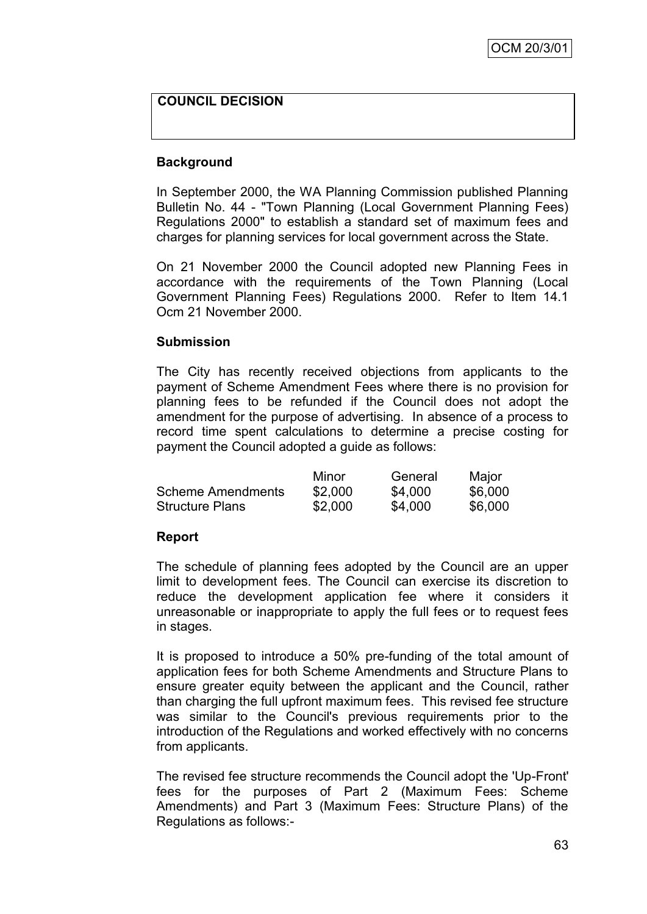**COUNCIL DECISION**

### Background

In September 2000, the WA Planning Commission published Planning Bulletin No. 44 - "Town Planning (Local Government Planning Fees) Regulations 2000" to establish a standard set of maximum fees and charges for planning services for local government across the State.

On 21 November 2000 the Council adopted new Planning Fees in accordance with the requirements of the Town Planning (Local Government Planning Fees) Regulations 2000. Refer to Item 14.1 Ocm 21 November 2000.

### Submission

The City has recently received objections from applicants to the payment of Scheme Amendment Fees where there is no provision for planning fees to be refunded if the Council does not adopt the amendment for the purpose of advertising. In absence of a process to record time spent calculations to determine a precise costing for payment the Council adopted a guide as follows:

| | Minor | General | Major |
|---|---|---|---|
| Scheme Amendments | $2,000 | $4,000 | $6,000 |
| Structure Plans | $2,000 | $4,000 | $6,000 |

### Report

The schedule of planning fees adopted by the Council are an upper limit to development fees. The Council can exercise its discretion to reduce the development application fee where it considers it unreasonable or inappropriate to apply the full fees or to request fees in stages.

It is proposed to introduce a 50% pre-funding of the total amount of application fees for both Scheme Amendments and Structure Plans to ensure greater equity between the applicant and the Council, rather than charging the full upfront maximum fees. This revised fee structure was similar to the Council's previous requirements prior to the introduction of the Regulations and worked effectively with no concerns from applicants.

The revised fee structure recommends the Council adopt the 'Up-Front' fees for the purposes of Part 2 (Maximum Fees: Scheme Amendments) and Part 3 (Maximum Fees: Structure Plans) of the Regulations as follows:-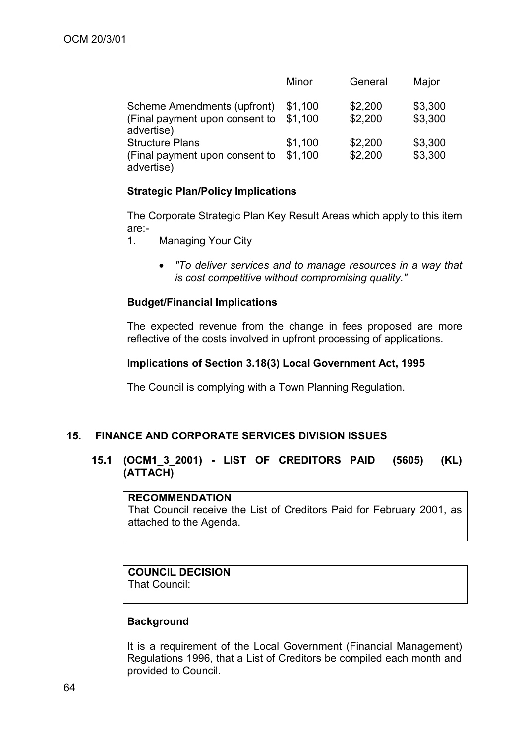| | Minor | General | Major |
|---|---|---|---|
| Scheme Amendments (upfront) | $1,100 | $2,200 | $3,300 |
| (Final payment upon consent to advertise) | $1,100 | $2,200 | $3,300 |
| Structure Plans | $1,100 | $2,200 | $3,300 |
| (Final payment upon consent to advertise) | $1,100 | $2,200 | $3,300 |

**Strategic Plan/Policy Implications**

The Corporate Strategic Plan Key Result Areas which apply to this item are:-

1. Managing Your City

   - *"To deliver services and to manage resources in a way that is cost competitive without compromising quality."*

**Budget/Financial Implications**

The expected revenue from the change in fees proposed are more reflective of the costs involved in upfront processing of applications.

**Implications of Section 3.18(3) Local Government Act, 1995**

The Council is complying with a Town Planning Regulation.

## 15. FINANCE AND CORPORATE SERVICES DIVISION ISSUES

### 15.1 (OCM1_3_2001) - LIST OF CREDITORS PAID (5605) (KL) (ATTACH)

**RECOMMENDATION**
That Council receive the List of Creditors Paid for February 2001, as attached to the Agenda.

**COUNCIL DECISION**
That Council:

**Background**

It is a requirement of the Local Government (Financial Management) Regulations 1996, that a List of Creditors be compiled each month and provided to Council.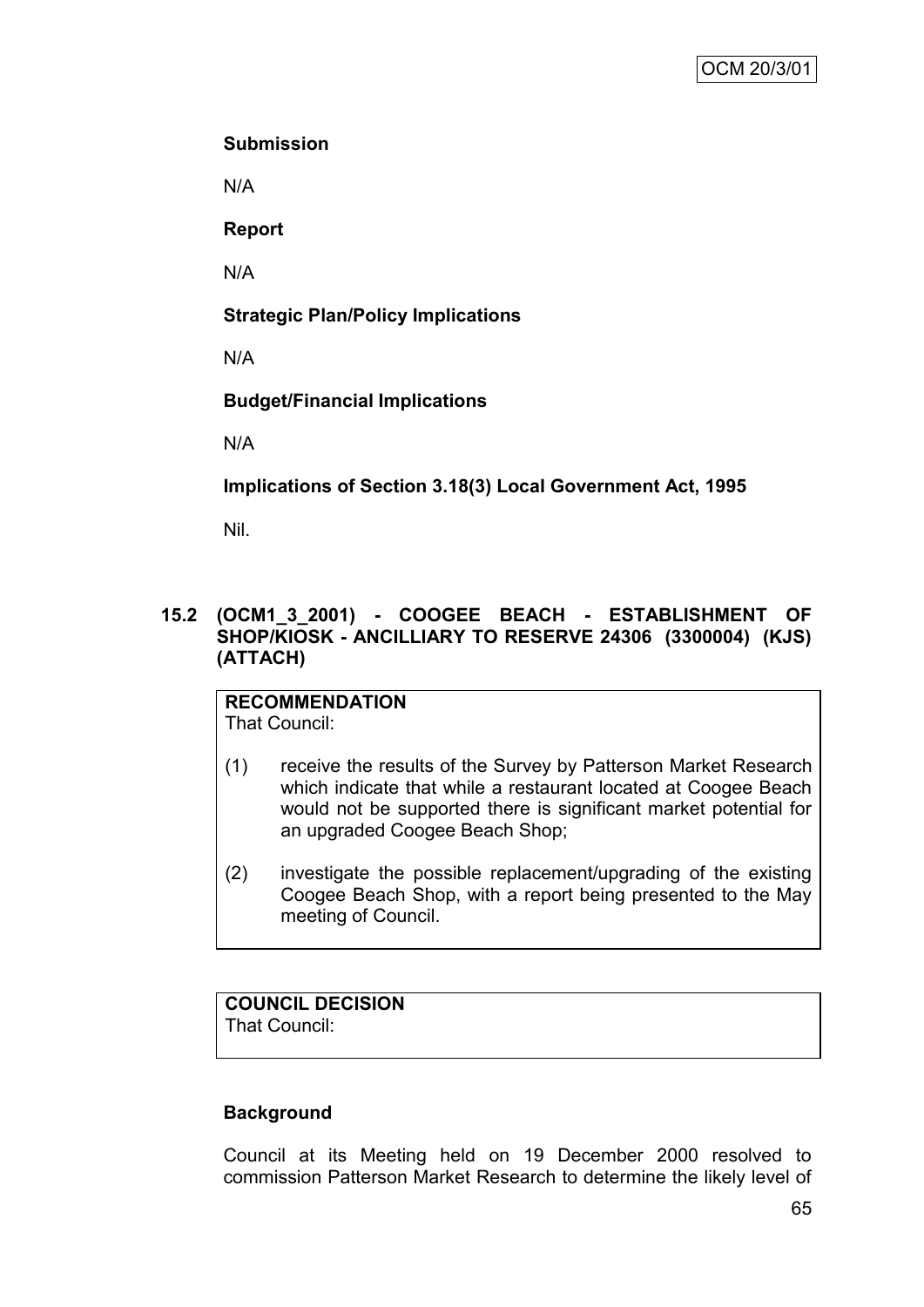**Submission**

N/A

**Report**

N/A

**Strategic Plan/Policy Implications**

N/A

**Budget/Financial Implications**

N/A

**Implications of Section 3.18(3) Local Government Act, 1995**

Nil.

## 15.2 (OCM1_3_2001) - COOGEE BEACH - ESTABLISHMENT OF SHOP/KIOSK - ANCILLIARY TO RESERVE 24306 (3300004) (KJS) (ATTACH)

**RECOMMENDATION**
That Council:

(1) receive the results of the Survey by Patterson Market Research which indicate that while a restaurant located at Coogee Beach would not be supported there is significant market potential for an upgraded Coogee Beach Shop;

(2) investigate the possible replacement/upgrading of the existing Coogee Beach Shop, with a report being presented to the May meeting of Council.

**COUNCIL DECISION**
That Council:

**Background**

Council at its Meeting held on 19 December 2000 resolved to commission Patterson Market Research to determine the likely level of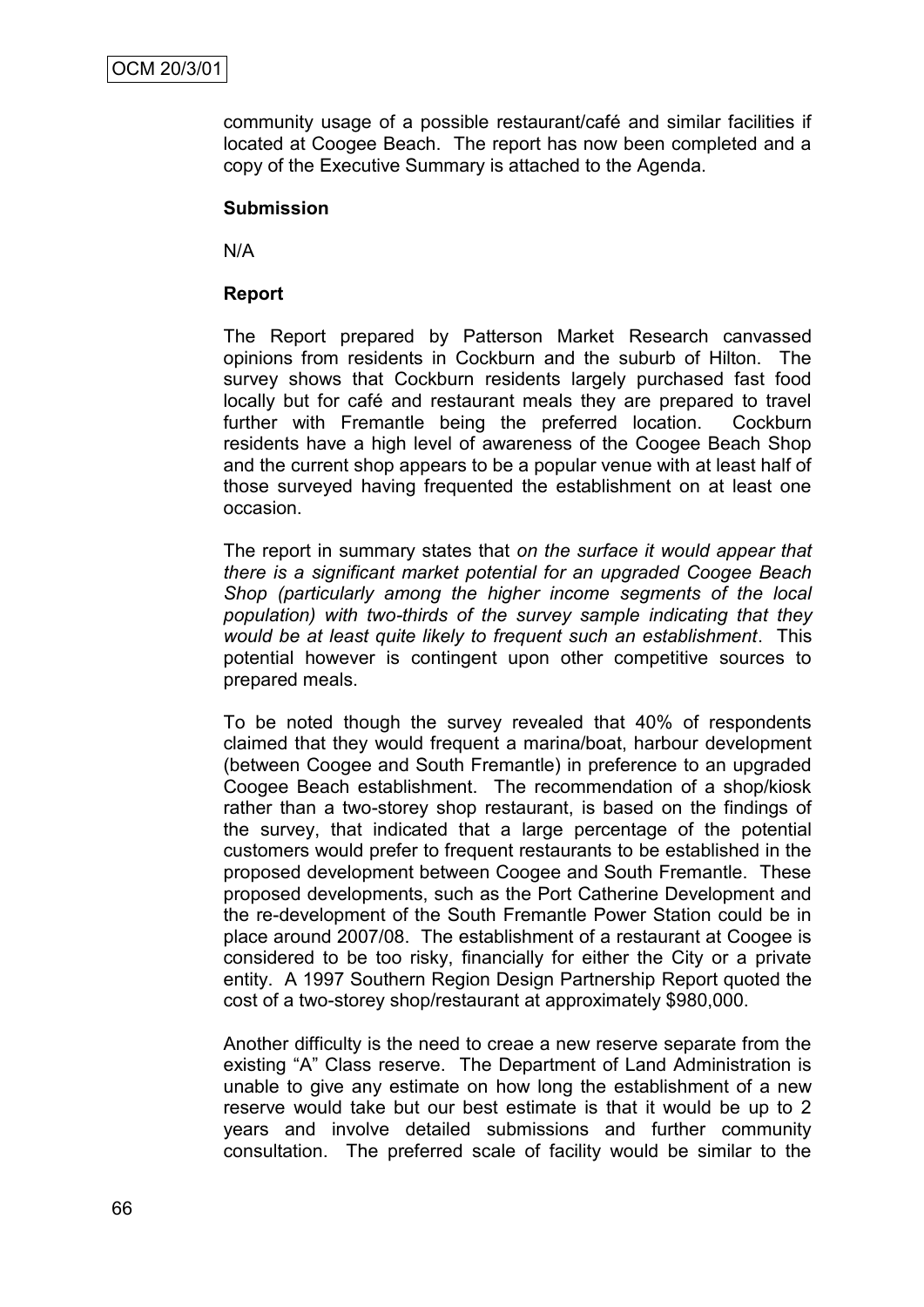community usage of a possible restaurant/café and similar facilities if located at Coogee Beach. The report has now been completed and a copy of the Executive Summary is attached to the Agenda.

**Submission**

N/A

**Report**

The Report prepared by Patterson Market Research canvassed opinions from residents in Cockburn and the suburb of Hilton. The survey shows that Cockburn residents largely purchased fast food locally but for café and restaurant meals they are prepared to travel further with Fremantle being the preferred location. Cockburn residents have a high level of awareness of the Coogee Beach Shop and the current shop appears to be a popular venue with at least half of those surveyed having frequented the establishment on at least one occasion.

The report in summary states that *on the surface it would appear that there is a significant market potential for an upgraded Coogee Beach Shop (particularly among the higher income segments of the local population) with two-thirds of the survey sample indicating that they would be at least quite likely to frequent such an establishment*. This potential however is contingent upon other competitive sources to prepared meals.

To be noted though the survey revealed that 40% of respondents claimed that they would frequent a marina/boat, harbour development (between Coogee and South Fremantle) in preference to an upgraded Coogee Beach establishment. The recommendation of a shop/kiosk rather than a two-storey shop restaurant, is based on the findings of the survey, that indicated that a large percentage of the potential customers would prefer to frequent restaurants to be established in the proposed development between Coogee and South Fremantle. These proposed developments, such as the Port Catherine Development and the re-development of the South Fremantle Power Station could be in place around 2007/08. The establishment of a restaurant at Coogee is considered to be too risky, financially for either the City or a private entity. A 1997 Southern Region Design Partnership Report quoted the cost of a two-storey shop/restaurant at approximately $980,000.

Another difficulty is the need to creae a new reserve separate from the existing "A" Class reserve. The Department of Land Administration is unable to give any estimate on how long the establishment of a new reserve would take but our best estimate is that it would be up to 2 years and involve detailed submissions and further community consultation. The preferred scale of facility would be similar to the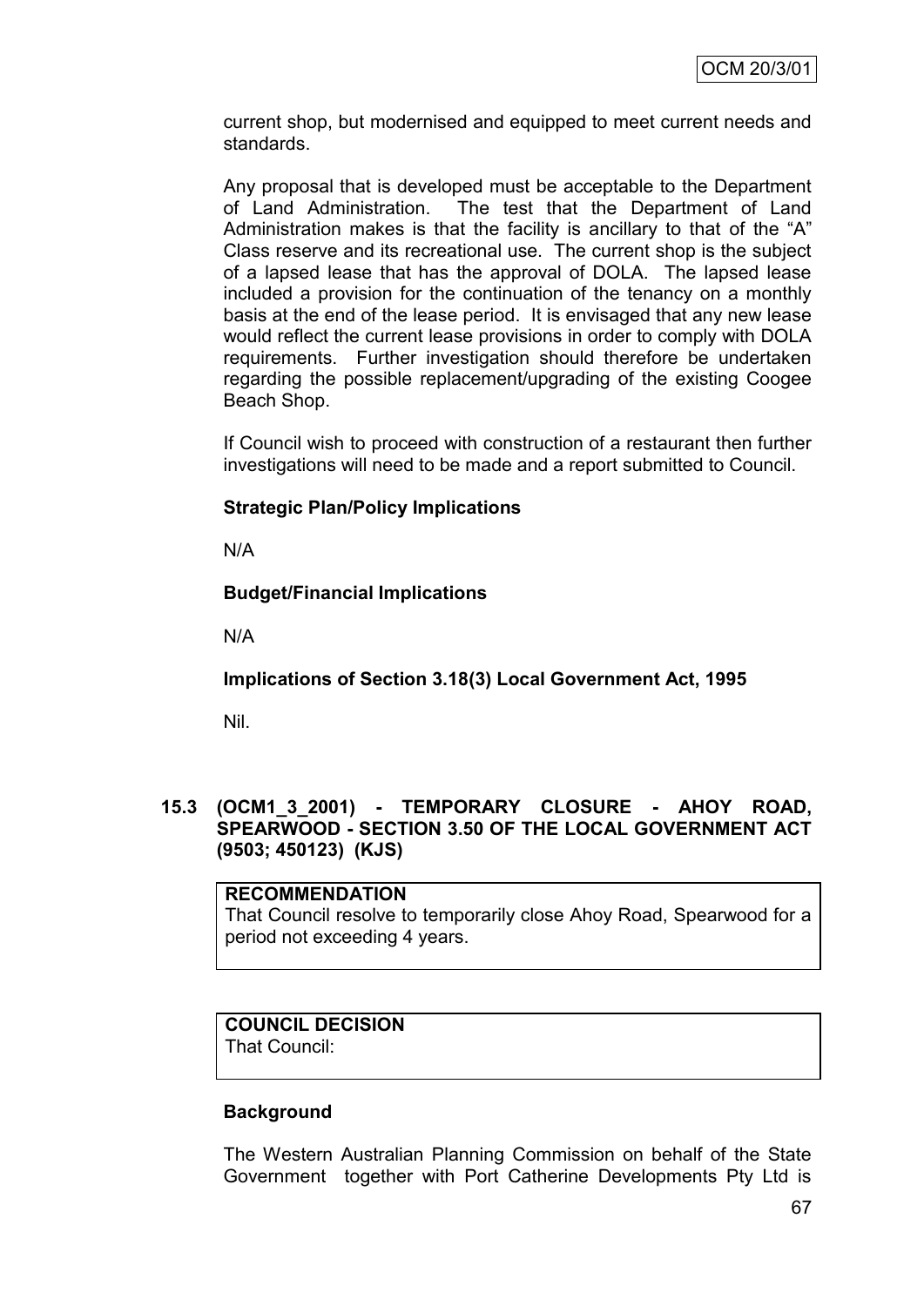current shop, but modernised and equipped to meet current needs and standards.

Any proposal that is developed must be acceptable to the Department of Land Administration. The test that the Department of Land Administration makes is that the facility is ancillary to that of the "A" Class reserve and its recreational use. The current shop is the subject of a lapsed lease that has the approval of DOLA. The lapsed lease included a provision for the continuation of the tenancy on a monthly basis at the end of the lease period. It is envisaged that any new lease would reflect the current lease provisions in order to comply with DOLA requirements. Further investigation should therefore be undertaken regarding the possible replacement/upgrading of the existing Coogee Beach Shop.

If Council wish to proceed with construction of a restaurant then further investigations will need to be made and a report submitted to Council.

**Strategic Plan/Policy Implications**

N/A

**Budget/Financial Implications**

N/A

**Implications of Section 3.18(3) Local Government Act, 1995**

Nil.

### 15.3 (OCM1_3_2001) - TEMPORARY CLOSURE - AHOY ROAD, SPEARWOOD - SECTION 3.50 OF THE LOCAL GOVERNMENT ACT (9503; 450123) (KJS)

**RECOMMENDATION**
That Council resolve to temporarily close Ahoy Road, Spearwood for a period not exceeding 4 years.

**COUNCIL DECISION**
That Council:

**Background**

The Western Australian Planning Commission on behalf of the State Government together with Port Catherine Developments Pty Ltd is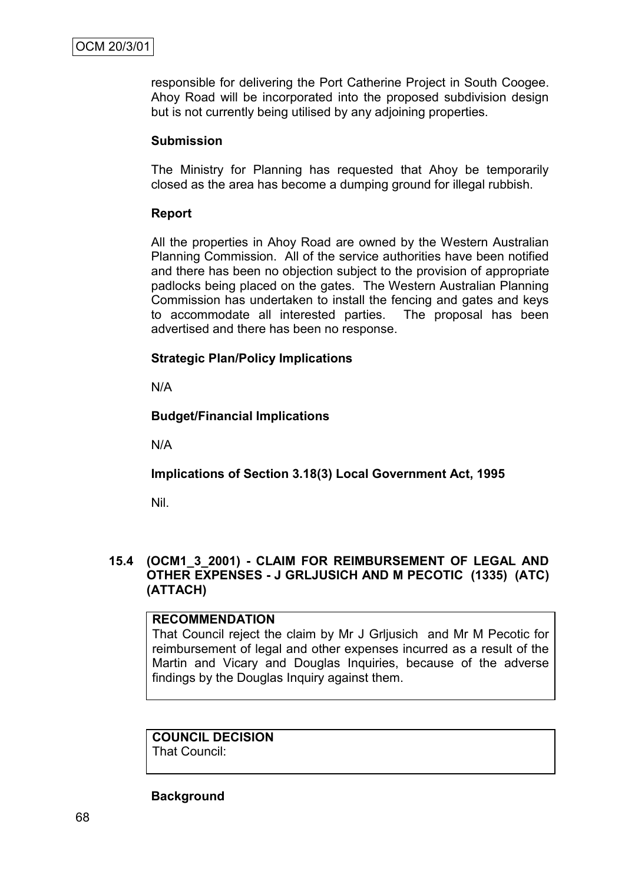responsible for delivering the Port Catherine Project in South Coogee. Ahoy Road will be incorporated into the proposed subdivision design but is not currently being utilised by any adjoining properties.

**Submission**

The Ministry for Planning has requested that Ahoy be temporarily closed as the area has become a dumping ground for illegal rubbish.

**Report**

All the properties in Ahoy Road are owned by the Western Australian Planning Commission. All of the service authorities have been notified and there has been no objection subject to the provision of appropriate padlocks being placed on the gates. The Western Australian Planning Commission has undertaken to install the fencing and gates and keys to accommodate all interested parties. The proposal has been advertised and there has been no response.

**Strategic Plan/Policy Implications**

N/A

**Budget/Financial Implications**

N/A

**Implications of Section 3.18(3) Local Government Act, 1995**

Nil.

### 15.4 (OCM1_3_2001) - CLAIM FOR REIMBURSEMENT OF LEGAL AND OTHER EXPENSES - J GRLJUSICH AND M PECOTIC (1335) (ATC) (ATTACH)

**RECOMMENDATION**

That Council reject the claim by Mr J Grljusich and Mr M Pecotic for reimbursement of legal and other expenses incurred as a result of the Martin and Vicary and Douglas Inquiries, because of the adverse findings by the Douglas Inquiry against them.

**COUNCIL DECISION**

That Council:

**Background**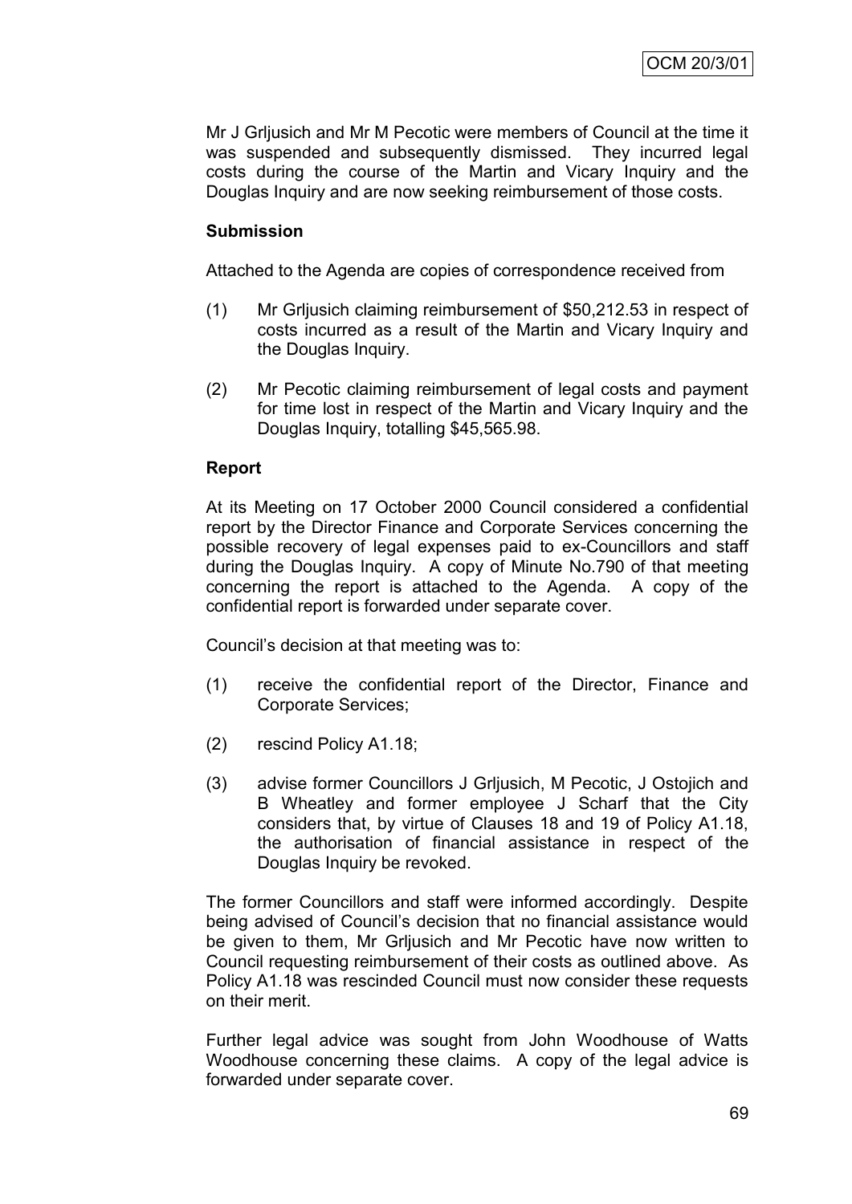Mr J Grljusich and Mr M Pecotic were members of Council at the time it was suspended and subsequently dismissed. They incurred legal costs during the course of the Martin and Vicary Inquiry and the Douglas Inquiry and are now seeking reimbursement of those costs.

**Submission**

Attached to the Agenda are copies of correspondence received from

(1) Mr Grljusich claiming reimbursement of $50,212.53 in respect of costs incurred as a result of the Martin and Vicary Inquiry and the Douglas Inquiry.

(2) Mr Pecotic claiming reimbursement of legal costs and payment for time lost in respect of the Martin and Vicary Inquiry and the Douglas Inquiry, totalling $45,565.98.

**Report**

At its Meeting on 17 October 2000 Council considered a confidential report by the Director Finance and Corporate Services concerning the possible recovery of legal expenses paid to ex-Councillors and staff during the Douglas Inquiry. A copy of Minute No.790 of that meeting concerning the report is attached to the Agenda. A copy of the confidential report is forwarded under separate cover.

Council's decision at that meeting was to:

(1) receive the confidential report of the Director, Finance and Corporate Services;

(2) rescind Policy A1.18;

(3) advise former Councillors J Grljusich, M Pecotic, J Ostojich and B Wheatley and former employee J Scharf that the City considers that, by virtue of Clauses 18 and 19 of Policy A1.18, the authorisation of financial assistance in respect of the Douglas Inquiry be revoked.

The former Councillors and staff were informed accordingly. Despite being advised of Council's decision that no financial assistance would be given to them, Mr Grljusich and Mr Pecotic have now written to Council requesting reimbursement of their costs as outlined above. As Policy A1.18 was rescinded Council must now consider these requests on their merit.

Further legal advice was sought from John Woodhouse of Watts Woodhouse concerning these claims. A copy of the legal advice is forwarded under separate cover.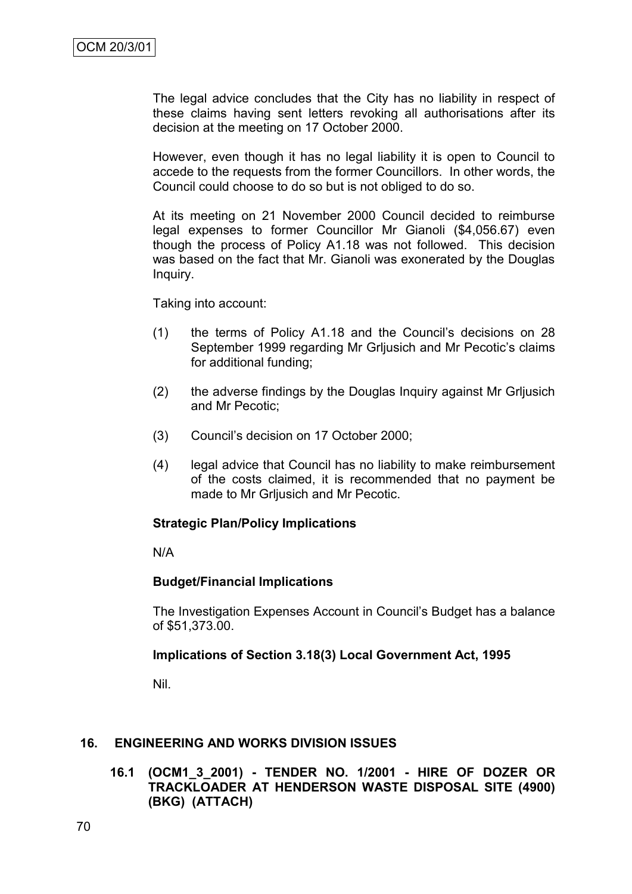The legal advice concludes that the City has no liability in respect of these claims having sent letters revoking all authorisations after its decision at the meeting on 17 October 2000.

However, even though it has no legal liability it is open to Council to accede to the requests from the former Councillors. In other words, the Council could choose to do so but is not obliged to do so.

At its meeting on 21 November 2000 Council decided to reimburse legal expenses to former Councillor Mr Gianoli ($4,056.67) even though the process of Policy A1.18 was not followed. This decision was based on the fact that Mr. Gianoli was exonerated by the Douglas Inquiry.

Taking into account:

(1) the terms of Policy A1.18 and the Council's decisions on 28 September 1999 regarding Mr Grljusich and Mr Pecotic's claims for additional funding;

(2) the adverse findings by the Douglas Inquiry against Mr Grljusich and Mr Pecotic;

(3) Council's decision on 17 October 2000;

(4) legal advice that Council has no liability to make reimbursement of the costs claimed, it is recommended that no payment be made to Mr Grljusich and Mr Pecotic.

**Strategic Plan/Policy Implications**

N/A

**Budget/Financial Implications**

The Investigation Expenses Account in Council's Budget has a balance of $51,373.00.

**Implications of Section 3.18(3) Local Government Act, 1995**

Nil.

## 16. ENGINEERING AND WORKS DIVISION ISSUES

### 16.1 (OCM1_3_2001) - TENDER NO. 1/2001 - HIRE OF DOZER OR TRACKLOADER AT HENDERSON WASTE DISPOSAL SITE (4900) (BKG) (ATTACH)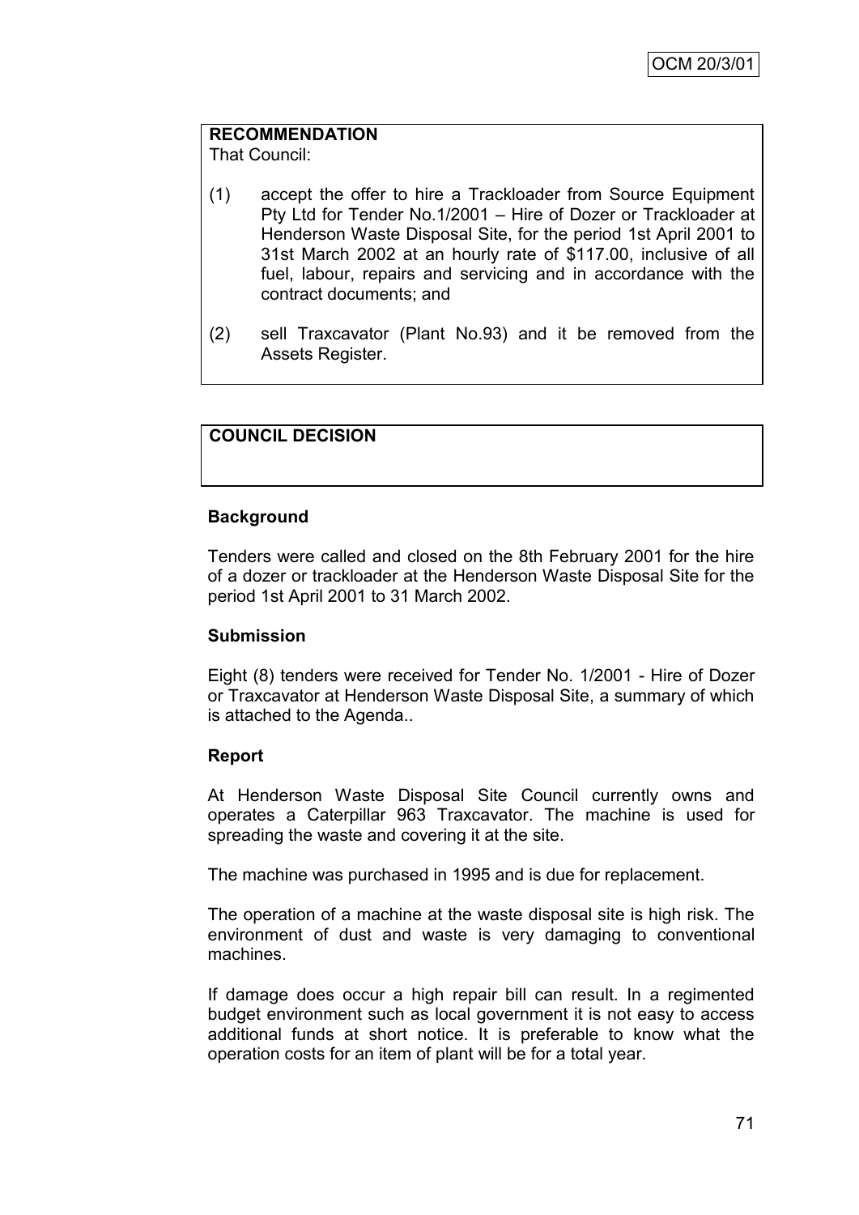OCM 20/3/01

**RECOMMENDATION**
That Council:

(1) accept the offer to hire a Trackloader from Source Equipment Pty Ltd for Tender No.1/2001 – Hire of Dozer or Trackloader at Henderson Waste Disposal Site, for the period 1st April 2001 to 31st March 2002 at an hourly rate of $117.00, inclusive of all fuel, labour, repairs and servicing and in accordance with the contract documents; and

(2) sell Traxcavator (Plant No.93) and it be removed from the Assets Register.

**COUNCIL DECISION**

**Background**

Tenders were called and closed on the 8th February 2001 for the hire of a dozer or trackloader at the Henderson Waste Disposal Site for the period 1st April 2001 to 31 March 2002.

**Submission**

Eight (8) tenders were received for Tender No. 1/2001 - Hire of Dozer or Traxcavator at Henderson Waste Disposal Site, a summary of which is attached to the Agenda..

**Report**

At Henderson Waste Disposal Site Council currently owns and operates a Caterpillar 963 Traxcavator. The machine is used for spreading the waste and covering it at the site.

The machine was purchased in 1995 and is due for replacement.

The operation of a machine at the waste disposal site is high risk. The environment of dust and waste is very damaging to conventional machines.

If damage does occur a high repair bill can result. In a regimented budget environment such as local government it is not easy to access additional funds at short notice. It is preferable to know what the operation costs for an item of plant will be for a total year.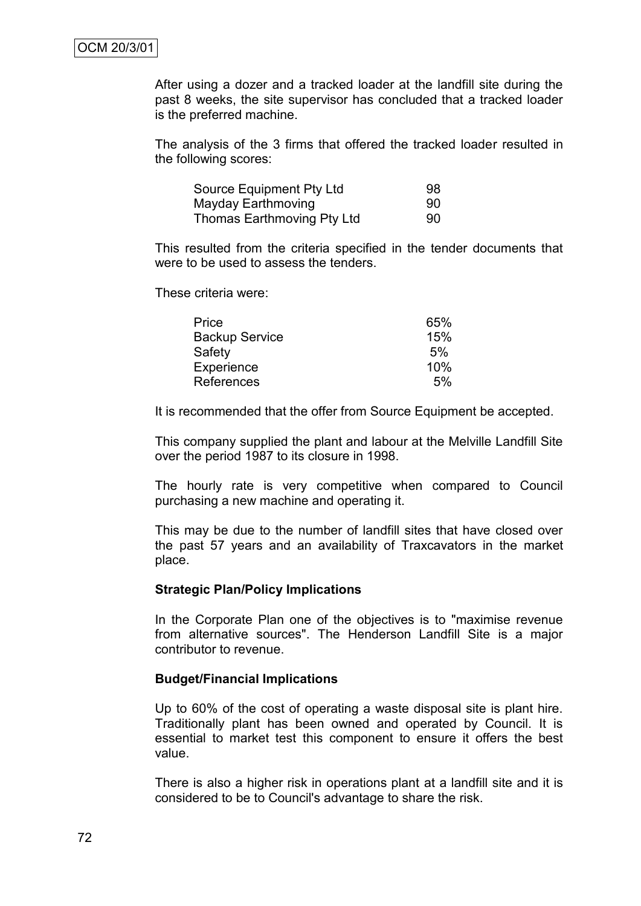After using a dozer and a tracked loader at the landfill site during the past 8 weeks, the site supervisor has concluded that a tracked loader is the preferred machine.

The analysis of the 3 firms that offered the tracked loader resulted in the following scores:

| | |
|---|---|
| Source Equipment Pty Ltd | 98 |
| Mayday Earthmoving | 90 |
| Thomas Earthmoving Pty Ltd | 90 |

This resulted from the criteria specified in the tender documents that were to be used to assess the tenders.

These criteria were:

| | |
|---|---|
| Price | 65% |
| Backup Service | 15% |
| Safety | 5% |
| Experience | 10% |
| References | 5% |

It is recommended that the offer from Source Equipment be accepted.

This company supplied the plant and labour at the Melville Landfill Site over the period 1987 to its closure in 1998.

The hourly rate is very competitive when compared to Council purchasing a new machine and operating it.

This may be due to the number of landfill sites that have closed over the past 57 years and an availability of Traxcavators in the market place.

**Strategic Plan/Policy Implications**

In the Corporate Plan one of the objectives is to "maximise revenue from alternative sources". The Henderson Landfill Site is a major contributor to revenue.

**Budget/Financial Implications**

Up to 60% of the cost of operating a waste disposal site is plant hire. Traditionally plant has been owned and operated by Council. It is essential to market test this component to ensure it offers the best value.

There is also a higher risk in operations plant at a landfill site and it is considered to be to Council's advantage to share the risk.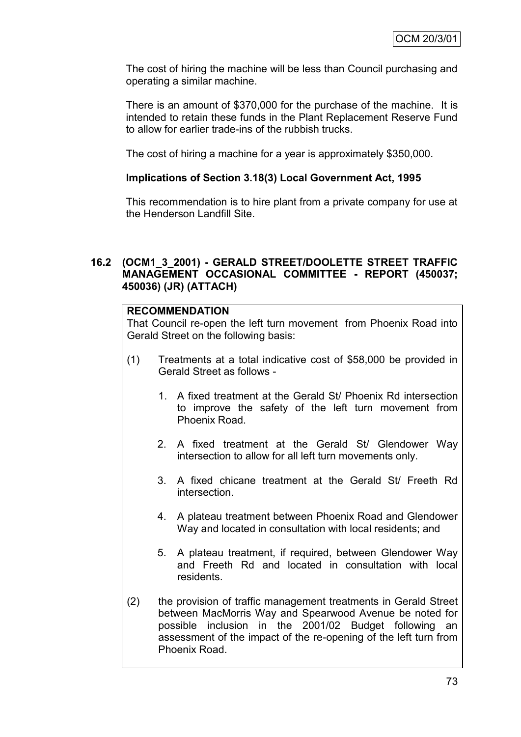The cost of hiring the machine will be less than Council purchasing and operating a similar machine.

There is an amount of $370,000 for the purchase of the machine. It is intended to retain these funds in the Plant Replacement Reserve Fund to allow for earlier trade-ins of the rubbish trucks.

The cost of hiring a machine for a year is approximately $350,000.

**Implications of Section 3.18(3) Local Government Act, 1995**

This recommendation is to hire plant from a private company for use at the Henderson Landfill Site.

### 16.2 (OCM1_3_2001) - GERALD STREET/DOOLETTE STREET TRAFFIC MANAGEMENT OCCASIONAL COMMITTEE - REPORT (450037; 450036) (JR) (ATTACH)

**RECOMMENDATION**

That Council re-open the left turn movement from Phoenix Road into Gerald Street on the following basis:

(1) Treatments at a total indicative cost of $58,000 be provided in Gerald Street as follows -

1. A fixed treatment at the Gerald St/ Phoenix Rd intersection to improve the safety of the left turn movement from Phoenix Road.
2. A fixed treatment at the Gerald St/ Glendower Way intersection to allow for all left turn movements only.
3. A fixed chicane treatment at the Gerald St/ Freeth Rd intersection.
4. A plateau treatment between Phoenix Road and Glendower Way and located in consultation with local residents; and
5. A plateau treatment, if required, between Glendower Way and Freeth Rd and located in consultation with local residents.

(2) the provision of traffic management treatments in Gerald Street between MacMorris Way and Spearwood Avenue be noted for possible inclusion in the 2001/02 Budget following an assessment of the impact of the re-opening of the left turn from Phoenix Road.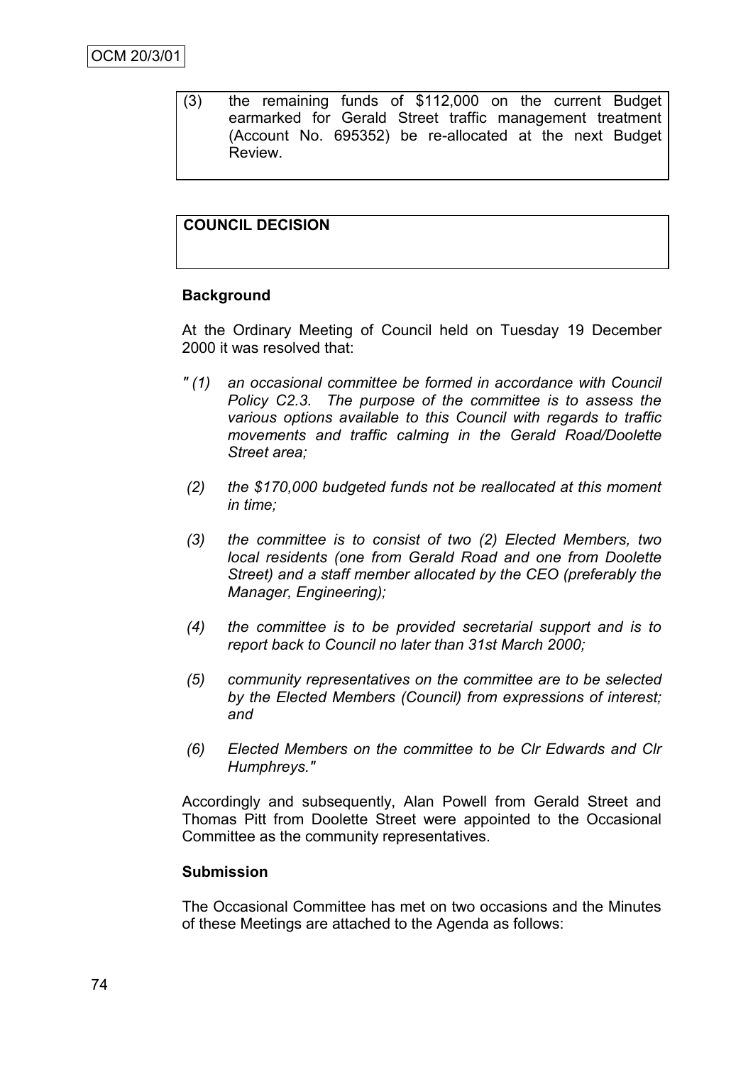(3) the remaining funds of $112,000 on the current Budget earmarked for Gerald Street traffic management treatment (Account No. 695352) be re-allocated at the next Budget Review.

**COUNCIL DECISION**

**Background**

At the Ordinary Meeting of Council held on Tuesday 19 December 2000 it was resolved that:

*" (1) an occasional committee be formed in accordance with Council Policy C2.3. The purpose of the committee is to assess the various options available to this Council with regards to traffic movements and traffic calming in the Gerald Road/Doolette Street area;*

*(2) the $170,000 budgeted funds not be reallocated at this moment in time;*

*(3) the committee is to consist of two (2) Elected Members, two local residents (one from Gerald Road and one from Doolette Street) and a staff member allocated by the CEO (preferably the Manager, Engineering);*

*(4) the committee is to be provided secretarial support and is to report back to Council no later than 31st March 2000;*

*(5) community representatives on the committee are to be selected by the Elected Members (Council) from expressions of interest; and*

*(6) Elected Members on the committee to be Clr Edwards and Clr Humphreys."*

Accordingly and subsequently, Alan Powell from Gerald Street and Thomas Pitt from Doolette Street were appointed to the Occasional Committee as the community representatives.

**Submission**

The Occasional Committee has met on two occasions and the Minutes of these Meetings are attached to the Agenda as follows: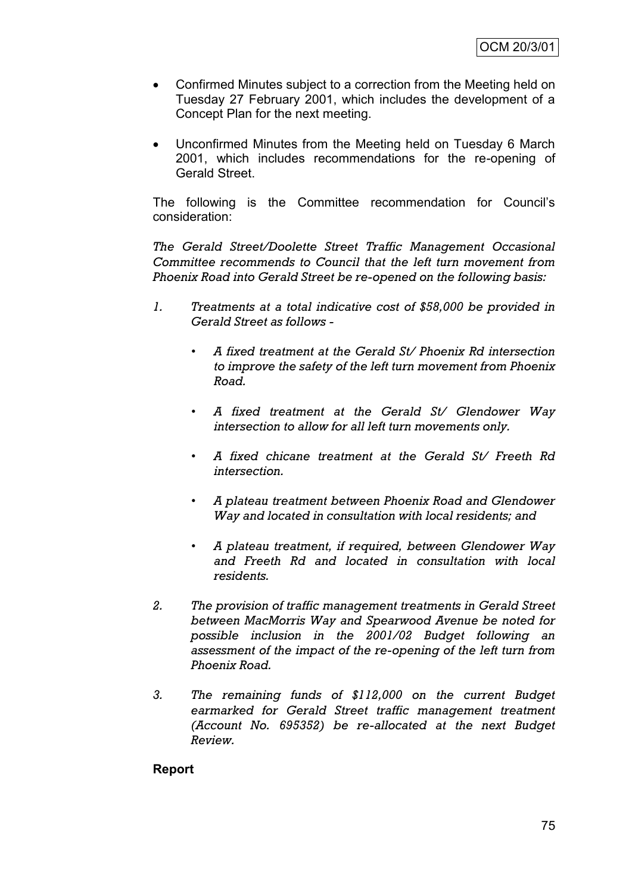- Confirmed Minutes subject to a correction from the Meeting held on Tuesday 27 February 2001, which includes the development of a Concept Plan for the next meeting.

- Unconfirmed Minutes from the Meeting held on Tuesday 6 March 2001, which includes recommendations for the re-opening of Gerald Street.

The following is the Committee recommendation for Council's consideration:

*The Gerald Street/Doolette Street Traffic Management Occasional Committee recommends to Council that the left turn movement from Phoenix Road into Gerald Street be re-opened on the following basis:*

1. *Treatments at a total indicative cost of $58,000 be provided in Gerald Street as follows -*

   - *A fixed treatment at the Gerald St/ Phoenix Rd intersection to improve the safety of the left turn movement from Phoenix Road.*

   - *A fixed treatment at the Gerald St/ Glendower Way intersection to allow for all left turn movements only.*

   - *A fixed chicane treatment at the Gerald St/ Freeth Rd intersection.*

   - *A plateau treatment between Phoenix Road and Glendower Way and located in consultation with local residents; and*

   - *A plateau treatment, if required, between Glendower Way and Freeth Rd and located in consultation with local residents.*

2. *The provision of traffic management treatments in Gerald Street between MacMorris Way and Spearwood Avenue be noted for possible inclusion in the 2001/02 Budget following an assessment of the impact of the re-opening of the left turn from Phoenix Road.*

3. *The remaining funds of $112,000 on the current Budget earmarked for Gerald Street traffic management treatment (Account No. 695352) be re-allocated at the next Budget Review.*

**Report**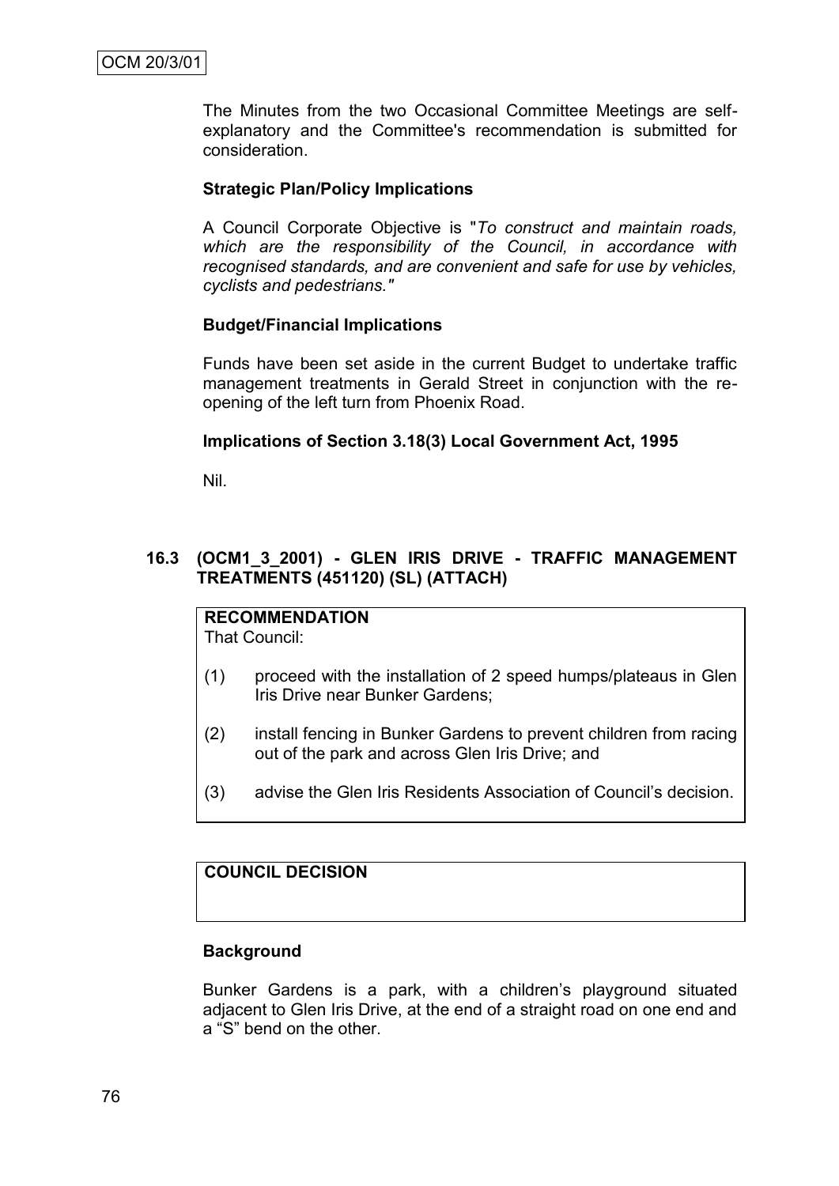The Minutes from the two Occasional Committee Meetings are self-explanatory and the Committee's recommendation is submitted for consideration.

**Strategic Plan/Policy Implications**

A Council Corporate Objective is "*To construct and maintain roads, which are the responsibility of the Council, in accordance with recognised standards, and are convenient and safe for use by vehicles, cyclists and pedestrians."*

**Budget/Financial Implications**

Funds have been set aside in the current Budget to undertake traffic management treatments in Gerald Street in conjunction with the re-opening of the left turn from Phoenix Road.

**Implications of Section 3.18(3) Local Government Act, 1995**

Nil.

## 16.3 (OCM1_3_2001) - GLEN IRIS DRIVE - TRAFFIC MANAGEMENT TREATMENTS (451120) (SL) (ATTACH)

**RECOMMENDATION**

That Council:

(1) proceed with the installation of 2 speed humps/plateaus in Glen Iris Drive near Bunker Gardens;

(2) install fencing in Bunker Gardens to prevent children from racing out of the park and across Glen Iris Drive; and

(3) advise the Glen Iris Residents Association of Council's decision.

**COUNCIL DECISION**

**Background**

Bunker Gardens is a park, with a children's playground situated adjacent to Glen Iris Drive, at the end of a straight road on one end and a "S" bend on the other.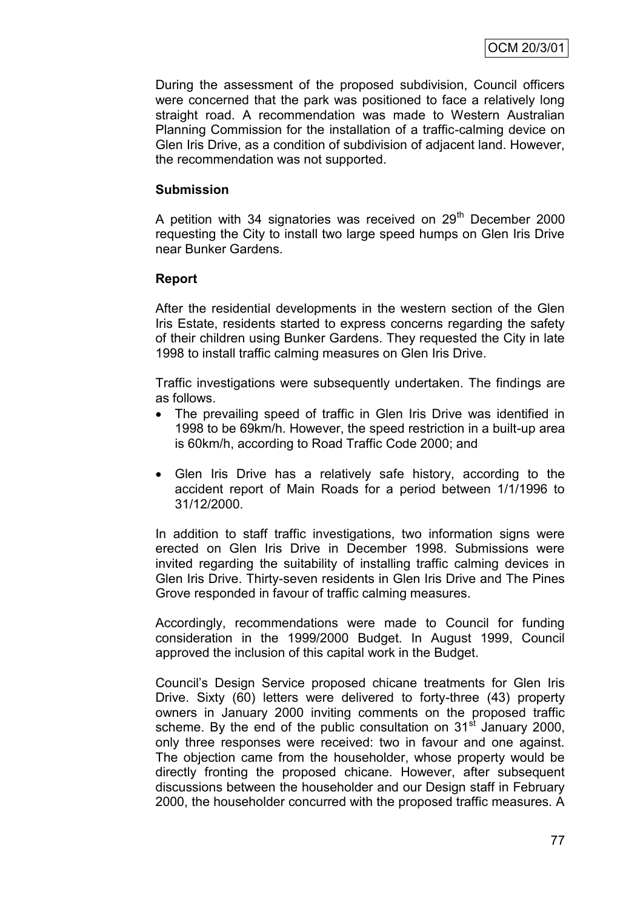During the assessment of the proposed subdivision, Council officers were concerned that the park was positioned to face a relatively long straight road. A recommendation was made to Western Australian Planning Commission for the installation of a traffic-calming device on Glen Iris Drive, as a condition of subdivision of adjacent land. However, the recommendation was not supported.

**Submission**

A petition with 34 signatories was received on 29th December 2000 requesting the City to install two large speed humps on Glen Iris Drive near Bunker Gardens.

**Report**

After the residential developments in the western section of the Glen Iris Estate, residents started to express concerns regarding the safety of their children using Bunker Gardens. They requested the City in late 1998 to install traffic calming measures on Glen Iris Drive.

Traffic investigations were subsequently undertaken. The findings are as follows.

- The prevailing speed of traffic in Glen Iris Drive was identified in 1998 to be 69km/h. However, the speed restriction in a built-up area is 60km/h, according to Road Traffic Code 2000; and

- Glen Iris Drive has a relatively safe history, according to the accident report of Main Roads for a period between 1/1/1996 to 31/12/2000.

In addition to staff traffic investigations, two information signs were erected on Glen Iris Drive in December 1998. Submissions were invited regarding the suitability of installing traffic calming devices in Glen Iris Drive. Thirty-seven residents in Glen Iris Drive and The Pines Grove responded in favour of traffic calming measures.

Accordingly, recommendations were made to Council for funding consideration in the 1999/2000 Budget. In August 1999, Council approved the inclusion of this capital work in the Budget.

Council's Design Service proposed chicane treatments for Glen Iris Drive. Sixty (60) letters were delivered to forty-three (43) property owners in January 2000 inviting comments on the proposed traffic scheme. By the end of the public consultation on 31st January 2000, only three responses were received: two in favour and one against. The objection came from the householder, whose property would be directly fronting the proposed chicane. However, after subsequent discussions between the householder and our Design staff in February 2000, the householder concurred with the proposed traffic measures. A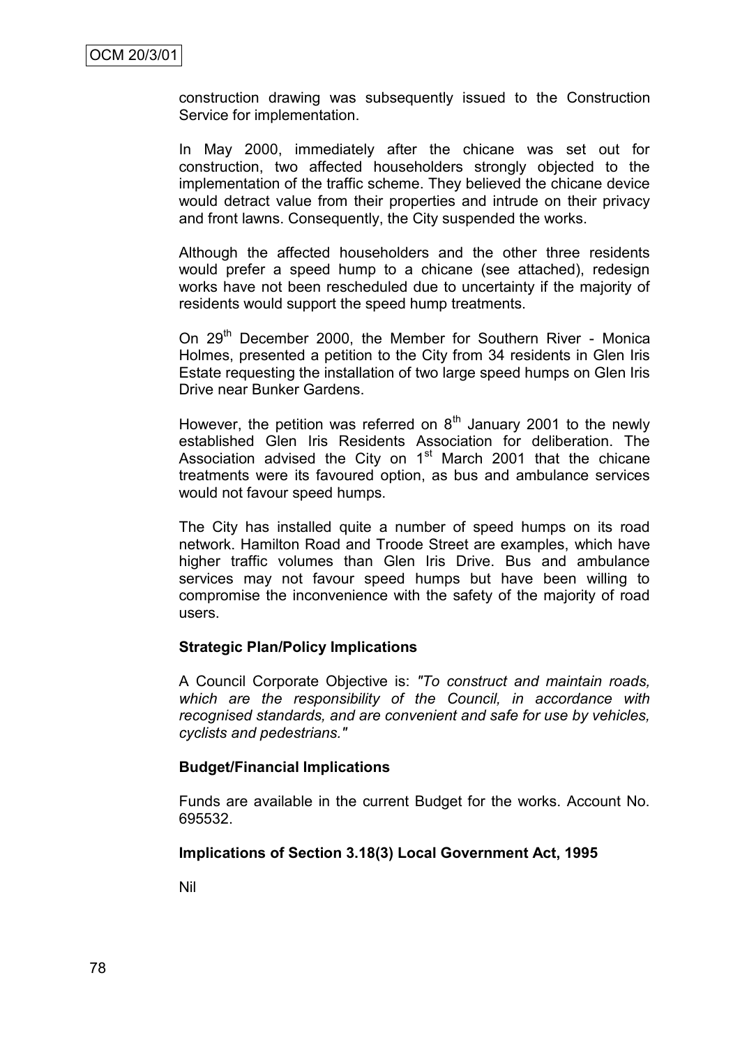construction drawing was subsequently issued to the Construction Service for implementation.

In May 2000, immediately after the chicane was set out for construction, two affected householders strongly objected to the implementation of the traffic scheme. They believed the chicane device would detract value from their properties and intrude on their privacy and front lawns. Consequently, the City suspended the works.

Although the affected householders and the other three residents would prefer a speed hump to a chicane (see attached), redesign works have not been rescheduled due to uncertainty if the majority of residents would support the speed hump treatments.

On 29th December 2000, the Member for Southern River - Monica Holmes, presented a petition to the City from 34 residents in Glen Iris Estate requesting the installation of two large speed humps on Glen Iris Drive near Bunker Gardens.

However, the petition was referred on 8th January 2001 to the newly established Glen Iris Residents Association for deliberation. The Association advised the City on 1st March 2001 that the chicane treatments were its favoured option, as bus and ambulance services would not favour speed humps.

The City has installed quite a number of speed humps on its road network. Hamilton Road and Troode Street are examples, which have higher traffic volumes than Glen Iris Drive. Bus and ambulance services may not favour speed humps but have been willing to compromise the inconvenience with the safety of the majority of road users.

**Strategic Plan/Policy Implications**

A Council Corporate Objective is: *"To construct and maintain roads, which are the responsibility of the Council, in accordance with recognised standards, and are convenient and safe for use by vehicles, cyclists and pedestrians."*

**Budget/Financial Implications**

Funds are available in the current Budget for the works. Account No. 695532.

**Implications of Section 3.18(3) Local Government Act, 1995**

Nil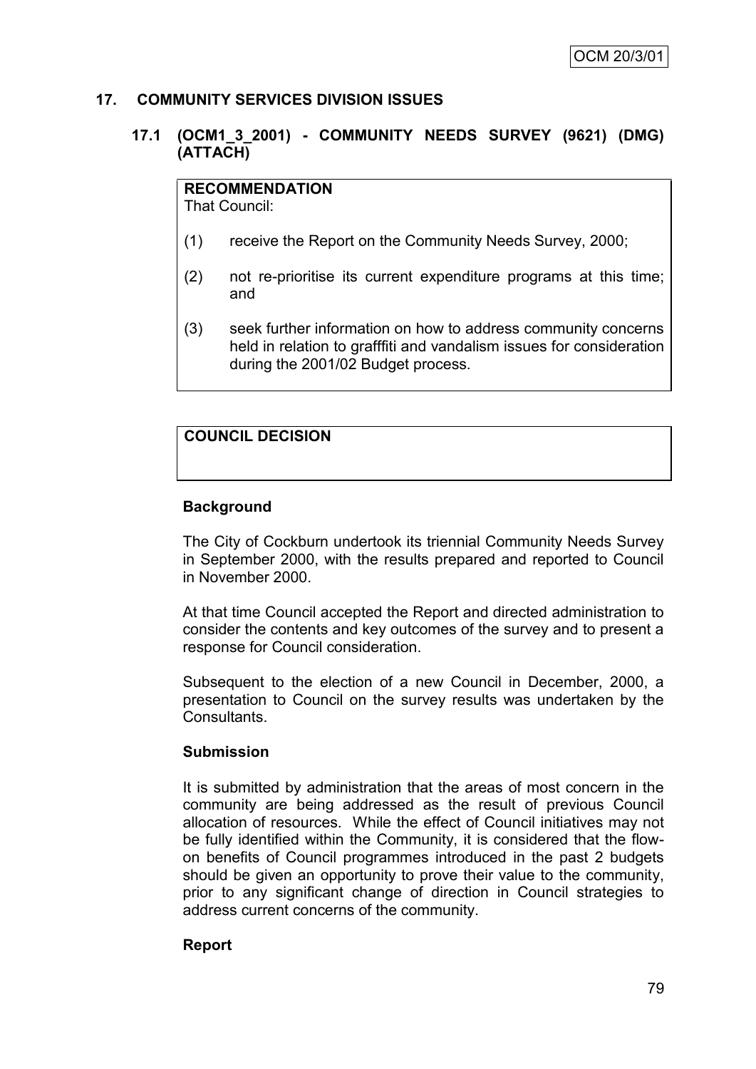## 17. COMMUNITY SERVICES DIVISION ISSUES

### 17.1 (OCM1_3_2001) - COMMUNITY NEEDS SURVEY (9621) (DMG) (ATTACH)

**RECOMMENDATION**
That Council:

(1) receive the Report on the Community Needs Survey, 2000;

(2) not re-prioritise its current expenditure programs at this time; and

(3) seek further information on how to address community concerns held in relation to grafffiti and vandalism issues for consideration during the 2001/02 Budget process.

**COUNCIL DECISION**

**Background**

The City of Cockburn undertook its triennial Community Needs Survey in September 2000, with the results prepared and reported to Council in November 2000.

At that time Council accepted the Report and directed administration to consider the contents and key outcomes of the survey and to present a response for Council consideration.

Subsequent to the election of a new Council in December, 2000, a presentation to Council on the survey results was undertaken by the Consultants.

**Submission**

It is submitted by administration that the areas of most concern in the community are being addressed as the result of previous Council allocation of resources. While the effect of Council initiatives may not be fully identified within the Community, it is considered that the flow-on benefits of Council programmes introduced in the past 2 budgets should be given an opportunity to prove their value to the community, prior to any significant change of direction in Council strategies to address current concerns of the community.

**Report**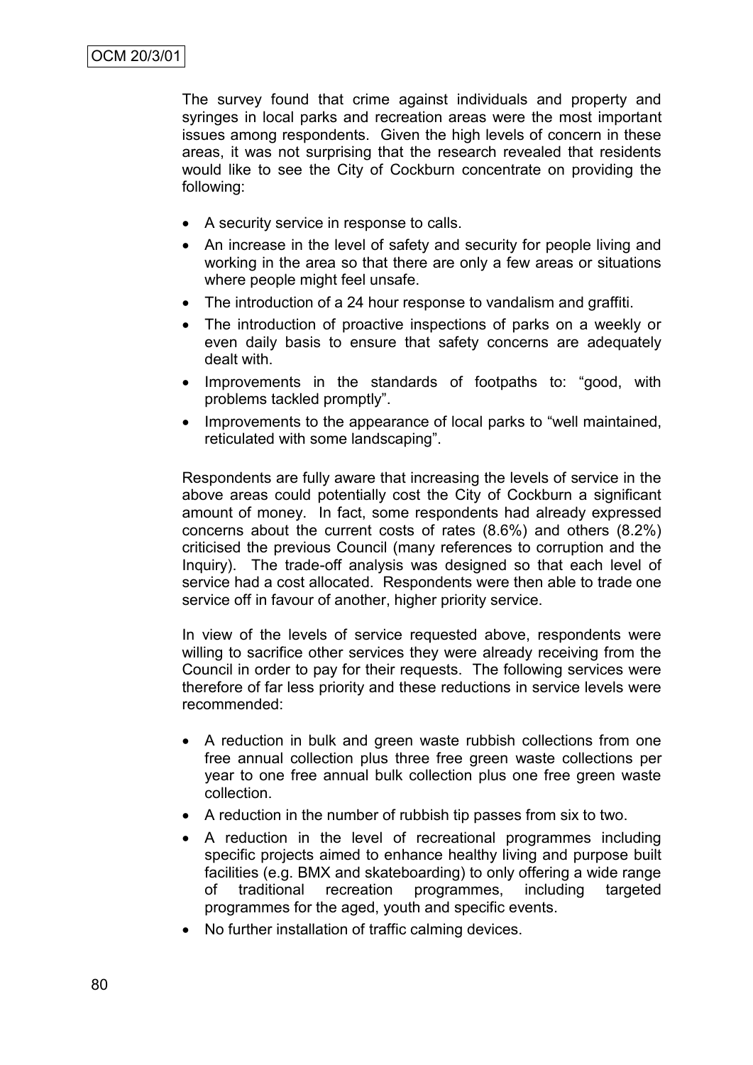The survey found that crime against individuals and property and syringes in local parks and recreation areas were the most important issues among respondents. Given the high levels of concern in these areas, it was not surprising that the research revealed that residents would like to see the City of Cockburn concentrate on providing the following:

- A security service in response to calls.
- An increase in the level of safety and security for people living and working in the area so that there are only a few areas or situations where people might feel unsafe.
- The introduction of a 24 hour response to vandalism and graffiti.
- The introduction of proactive inspections of parks on a weekly or even daily basis to ensure that safety concerns are adequately dealt with.
- Improvements in the standards of footpaths to: "good, with problems tackled promptly".
- Improvements to the appearance of local parks to "well maintained, reticulated with some landscaping".

Respondents are fully aware that increasing the levels of service in the above areas could potentially cost the City of Cockburn a significant amount of money. In fact, some respondents had already expressed concerns about the current costs of rates (8.6%) and others (8.2%) criticised the previous Council (many references to corruption and the Inquiry). The trade-off analysis was designed so that each level of service had a cost allocated. Respondents were then able to trade one service off in favour of another, higher priority service.

In view of the levels of service requested above, respondents were willing to sacrifice other services they were already receiving from the Council in order to pay for their requests. The following services were therefore of far less priority and these reductions in service levels were recommended:

- A reduction in bulk and green waste rubbish collections from one free annual collection plus three free green waste collections per year to one free annual bulk collection plus one free green waste collection.
- A reduction in the number of rubbish tip passes from six to two.
- A reduction in the level of recreational programmes including specific projects aimed to enhance healthy living and purpose built facilities (e.g. BMX and skateboarding) to only offering a wide range of traditional recreation programmes, including targeted programmes for the aged, youth and specific events.
- No further installation of traffic calming devices.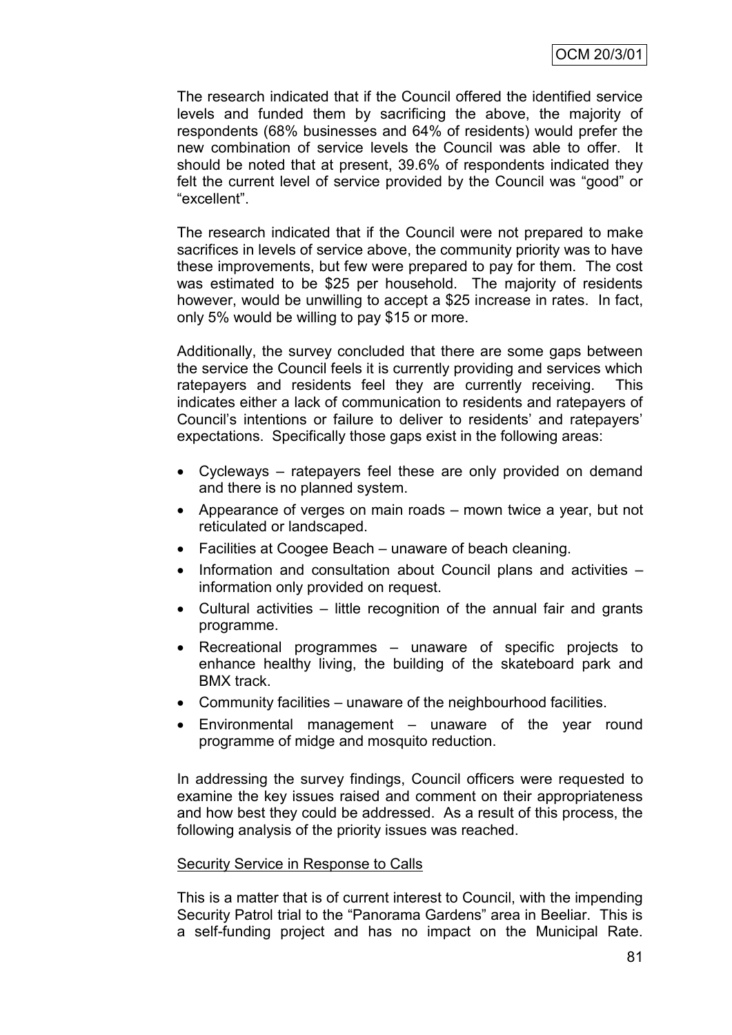The research indicated that if the Council offered the identified service levels and funded them by sacrificing the above, the majority of respondents (68% businesses and 64% of residents) would prefer the new combination of service levels the Council was able to offer. It should be noted that at present, 39.6% of respondents indicated they felt the current level of service provided by the Council was "good" or "excellent".

The research indicated that if the Council were not prepared to make sacrifices in levels of service above, the community priority was to have these improvements, but few were prepared to pay for them. The cost was estimated to be $25 per household. The majority of residents however, would be unwilling to accept a $25 increase in rates. In fact, only 5% would be willing to pay $15 or more.

Additionally, the survey concluded that there are some gaps between the service the Council feels it is currently providing and services which ratepayers and residents feel they are currently receiving. This indicates either a lack of communication to residents and ratepayers of Council's intentions or failure to deliver to residents' and ratepayers' expectations. Specifically those gaps exist in the following areas:

- Cycleways – ratepayers feel these are only provided on demand and there is no planned system.
- Appearance of verges on main roads – mown twice a year, but not reticulated or landscaped.
- Facilities at Coogee Beach – unaware of beach cleaning.
- Information and consultation about Council plans and activities – information only provided on request.
- Cultural activities – little recognition of the annual fair and grants programme.
- Recreational programmes – unaware of specific projects to enhance healthy living, the building of the skateboard park and BMX track.
- Community facilities – unaware of the neighbourhood facilities.
- Environmental management – unaware of the year round programme of midge and mosquito reduction.

In addressing the survey findings, Council officers were requested to examine the key issues raised and comment on their appropriateness and how best they could be addressed. As a result of this process, the following analysis of the priority issues was reached.

Security Service in Response to Calls

This is a matter that is of current interest to Council, with the impending Security Patrol trial to the "Panorama Gardens" area in Beeliar. This is a self-funding project and has no impact on the Municipal Rate.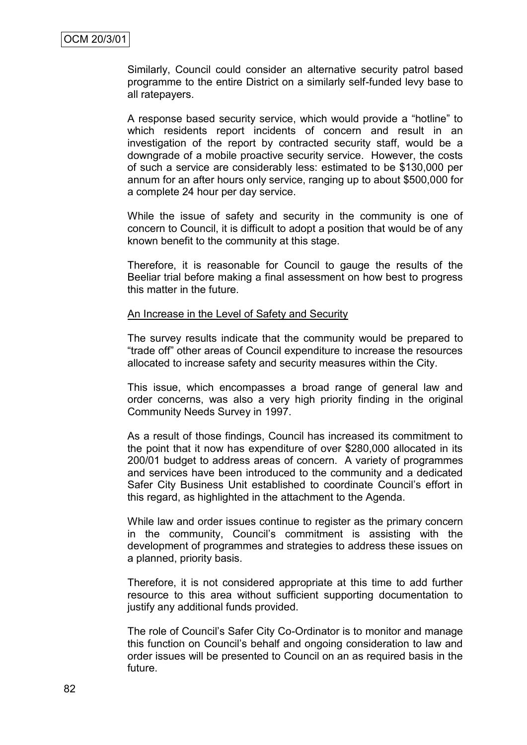Similarly, Council could consider an alternative security patrol based programme to the entire District on a similarly self-funded levy base to all ratepayers.

A response based security service, which would provide a "hotline" to which residents report incidents of concern and result in an investigation of the report by contracted security staff, would be a downgrade of a mobile proactive security service. However, the costs of such a service are considerably less: estimated to be $130,000 per annum for an after hours only service, ranging up to about $500,000 for a complete 24 hour per day service.

While the issue of safety and security in the community is one of concern to Council, it is difficult to adopt a position that would be of any known benefit to the community at this stage.

Therefore, it is reasonable for Council to gauge the results of the Beeliar trial before making a final assessment on how best to progress this matter in the future.

<u>An Increase in the Level of Safety and Security</u>

The survey results indicate that the community would be prepared to "trade off" other areas of Council expenditure to increase the resources allocated to increase safety and security measures within the City.

This issue, which encompasses a broad range of general law and order concerns, was also a very high priority finding in the original Community Needs Survey in 1997.

As a result of those findings, Council has increased its commitment to the point that it now has expenditure of over $280,000 allocated in its 200/01 budget to address areas of concern. A variety of programmes and services have been introduced to the community and a dedicated Safer City Business Unit established to coordinate Council's effort in this regard, as highlighted in the attachment to the Agenda.

While law and order issues continue to register as the primary concern in the community, Council's commitment is assisting with the development of programmes and strategies to address these issues on a planned, priority basis.

Therefore, it is not considered appropriate at this time to add further resource to this area without sufficient supporting documentation to justify any additional funds provided.

The role of Council's Safer City Co-Ordinator is to monitor and manage this function on Council's behalf and ongoing consideration to law and order issues will be presented to Council on an as required basis in the future.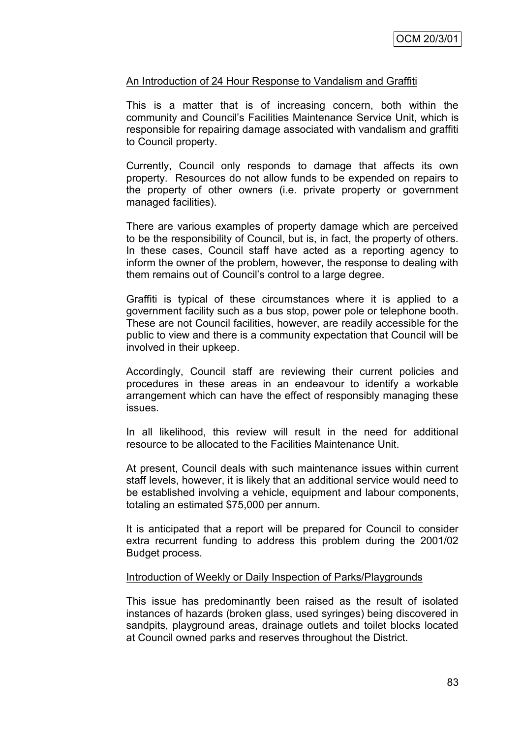<u>An Introduction of 24 Hour Response to Vandalism and Graffiti</u>

This is a matter that is of increasing concern, both within the community and Council's Facilities Maintenance Service Unit, which is responsible for repairing damage associated with vandalism and graffiti to Council property.

Currently, Council only responds to damage that affects its own property. Resources do not allow funds to be expended on repairs to the property of other owners (i.e. private property or government managed facilities).

There are various examples of property damage which are perceived to be the responsibility of Council, but is, in fact, the property of others. In these cases, Council staff have acted as a reporting agency to inform the owner of the problem, however, the response to dealing with them remains out of Council's control to a large degree.

Graffiti is typical of these circumstances where it is applied to a government facility such as a bus stop, power pole or telephone booth. These are not Council facilities, however, are readily accessible for the public to view and there is a community expectation that Council will be involved in their upkeep.

Accordingly, Council staff are reviewing their current policies and procedures in these areas in an endeavour to identify a workable arrangement which can have the effect of responsibly managing these issues.

In all likelihood, this review will result in the need for additional resource to be allocated to the Facilities Maintenance Unit.

At present, Council deals with such maintenance issues within current staff levels, however, it is likely that an additional service would need to be established involving a vehicle, equipment and labour components, totaling an estimated $75,000 per annum.

It is anticipated that a report will be prepared for Council to consider extra recurrent funding to address this problem during the 2001/02 Budget process.

<u>Introduction of Weekly or Daily Inspection of Parks/Playgrounds</u>

This issue has predominantly been raised as the result of isolated instances of hazards (broken glass, used syringes) being discovered in sandpits, playground areas, drainage outlets and toilet blocks located at Council owned parks and reserves throughout the District.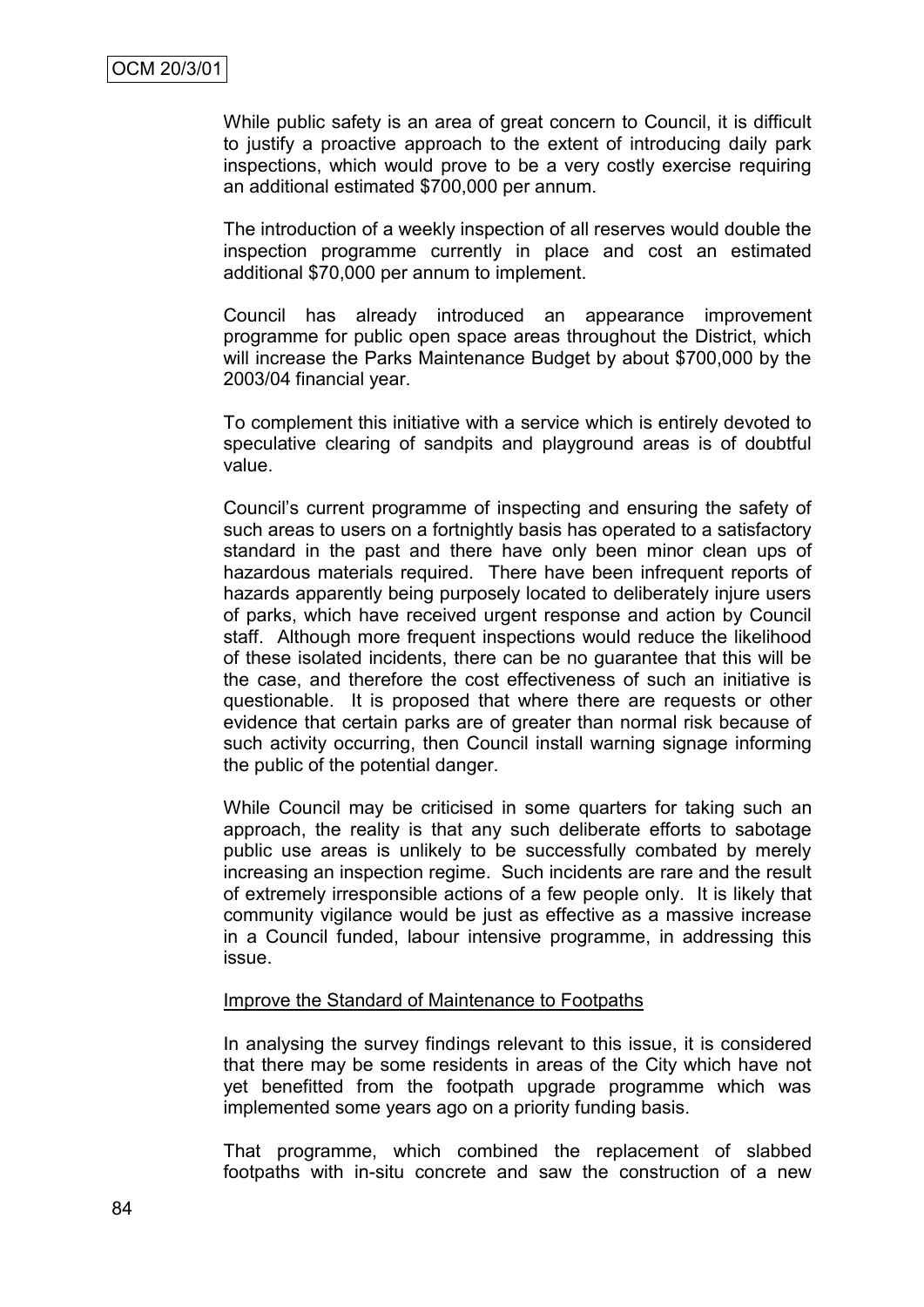While public safety is an area of great concern to Council, it is difficult to justify a proactive approach to the extent of introducing daily park inspections, which would prove to be a very costly exercise requiring an additional estimated $700,000 per annum.

The introduction of a weekly inspection of all reserves would double the inspection programme currently in place and cost an estimated additional $70,000 per annum to implement.

Council has already introduced an appearance improvement programme for public open space areas throughout the District, which will increase the Parks Maintenance Budget by about $700,000 by the 2003/04 financial year.

To complement this initiative with a service which is entirely devoted to speculative clearing of sandpits and playground areas is of doubtful value.

Council's current programme of inspecting and ensuring the safety of such areas to users on a fortnightly basis has operated to a satisfactory standard in the past and there have only been minor clean ups of hazardous materials required. There have been infrequent reports of hazards apparently being purposely located to deliberately injure users of parks, which have received urgent response and action by Council staff. Although more frequent inspections would reduce the likelihood of these isolated incidents, there can be no guarantee that this will be the case, and therefore the cost effectiveness of such an initiative is questionable. It is proposed that where there are requests or other evidence that certain parks are of greater than normal risk because of such activity occurring, then Council install warning signage informing the public of the potential danger.

While Council may be criticised in some quarters for taking such an approach, the reality is that any such deliberate efforts to sabotage public use areas is unlikely to be successfully combated by merely increasing an inspection regime. Such incidents are rare and the result of extremely irresponsible actions of a few people only. It is likely that community vigilance would be just as effective as a massive increase in a Council funded, labour intensive programme, in addressing this issue.

Improve the Standard of Maintenance to Footpaths

In analysing the survey findings relevant to this issue, it is considered that there may be some residents in areas of the City which have not yet benefitted from the footpath upgrade programme which was implemented some years ago on a priority funding basis.

That programme, which combined the replacement of slabbed footpaths with in-situ concrete and saw the construction of a new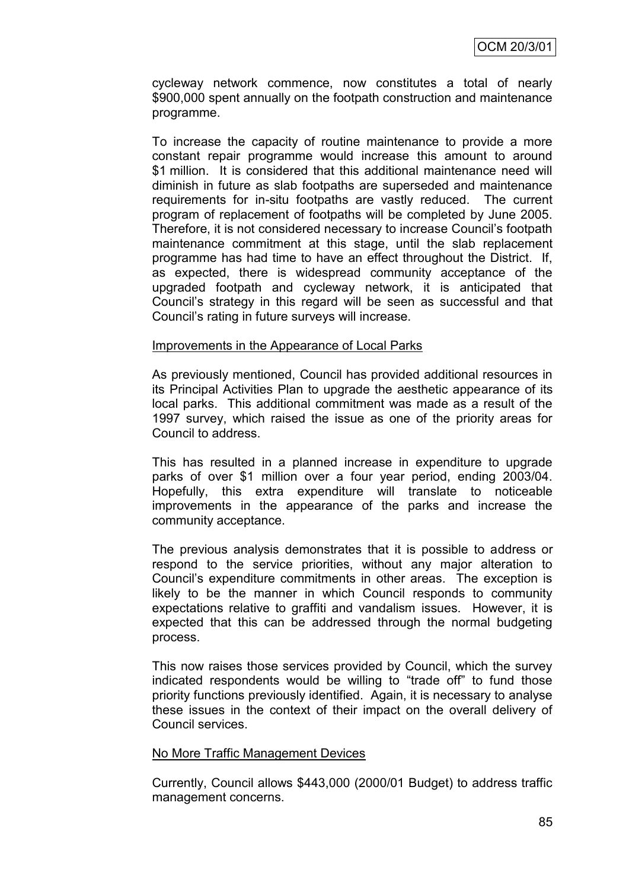cycleway network commence, now constitutes a total of nearly $900,000 spent annually on the footpath construction and maintenance programme.

To increase the capacity of routine maintenance to provide a more constant repair programme would increase this amount to around $1 million. It is considered that this additional maintenance need will diminish in future as slab footpaths are superseded and maintenance requirements for in-situ footpaths are vastly reduced. The current program of replacement of footpaths will be completed by June 2005. Therefore, it is not considered necessary to increase Council's footpath maintenance commitment at this stage, until the slab replacement programme has had time to have an effect throughout the District. If, as expected, there is widespread community acceptance of the upgraded footpath and cycleway network, it is anticipated that Council's strategy in this regard will be seen as successful and that Council's rating in future surveys will increase.

<u>Improvements in the Appearance of Local Parks</u>

As previously mentioned, Council has provided additional resources in its Principal Activities Plan to upgrade the aesthetic appearance of its local parks. This additional commitment was made as a result of the 1997 survey, which raised the issue as one of the priority areas for Council to address.

This has resulted in a planned increase in expenditure to upgrade parks of over $1 million over a four year period, ending 2003/04. Hopefully, this extra expenditure will translate to noticeable improvements in the appearance of the parks and increase the community acceptance.

The previous analysis demonstrates that it is possible to address or respond to the service priorities, without any major alteration to Council's expenditure commitments in other areas. The exception is likely to be the manner in which Council responds to community expectations relative to graffiti and vandalism issues. However, it is expected that this can be addressed through the normal budgeting process.

This now raises those services provided by Council, which the survey indicated respondents would be willing to "trade off" to fund those priority functions previously identified. Again, it is necessary to analyse these issues in the context of their impact on the overall delivery of Council services.

<u>No More Traffic Management Devices</u>

Currently, Council allows $443,000 (2000/01 Budget) to address traffic management concerns.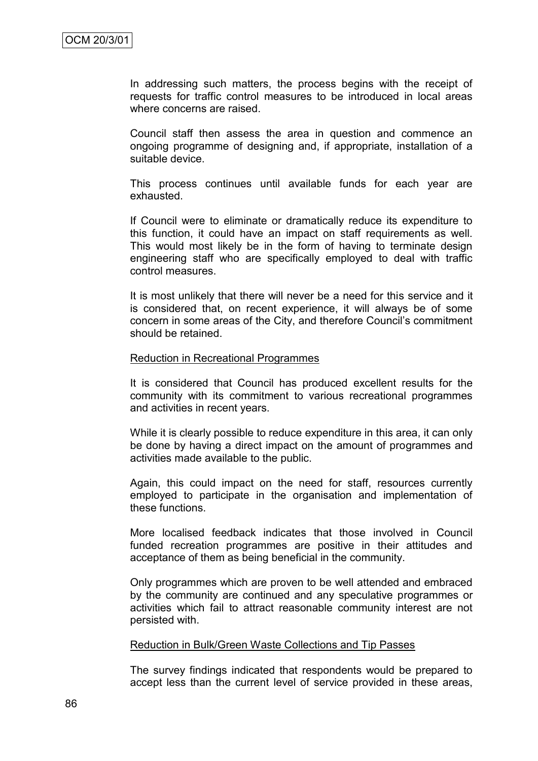In addressing such matters, the process begins with the receipt of requests for traffic control measures to be introduced in local areas where concerns are raised.

Council staff then assess the area in question and commence an ongoing programme of designing and, if appropriate, installation of a suitable device.

This process continues until available funds for each year are exhausted.

If Council were to eliminate or dramatically reduce its expenditure to this function, it could have an impact on staff requirements as well. This would most likely be in the form of having to terminate design engineering staff who are specifically employed to deal with traffic control measures.

It is most unlikely that there will never be a need for this service and it is considered that, on recent experience, it will always be of some concern in some areas of the City, and therefore Council's commitment should be retained.

<u>Reduction in Recreational Programmes</u>

It is considered that Council has produced excellent results for the community with its commitment to various recreational programmes and activities in recent years.

While it is clearly possible to reduce expenditure in this area, it can only be done by having a direct impact on the amount of programmes and activities made available to the public.

Again, this could impact on the need for staff, resources currently employed to participate in the organisation and implementation of these functions.

More localised feedback indicates that those involved in Council funded recreation programmes are positive in their attitudes and acceptance of them as being beneficial in the community.

Only programmes which are proven to be well attended and embraced by the community are continued and any speculative programmes or activities which fail to attract reasonable community interest are not persisted with.

<u>Reduction in Bulk/Green Waste Collections and Tip Passes</u>

The survey findings indicated that respondents would be prepared to accept less than the current level of service provided in these areas,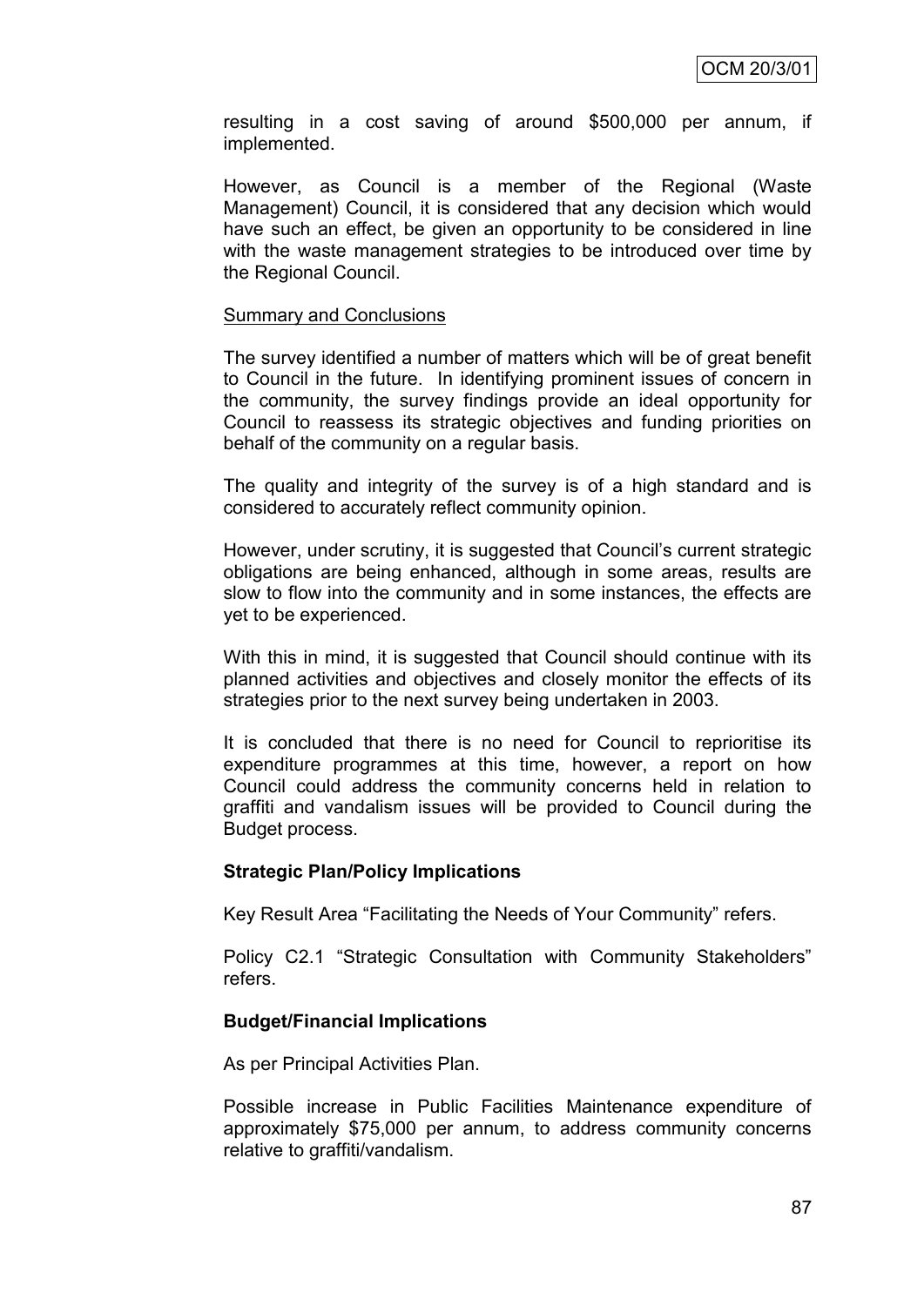resulting in a cost saving of around $500,000 per annum, if implemented.

However, as Council is a member of the Regional (Waste Management) Council, it is considered that any decision which would have such an effect, be given an opportunity to be considered in line with the waste management strategies to be introduced over time by the Regional Council.

Summary and Conclusions

The survey identified a number of matters which will be of great benefit to Council in the future. In identifying prominent issues of concern in the community, the survey findings provide an ideal opportunity for Council to reassess its strategic objectives and funding priorities on behalf of the community on a regular basis.

The quality and integrity of the survey is of a high standard and is considered to accurately reflect community opinion.

However, under scrutiny, it is suggested that Council's current strategic obligations are being enhanced, although in some areas, results are slow to flow into the community and in some instances, the effects are yet to be experienced.

With this in mind, it is suggested that Council should continue with its planned activities and objectives and closely monitor the effects of its strategies prior to the next survey being undertaken in 2003.

It is concluded that there is no need for Council to reprioritise its expenditure programmes at this time, however, a report on how Council could address the community concerns held in relation to graffiti and vandalism issues will be provided to Council during the Budget process.

**Strategic Plan/Policy Implications**

Key Result Area "Facilitating the Needs of Your Community" refers.

Policy C2.1 "Strategic Consultation with Community Stakeholders" refers.

**Budget/Financial Implications**

As per Principal Activities Plan.

Possible increase in Public Facilities Maintenance expenditure of approximately $75,000 per annum, to address community concerns relative to graffiti/vandalism.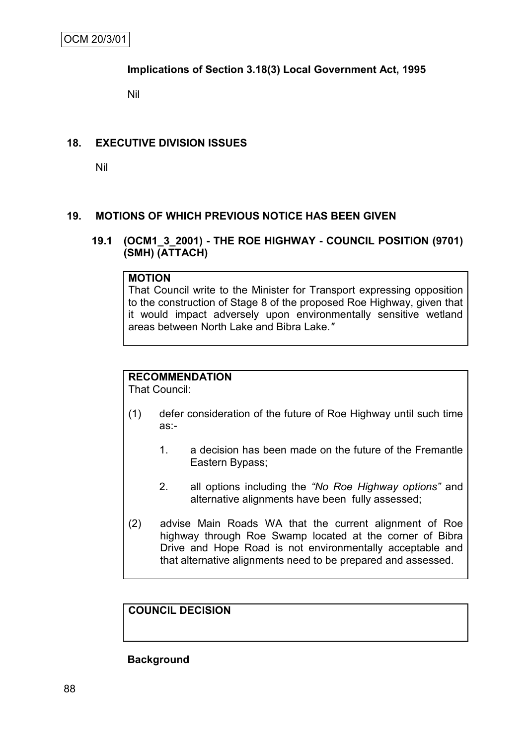**Implications of Section 3.18(3) Local Government Act, 1995**

Nil

## 18. EXECUTIVE DIVISION ISSUES

Nil

## 19. MOTIONS OF WHICH PREVIOUS NOTICE HAS BEEN GIVEN

### 19.1 (OCM1_3_2001) - THE ROE HIGHWAY - COUNCIL POSITION (9701) (SMH) (ATTACH)

**MOTION**

That Council write to the Minister for Transport expressing opposition to the construction of Stage 8 of the proposed Roe Highway, given that it would impact adversely upon environmentally sensitive wetland areas between North Lake and Bibra Lake."

**RECOMMENDATION**

That Council:

(1) defer consideration of the future of Roe Highway until such time as:-

1. a decision has been made on the future of the Fremantle Eastern Bypass;

2. all options including the *"No Roe Highway options"* and alternative alignments have been fully assessed;

(2) advise Main Roads WA that the current alignment of Roe highway through Roe Swamp located at the corner of Bibra Drive and Hope Road is not environmentally acceptable and that alternative alignments need to be prepared and assessed.

**COUNCIL DECISION**

**Background**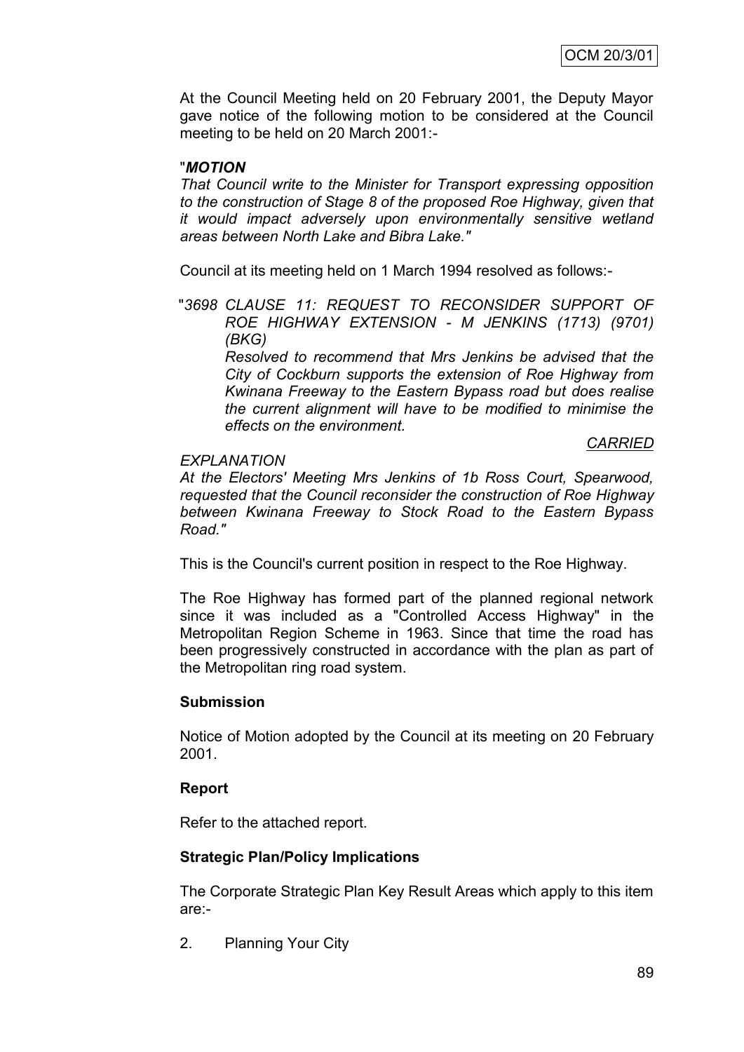At the Council Meeting held on 20 February 2001, the Deputy Mayor gave notice of the following motion to be considered at the Council meeting to be held on 20 March 2001:-

"***MOTION***
*That Council write to the Minister for Transport expressing opposition to the construction of Stage 8 of the proposed Roe Highway, given that it would impact adversely upon environmentally sensitive wetland areas between North Lake and Bibra Lake."*

Council at its meeting held on 1 March 1994 resolved as follows:-

"*3698 CLAUSE 11: REQUEST TO RECONSIDER SUPPORT OF ROE HIGHWAY EXTENSION - M JENKINS (1713) (9701) (BKG)*
*Resolved to recommend that Mrs Jenkins be advised that the City of Cockburn supports the extension of Roe Highway from Kwinana Freeway to the Eastern Bypass road but does realise the current alignment will have to be modified to minimise the effects on the environment.*

*CARRIED*

*EXPLANATION*
*At the Electors' Meeting Mrs Jenkins of 1b Ross Court, Spearwood, requested that the Council reconsider the construction of Roe Highway between Kwinana Freeway to Stock Road to the Eastern Bypass Road."*

This is the Council's current position in respect to the Roe Highway.

The Roe Highway has formed part of the planned regional network since it was included as a "Controlled Access Highway" in the Metropolitan Region Scheme in 1963. Since that time the road has been progressively constructed in accordance with the plan as part of the Metropolitan ring road system.

**Submission**

Notice of Motion adopted by the Council at its meeting on 20 February 2001.

**Report**

Refer to the attached report.

**Strategic Plan/Policy Implications**

The Corporate Strategic Plan Key Result Areas which apply to this item are:-

2. Planning Your City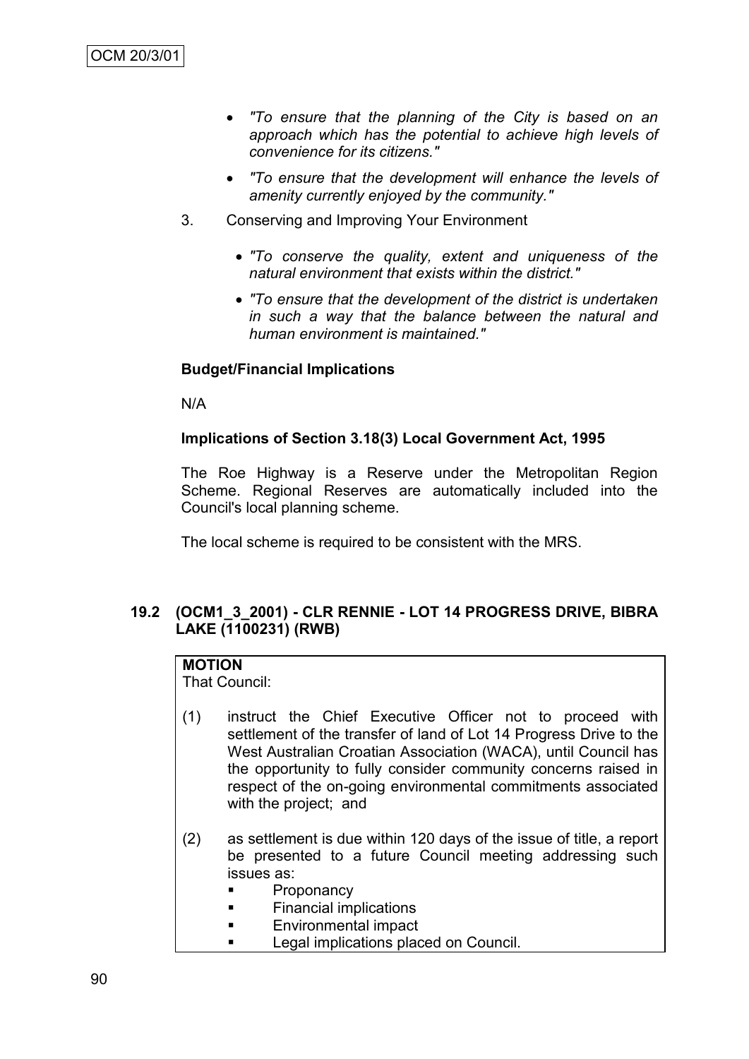- *"To ensure that the planning of the City is based on an approach which has the potential to achieve high levels of convenience for its citizens."*
- *"To ensure that the development will enhance the levels of amenity currently enjoyed by the community."*

3. Conserving and Improving Your Environment

   - *"To conserve the quality, extent and uniqueness of the natural environment that exists within the district."*
   - *"To ensure that the development of the district is undertaken in such a way that the balance between the natural and human environment is maintained."*

**Budget/Financial Implications**

N/A

**Implications of Section 3.18(3) Local Government Act, 1995**

The Roe Highway is a Reserve under the Metropolitan Region Scheme. Regional Reserves are automatically included into the Council's local planning scheme.

The local scheme is required to be consistent with the MRS.

### 19.2 (OCM1_3_2001) - CLR RENNIE - LOT 14 PROGRESS DRIVE, BIBRA LAKE (1100231) (RWB)

**MOTION**

That Council:

(1) instruct the Chief Executive Officer not to proceed with settlement of the transfer of land of Lot 14 Progress Drive to the West Australian Croatian Association (WACA), until Council has the opportunity to fully consider community concerns raised in respect of the on-going environmental commitments associated with the project; and

(2) as settlement is due within 120 days of the issue of title, a report be presented to a future Council meeting addressing such issues as:

- Proponancy
- Financial implications
- Environmental impact
- Legal implications placed on Council.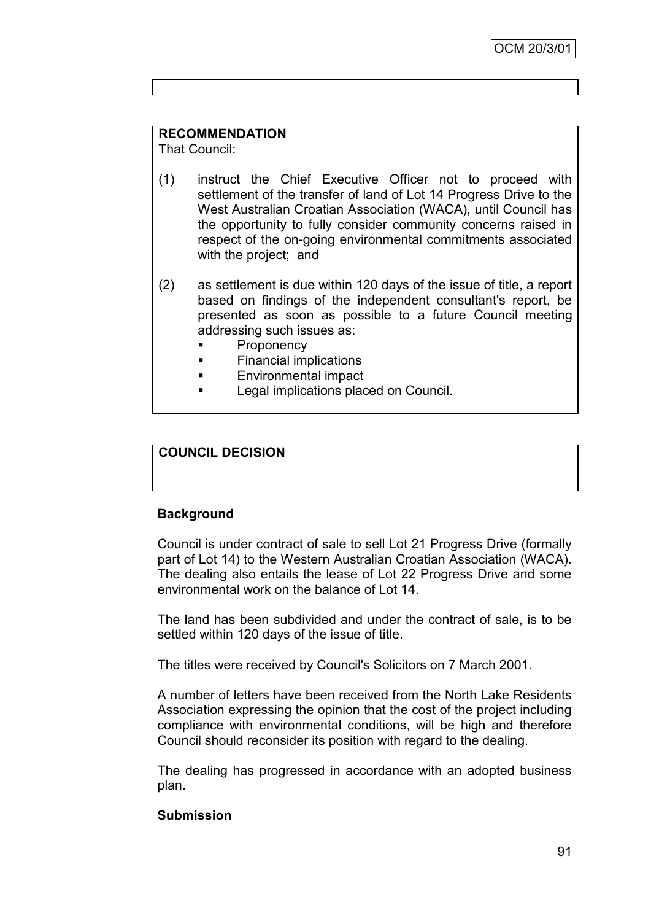**RECOMMENDATION**

That Council:

(1) instruct the Chief Executive Officer not to proceed with settlement of the transfer of land of Lot 14 Progress Drive to the West Australian Croatian Association (WACA), until Council has the opportunity to fully consider community concerns raised in respect of the on-going environmental commitments associated with the project; and

(2) as settlement is due within 120 days of the issue of title, a report based on findings of the independent consultant's report, be presented as soon as possible to a future Council meeting addressing such issues as:

- Proponency
- Financial implications
- Environmental impact
- Legal implications placed on Council.

**COUNCIL DECISION**

**Background**

Council is under contract of sale to sell Lot 21 Progress Drive (formally part of Lot 14) to the Western Australian Croatian Association (WACA). The dealing also entails the lease of Lot 22 Progress Drive and some environmental work on the balance of Lot 14.

The land has been subdivided and under the contract of sale, is to be settled within 120 days of the issue of title.

The titles were received by Council's Solicitors on 7 March 2001.

A number of letters have been received from the North Lake Residents Association expressing the opinion that the cost of the project including compliance with environmental conditions, will be high and therefore Council should reconsider its position with regard to the dealing.

The dealing has progressed in accordance with an adopted business plan.

**Submission**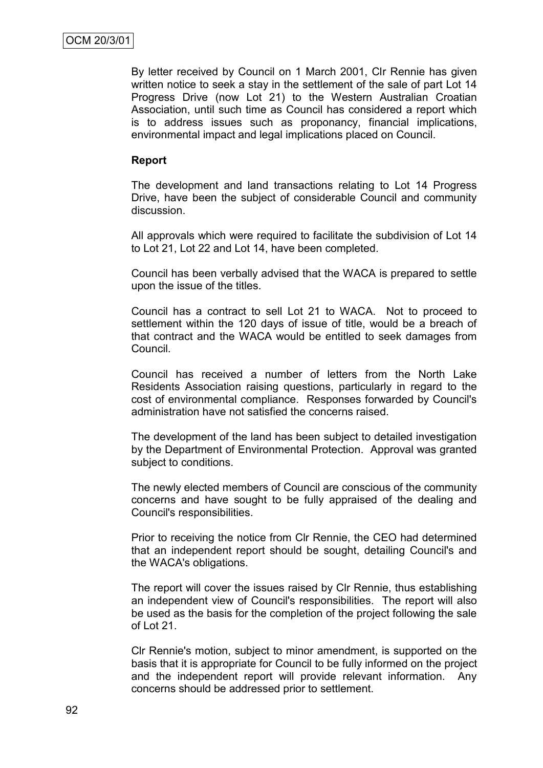By letter received by Council on 1 March 2001, Clr Rennie has given written notice to seek a stay in the settlement of the sale of part Lot 14 Progress Drive (now Lot 21) to the Western Australian Croatian Association, until such time as Council has considered a report which is to address issues such as proponancy, financial implications, environmental impact and legal implications placed on Council.

**Report**

The development and land transactions relating to Lot 14 Progress Drive, have been the subject of considerable Council and community discussion.

All approvals which were required to facilitate the subdivision of Lot 14 to Lot 21, Lot 22 and Lot 14, have been completed.

Council has been verbally advised that the WACA is prepared to settle upon the issue of the titles.

Council has a contract to sell Lot 21 to WACA. Not to proceed to settlement within the 120 days of issue of title, would be a breach of that contract and the WACA would be entitled to seek damages from Council.

Council has received a number of letters from the North Lake Residents Association raising questions, particularly in regard to the cost of environmental compliance. Responses forwarded by Council's administration have not satisfied the concerns raised.

The development of the land has been subject to detailed investigation by the Department of Environmental Protection. Approval was granted subject to conditions.

The newly elected members of Council are conscious of the community concerns and have sought to be fully appraised of the dealing and Council's responsibilities.

Prior to receiving the notice from Clr Rennie, the CEO had determined that an independent report should be sought, detailing Council's and the WACA's obligations.

The report will cover the issues raised by Clr Rennie, thus establishing an independent view of Council's responsibilities. The report will also be used as the basis for the completion of the project following the sale of Lot 21.

Clr Rennie's motion, subject to minor amendment, is supported on the basis that it is appropriate for Council to be fully informed on the project and the independent report will provide relevant information. Any concerns should be addressed prior to settlement.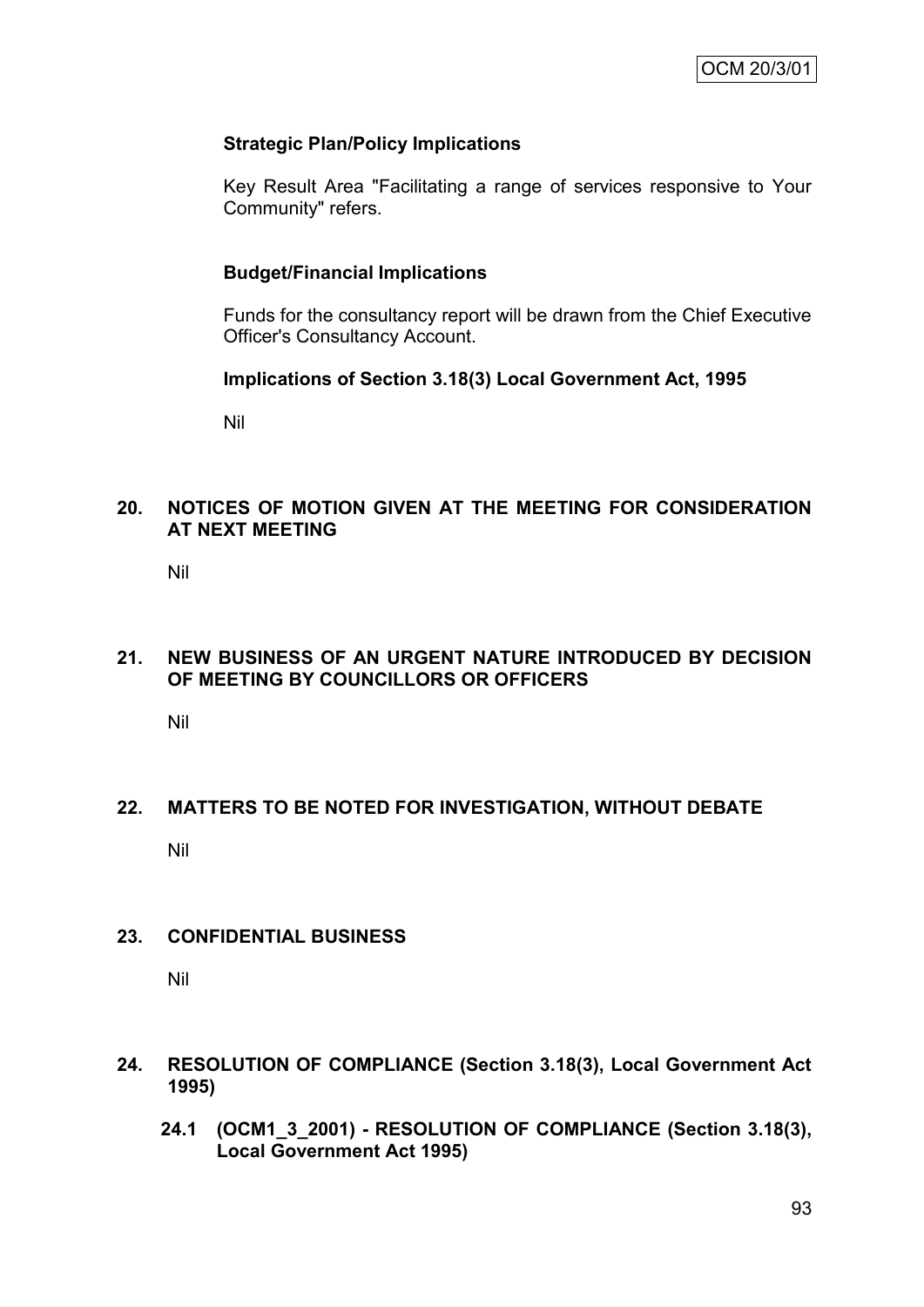**Strategic Plan/Policy Implications**

Key Result Area "Facilitating a range of services responsive to Your Community" refers.

**Budget/Financial Implications**

Funds for the consultancy report will be drawn from the Chief Executive Officer's Consultancy Account.

**Implications of Section 3.18(3) Local Government Act, 1995**

Nil

## 20. NOTICES OF MOTION GIVEN AT THE MEETING FOR CONSIDERATION AT NEXT MEETING

Nil

## 21. NEW BUSINESS OF AN URGENT NATURE INTRODUCED BY DECISION OF MEETING BY COUNCILLORS OR OFFICERS

Nil

## 22. MATTERS TO BE NOTED FOR INVESTIGATION, WITHOUT DEBATE

Nil

## 23. CONFIDENTIAL BUSINESS

Nil

## 24. RESOLUTION OF COMPLIANCE (Section 3.18(3), Local Government Act 1995)

### 24.1 (OCM1_3_2001) - RESOLUTION OF COMPLIANCE (Section 3.18(3), Local Government Act 1995)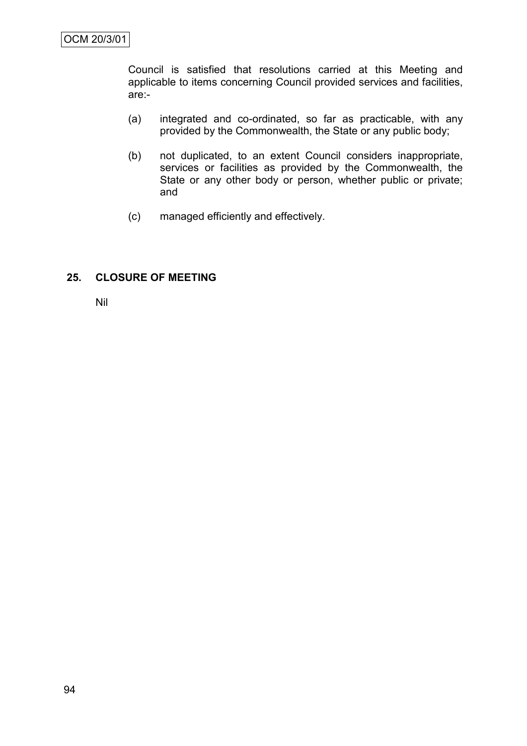Council is satisfied that resolutions carried at this Meeting and applicable to items concerning Council provided services and facilities, are:-

(a) integrated and co-ordinated, so far as practicable, with any provided by the Commonwealth, the State or any public body;

(b) not duplicated, to an extent Council considers inappropriate, services or facilities as provided by the Commonwealth, the State or any other body or person, whether public or private; and

(c) managed efficiently and effectively.

## 25. CLOSURE OF MEETING

Nil